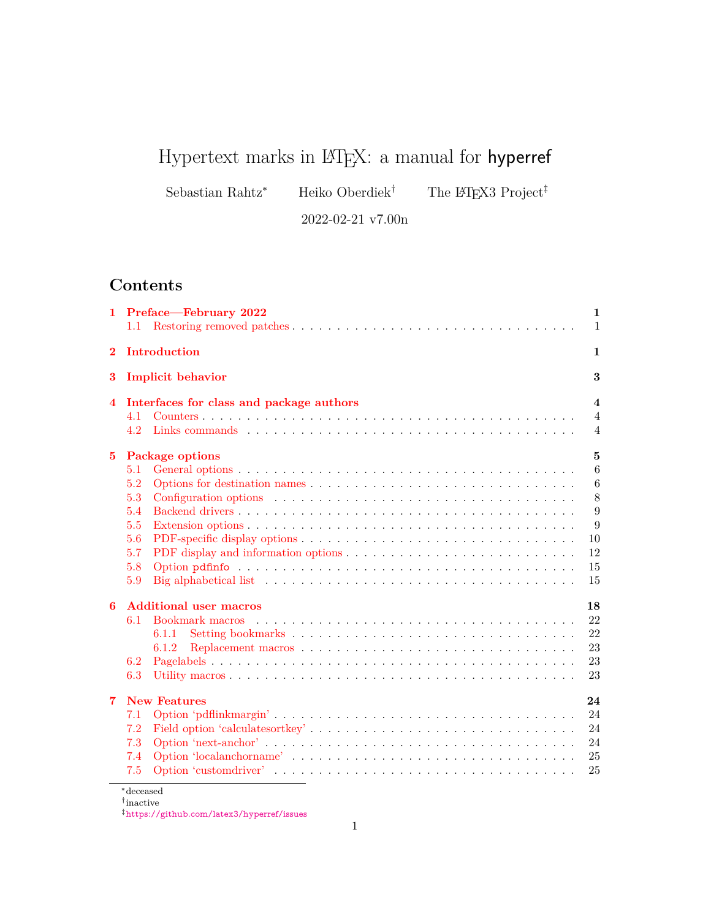# Hypertext marks in LaTeX: a manual for hyperref

Sebastian Rahtz[*] Heiko Oberdiek[†] The LaTeX3 Project[‡]

2022-02-21 v7.00n

## Contents

| | | |
|---|---|---|
| **1** | **Preface—February 2022** | **1** |
| 1.1 | Restoring removed patches | 1 |
| **2** | **Introduction** | **1** |
| **3** | **Implicit behavior** | **3** |
| **4** | **Interfaces for class and package authors** | **4** |
| 4.1 | Counters | 4 |
| 4.2 | Links commands | 4 |
| **5** | **Package options** | **5** |
| 5.1 | General options | 6 |
| 5.2 | Options for destination names | 6 |
| 5.3 | Configuration options | 8 |
| 5.4 | Backend drivers | 9 |
| 5.5 | Extension options | 9 |
| 5.6 | PDF-specific display options | 10 |
| 5.7 | PDF display and information options | 12 |
| 5.8 | Option `pdfinfo` | 15 |
| 5.9 | Big alphabetical list | 15 |
| **6** | **Additional user macros** | **18** |
| 6.1 | Bookmark macros | 22 |
| 6.1.1 | Setting bookmarks | 22 |
| 6.1.2 | Replacement macros | 23 |
| 6.2 | Pagelabels | 23 |
| 6.3 | Utility macros | 23 |
| **7** | **New Features** | **24** |
| 7.1 | Option 'pdflinkmargin' | 24 |
| 7.2 | Field option 'calculatesortkey' | 24 |
| 7.3 | Option 'next-anchor' | 24 |
| 7.4 | Option 'localanchorname' | 25 |
| 7.5 | Option 'customdriver' | 25 |

---

[*] deceased

[†] inactive

[‡] https://github.com/latex3/hyperref/issues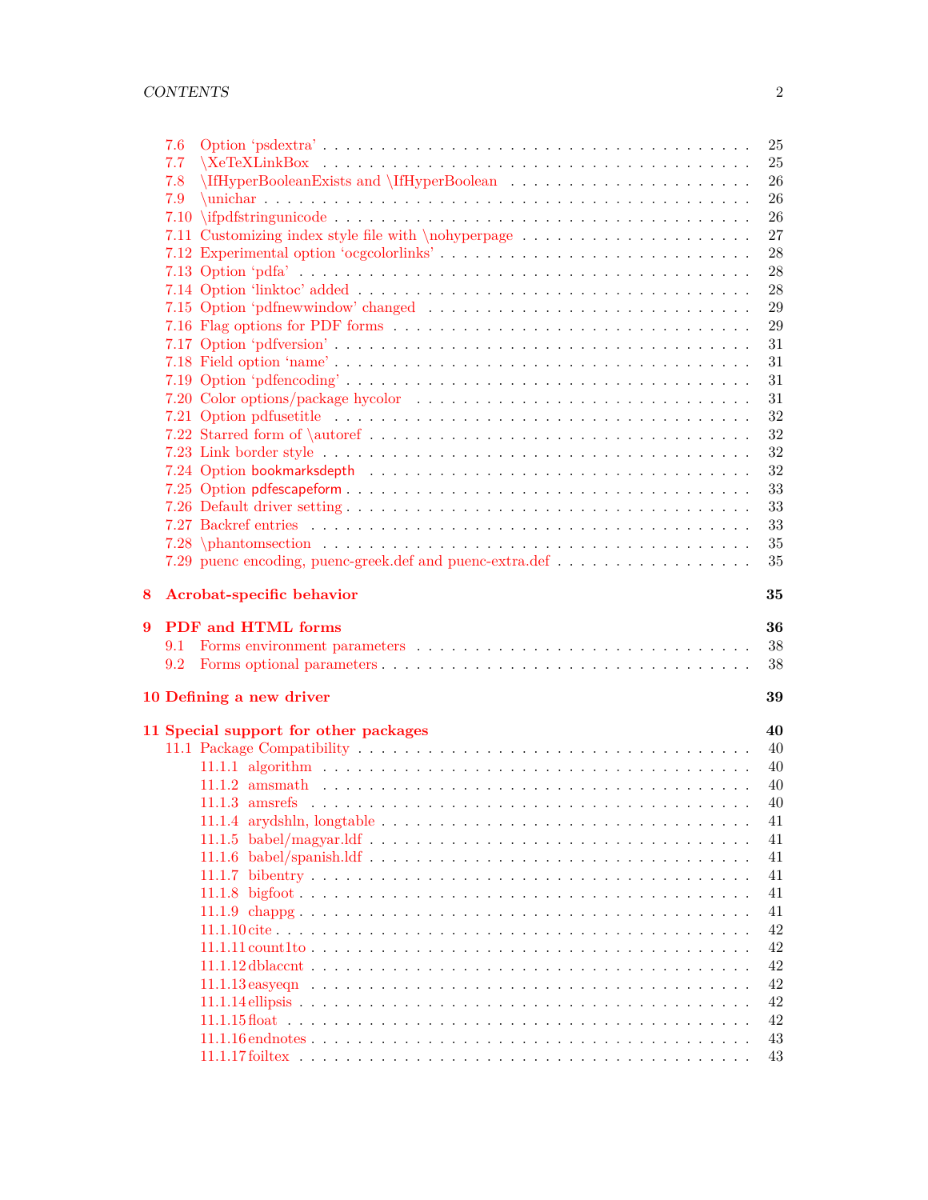- 7.6 Option ‘psdextra’ . . . 25
- 7.7 \XeTeXLinkBox . . . 25
- 7.8 \IfHyperBooleanExists and \IfHyperBoolean . . . 26
- 7.9 \unichar . . . 26
- 7.10 \ifpdfstringunicode . . . 26
- 7.11 Customizing index style file with \nohyperpage . . . 27
- 7.12 Experimental option ‘ocgcolorlinks’ . . . 28
- 7.13 Option ‘pdfa’ . . . 28
- 7.14 Option ‘linktoc’ added . . . 28
- 7.15 Option ‘pdfnewwindow’ changed . . . 29
- 7.16 Flag options for PDF forms . . . 29
- 7.17 Option ‘pdfversion’ . . . 31
- 7.18 Field option ‘name’ . . . 31
- 7.19 Option ‘pdfencoding’ . . . 31
- 7.20 Color options/package hycolor . . . 31
- 7.21 Option pdfusetitle . . . 32
- 7.22 Starred form of \autoref . . . 32
- 7.23 Link border style . . . 32
- 7.24 Option bookmarksdepth . . . 32
- 7.25 Option pdfescapeform . . . 33
- 7.26 Default driver setting . . . 33
- 7.27 Backref entries . . . 33
- 7.28 \phantomsection . . . 35
- 7.29 puenc encoding, puenc-greek.def and puenc-extra.def . . . 35

**8 Acrobat-specific behavior** **35**

**9 PDF and HTML forms** **36**

- 9.1 Forms environment parameters . . . 38
- 9.2 Forms optional parameters . . . 38

**10 Defining a new driver** **39**

**11 Special support for other packages** **40**

- 11.1 Package Compatibility . . . 40
  - 11.1.1 algorithm . . . 40
  - 11.1.2 amsmath . . . 40
  - 11.1.3 amsrefs . . . 40
  - 11.1.4 arydshln, longtable . . . 41
  - 11.1.5 babel/magyar.ldf . . . 41
  - 11.1.6 babel/spanish.ldf . . . 41
  - 11.1.7 bibentry . . . 41
  - 11.1.8 bigfoot . . . 41
  - 11.1.9 chappg . . . 41
  - 11.1.10 cite . . . 42
  - 11.1.11 count1to . . . 42
  - 11.1.12 dblaccnt . . . 42
  - 11.1.13 easyeqn . . . 42
  - 11.1.14 ellipsis . . . 42
  - 11.1.15 float . . . 42
  - 11.1.16 endnotes . . . 43
  - 11.1.17 foiltex . . . 43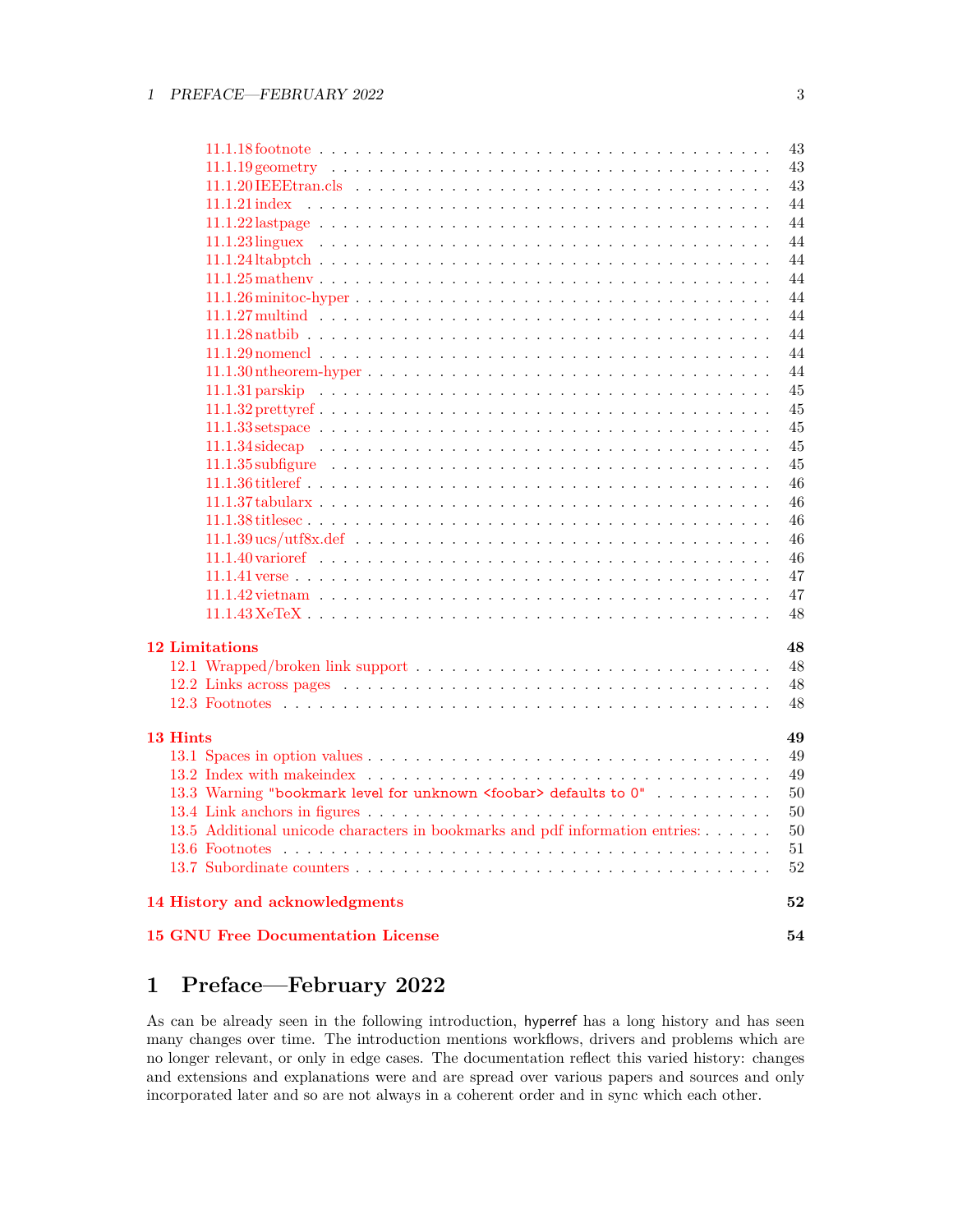- 11.1.18 footnote . . . . . 43
- 11.1.19 geometry . . . . . 43
- 11.1.20 IEEEtran.cls . . . . . 43
- 11.1.21 index . . . . . 44
- 11.1.22 lastpage . . . . . 44
- 11.1.23 linguex . . . . . 44
- 11.1.24 ltabptch . . . . . 44
- 11.1.25 mathenv . . . . . 44
- 11.1.26 minitoc-hyper . . . . . 44
- 11.1.27 multind . . . . . 44
- 11.1.28 natbib . . . . . 44
- 11.1.29 nomencl . . . . . 44
- 11.1.30 ntheorem-hyper . . . . . 44
- 11.1.31 parskip . . . . . 45
- 11.1.32 prettyref . . . . . 45
- 11.1.33 setspace . . . . . 45
- 11.1.34 sidecap . . . . . 45
- 11.1.35 subfigure . . . . . 45
- 11.1.36 titleref . . . . . 46
- 11.1.37 tabularx . . . . . 46
- 11.1.38 titlesec . . . . . 46
- 11.1.39 ucs/utf8x.def . . . . . 46
- 11.1.40 varioref . . . . . 46
- 11.1.41 verse . . . . . 47
- 11.1.42 vietnam . . . . . 47
- 11.1.43 XeTeX . . . . . 48

**12 Limitations** **48**
- 12.1 Wrapped/broken link support . . . . . 48
- 12.2 Links across pages . . . . . 48
- 12.3 Footnotes . . . . . 48

**13 Hints** **49**
- 13.1 Spaces in option values . . . . . 49
- 13.2 Index with makeindex . . . . . 49
- 13.3 Warning `"bookmark level for unknown <foobar> defaults to 0"` . . . . . 50
- 13.4 Link anchors in figures . . . . . 50
- 13.5 Additional unicode characters in bookmarks and pdf information entries: . . . . . 50
- 13.6 Footnotes . . . . . 51
- 13.7 Subordinate counters . . . . . 52

**14 History and acknowledgments** **52**

**15 GNU Free Documentation License** **54**

# 1 Preface—February 2022

As can be already seen in the following introduction, hyperref has a long history and has seen many changes over time. The introduction mentions workflows, drivers and problems which are no longer relevant, or only in edge cases. The documentation reflect this varied history: changes and extensions and explanations were and are spread over various papers and sources and only incorporated later and so are not always in a coherent order and in sync which each other.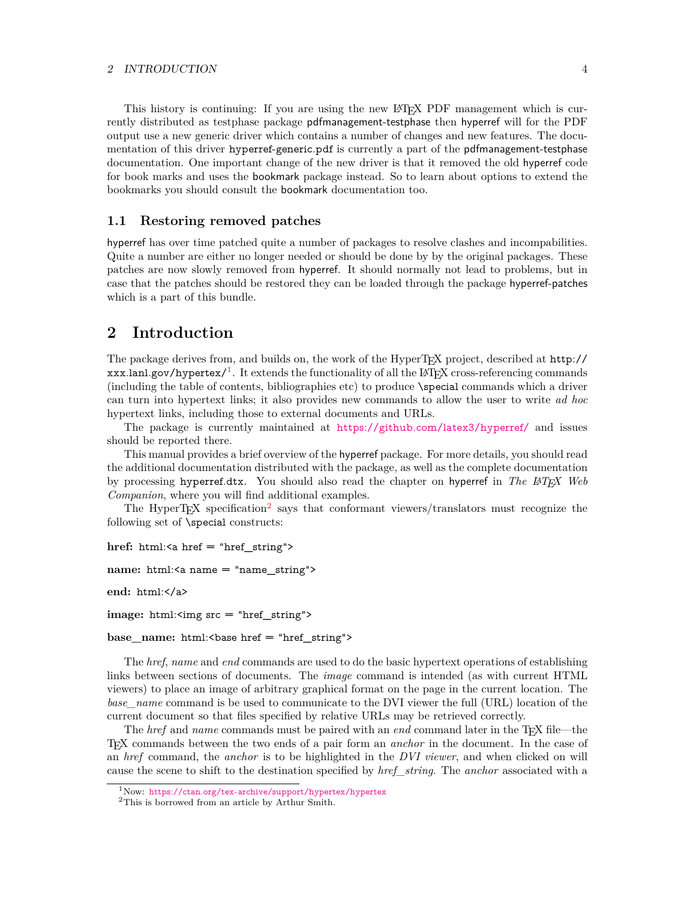This history is continuing: If you are using the new LaTeX PDF management which is currently distributed as testphase package pdfmanagement-testphase then hyperref will for the PDF output use a new generic driver which contains a number of changes and new features. The documentation of this driver hyperref-generic.pdf is currently a part of the pdfmanagement-testphase documentation. One important change of the new driver is that it removed the old hyperref code for book marks and uses the bookmark package instead. So to learn about options to extend the bookmarks you should consult the bookmark documentation too.

### 1.1 Restoring removed patches

hyperref has over time patched quite a number of packages to resolve clashes and incompabilities. Quite a number are either no longer needed or should be done by by the original packages. These patches are now slowly removed from hyperref. It should normally not lead to problems, but in case that the patches should be restored they can be loaded through the package hyperref-patches which is a part of this bundle.

## 2 Introduction

The package derives from, and builds on, the work of the HyperTeX project, described at http://xxx.lanl.gov/hypertex/[1]. It extends the functionality of all the LaTeX cross-referencing commands (including the table of contents, bibliographies etc) to produce \special commands which a driver can turn into hypertext links; it also provides new commands to allow the user to write *ad hoc* hypertext links, including those to external documents and URLs.

The package is currently maintained at https://github.com/latex3/hyperref/ and issues should be reported there.

This manual provides a brief overview of the hyperref package. For more details, you should read the additional documentation distributed with the package, as well as the complete documentation by processing hyperref.dtx. You should also read the chapter on hyperref in *The LaTeX Web Companion*, where you will find additional examples.

The HyperTeX specification[2] says that conformant viewers/translators must recognize the following set of \special constructs:

**href:** html:<a href = "href_string">

**name:** html:<a name = "name_string">

**end:** html:</a>

**image:** html:<img src = "href_string">

**base_name:** html:<base href = "href_string">

The *href*, *name* and *end* commands are used to do the basic hypertext operations of establishing links between sections of documents. The *image* command is intended (as with current HTML viewers) to place an image of arbitrary graphical format on the page in the current location. The *base_name* command is be used to communicate to the DVI viewer the full (URL) location of the current document so that files specified by relative URLs may be retrieved correctly.

The *href* and *name* commands must be paired with an *end* command later in the TeX file—the TeX commands between the two ends of a pair form an *anchor* in the document. In the case of an *href* command, the *anchor* is to be highlighted in the *DVI viewer*, and when clicked on will cause the scene to shift to the destination specified by *href_string*. The *anchor* associated with a

[1] Now: https://ctan.org/tex-archive/support/hypertex/hypertex

[2] This is borrowed from an article by Arthur Smith.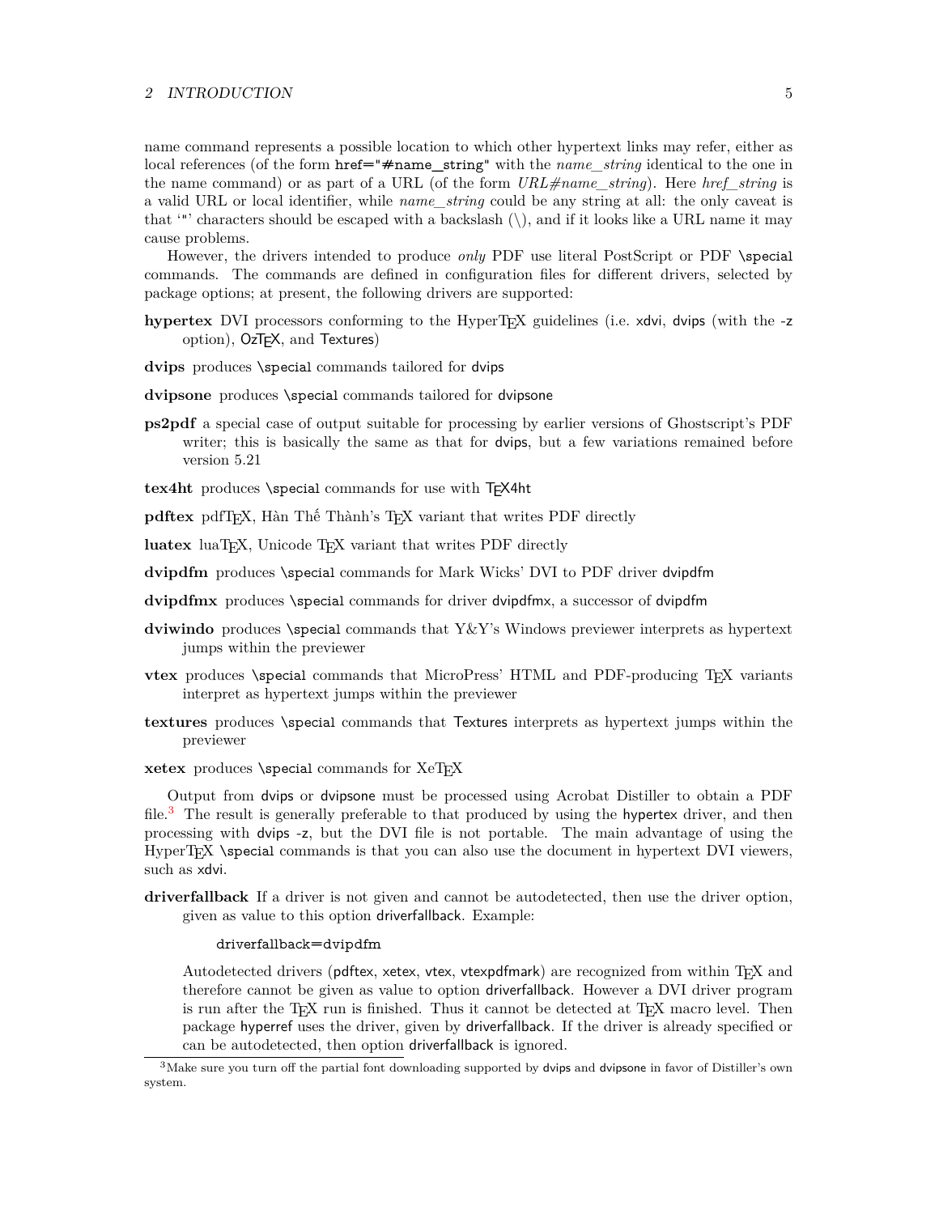name command represents a possible location to which other hypertext links may refer, either as local references (of the form `href="#name_string"` with the *name_string* identical to the one in the name command) or as part of a URL (of the form *URL#name_string*). Here *href_string* is a valid URL or local identifier, while *name_string* could be any string at all: the only caveat is that '"' characters should be escaped with a backslash (\), and if it looks like a URL name it may cause problems.

However, the drivers intended to produce *only* PDF use literal PostScript or PDF `\special` commands. The commands are defined in configuration files for different drivers, selected by package options; at present, the following drivers are supported:

**hypertex** DVI processors conforming to the HyperTEX guidelines (i.e. xdvi, dvips (with the -z option), OzTEX, and Textures)

**dvips** produces `\special` commands tailored for dvips

**dvipsone** produces `\special` commands tailored for dvipsone

**ps2pdf** a special case of output suitable for processing by earlier versions of Ghostscript's PDF writer; this is basically the same as that for dvips, but a few variations remained before version 5.21

**tex4ht** produces `\special` commands for use with TEX4ht

**pdftex** pdfTEX, Hàn Thế Thành's TEX variant that writes PDF directly

**luatex** luaTEX, Unicode TEX variant that writes PDF directly

**dvipdfm** produces `\special` commands for Mark Wicks' DVI to PDF driver dvipdfm

**dvipdfmx** produces `\special` commands for driver dvipdfmx, a successor of dvipdfm

**dviwindo** produces `\special` commands that Y&Y's Windows previewer interprets as hypertext jumps within the previewer

**vtex** produces `\special` commands that MicroPress' HTML and PDF-producing TEX variants interpret as hypertext jumps within the previewer

**textures** produces `\special` commands that Textures interprets as hypertext jumps within the previewer

**xetex** produces `\special` commands for XeTEX

Output from dvips or dvipsone must be processed using Acrobat Distiller to obtain a PDF file.[3] The result is generally preferable to that produced by using the hypertex driver, and then processing with dvips -z, but the DVI file is not portable. The main advantage of using the HyperTEX `\special` commands is that you can also use the document in hypertext DVI viewers, such as xdvi.

**driverfallback** If a driver is not given and cannot be autodetected, then use the driver option, given as value to this option driverfallback. Example:

```
driverfallback=dvipdfm
```

Autodetected drivers (pdftex, xetex, vtex, vtexpdfmark) are recognized from within TEX and therefore cannot be given as value to option driverfallback. However a DVI driver program is run after the TEX run is finished. Thus it cannot be detected at TEX macro level. Then package hyperref uses the driver, given by driverfallback. If the driver is already specified or can be autodetected, then option driverfallback is ignored.

[3] Make sure you turn off the partial font downloading supported by dvips and dvipsone in favor of Distiller's own system.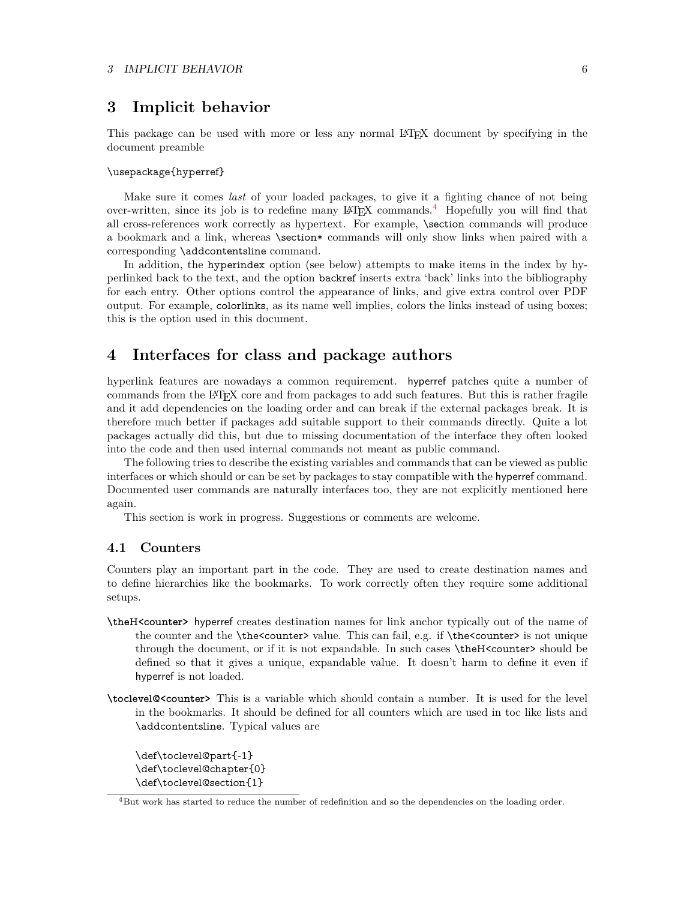# 3 Implicit behavior

This package can be used with more or less any normal LaTeX document by specifying in the document preamble

```
\usepackage{hyperref}
```

Make sure it comes *last* of your loaded packages, to give it a fighting chance of not being over-written, since its job is to redefine many LaTeX commands.[4] Hopefully you will find that all cross-references work correctly as hypertext. For example, `\section` commands will produce a bookmark and a link, whereas `\section*` commands will only show links when paired with a corresponding `\addcontentsline` command.

In addition, the `hyperindex` option (see below) attempts to make items in the index by hyperlinked back to the text, and the option `backref` inserts extra 'back' links into the bibliography for each entry. Other options control the appearance of links, and give extra control over PDF output. For example, `colorlinks`, as its name well implies, colors the links instead of using boxes; this is the option used in this document.

# 4 Interfaces for class and package authors

hyperlink features are nowadays a common requirement. hyperref patches quite a number of commands from the LaTeX core and from packages to add such features. But this is rather fragile and it add dependencies on the loading order and can break if the external packages break. It is therefore much better if packages add suitable support to their commands directly. Quite a lot packages actually did this, but due to missing documentation of the interface they often looked into the code and then used internal commands not meant as public command.

The following tries to describe the existing variables and commands that can be viewed as public interfaces or which should or can be set by packages to stay compatible with the hyperref command. Documented user commands are naturally interfaces too, they are not explicitly mentioned here again.

This section is work in progress. Suggestions or comments are welcome.

## 4.1 Counters

Counters play an important part in the code. They are used to create destination names and to define hierarchies like the bookmarks. To work correctly often they require some additional setups.

**`\theH<counter>`** hyperref creates destination names for link anchor typically out of the name of the counter and the `\the<counter>` value. This can fail, e.g. if `\the<counter>` is not unique through the document, or if it is not expandable. In such cases `\theH<counter>` should be defined so that it gives a unique, expandable value. It doesn't harm to define it even if hyperref is not loaded.

**`\toclevel@<counter>`** This is a variable which should contain a number. It is used for the level in the bookmarks. It should be defined for all counters which are used in toc like lists and `\addcontentsline`. Typical values are

```
\def\toclevel@part{-1}
\def\toclevel@chapter{0}
\def\toclevel@section{1}
```

[4]But work has started to reduce the number of redefinition and so the dependencies on the loading order.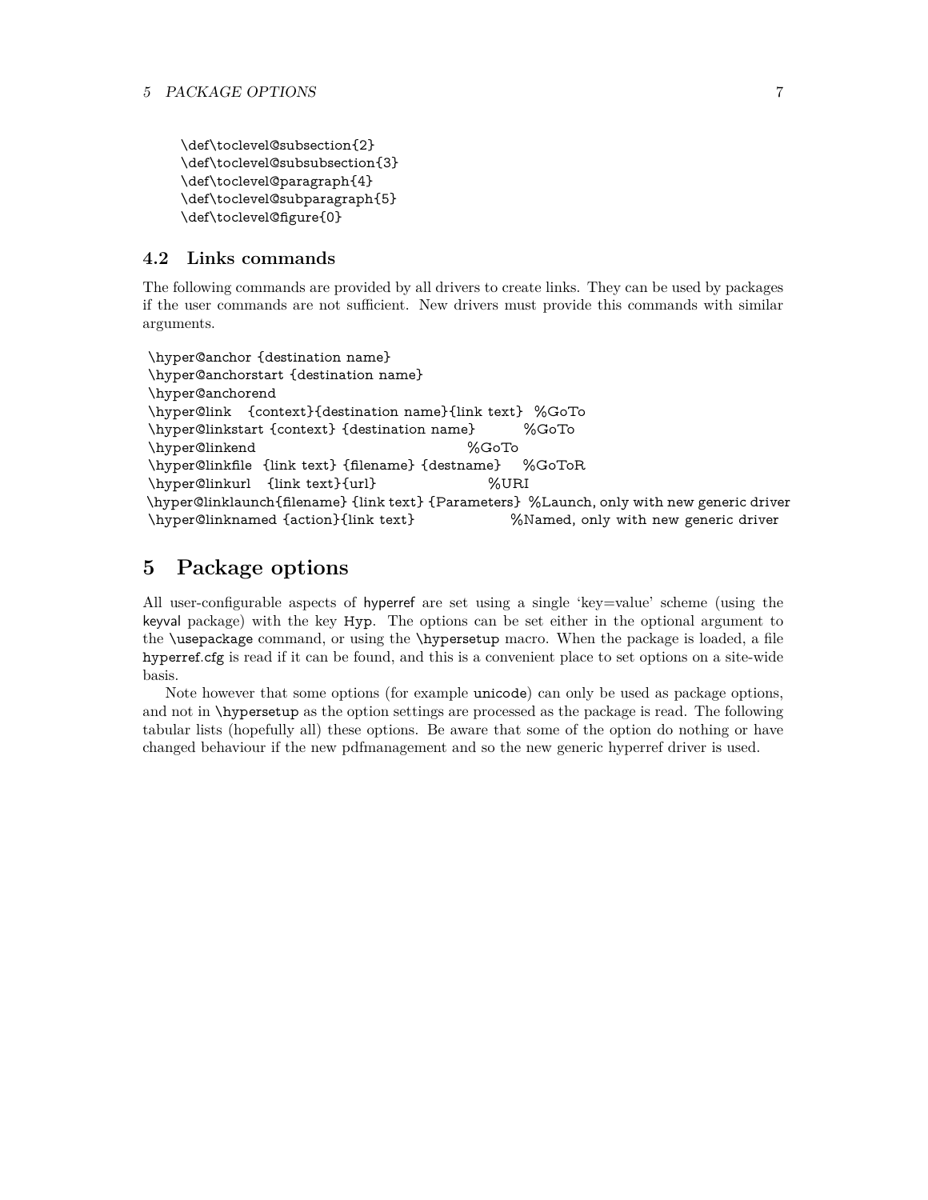```
\def\toclevel@subsection{2}
\def\toclevel@subsubsection{3}
\def\toclevel@paragraph{4}
\def\toclevel@subparagraph{5}
\def\toclevel@figure{0}
```

### 4.2 Links commands

The following commands are provided by all drivers to create links. They can be used by packages if the user commands are not sufficient. New drivers must provide this commands with similar arguments.

```
\hyper@anchor {destination name}
\hyper@anchorstart {destination name}
\hyper@anchorend
\hyper@link    {context}{destination name}{link text}  %GoTo
\hyper@linkstart {context} {destination name}          %GoTo
\hyper@linkend                                          %GoTo
\hyper@linkfile  {link text} {filename} {destname}     %GoToR
\hyper@linkurl   {link text}{url}                       %URI
\hyper@linklaunch{filename} {link text} {Parameters} %Launch, only with new generic driver
\hyper@linknamed {action}{link text}                 %Named, only with new generic driver
```

## 5 Package options

All user-configurable aspects of hyperref are set using a single 'key=value' scheme (using the keyval package) with the key Hyp. The options can be set either in the optional argument to the \usepackage command, or using the \hypersetup macro. When the package is loaded, a file hyperref.cfg is read if it can be found, and this is a convenient place to set options on a site-wide basis.

Note however that some options (for example unicode) can only be used as package options, and not in \hypersetup as the option settings are processed as the package is read. The following tabular lists (hopefully all) these options. Be aware that some of the option do nothing or have changed behaviour if the new pdfmanagement and so the new generic hyperref driver is used.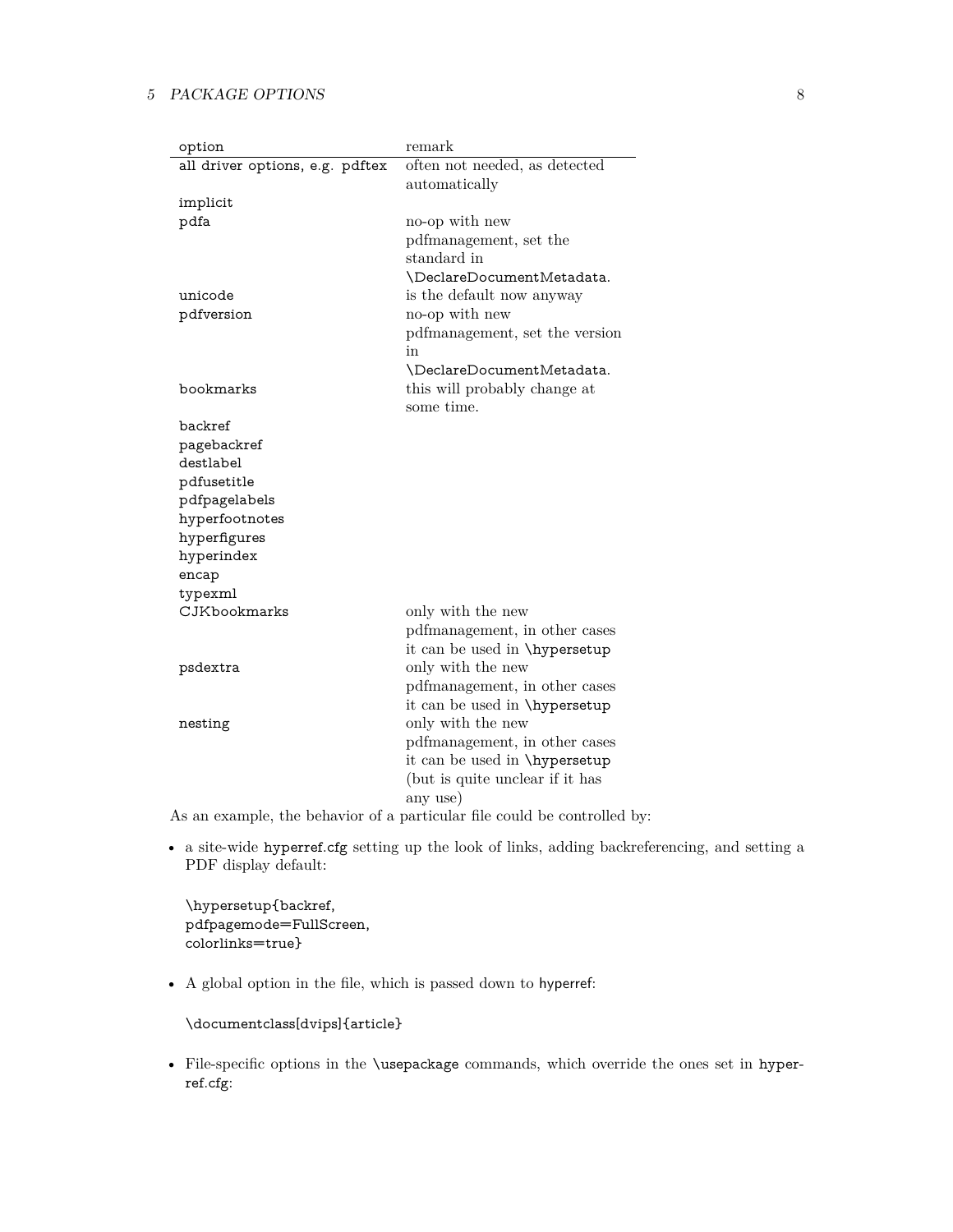| option | remark |
|---|---|
| all driver options, e.g. pdftex | often not needed, as detected automatically |
| implicit | |
| pdfa | no-op with new pdfmanagement, set the standard in \DeclareDocumentMetadata. |
| unicode | is the default now anyway |
| pdfversion | no-op with new pdfmanagement, set the version in \DeclareDocumentMetadata. |
| bookmarks | this will probably change at some time. |
| backref | |
| pagebackref | |
| destlabel | |
| pdfusetitle | |
| pdfpagelabels | |
| hyperfootnotes | |
| hyperfigures | |
| hyperindex | |
| encap | |
| typexml | |
| CJKbookmarks | only with the new pdfmanagement, in other cases it can be used in \hypersetup |
| psdextra | only with the new pdfmanagement, in other cases it can be used in \hypersetup |
| nesting | only with the new pdfmanagement, in other cases it can be used in \hypersetup (but is quite unclear if it has any use) |

As an example, the behavior of a particular file could be controlled by:

- a site-wide hyperref.cfg setting up the look of links, adding backreferencing, and setting a PDF display default:

```
\hypersetup{backref,
pdfpagemode=FullScreen,
colorlinks=true}
```

- A global option in the file, which is passed down to hyperref:

```
\documentclass[dvips]{article}
```

- File-specific options in the \usepackage commands, which override the ones set in hyperref.cfg: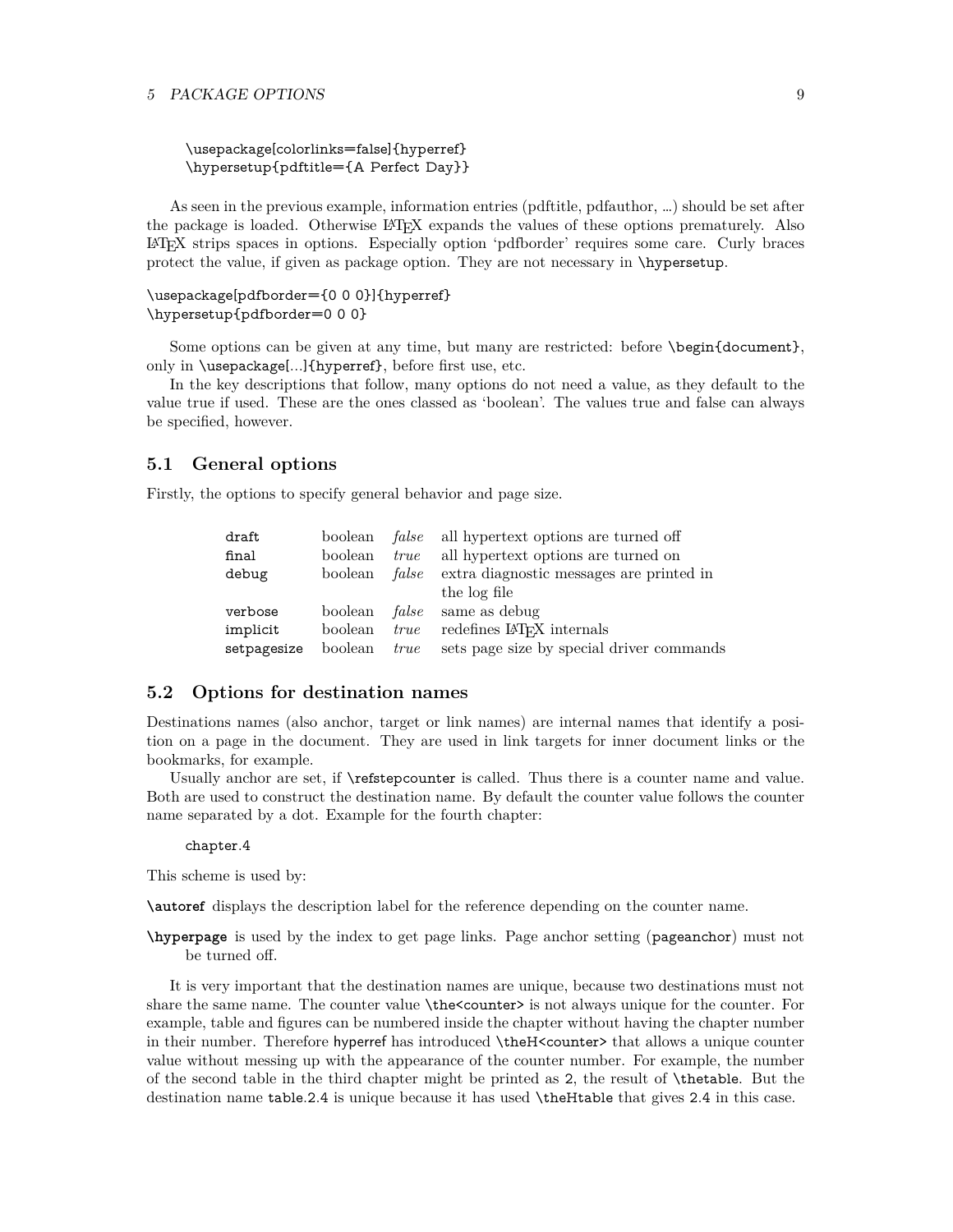```
\usepackage[colorlinks=false]{hyperref}
\hypersetup{pdftitle={A Perfect Day}}
```

As seen in the previous example, information entries (pdftitle, pdfauthor, …) should be set after the package is loaded. Otherwise LaTeX expands the values of these options prematurely. Also LaTeX strips spaces in options. Especially option 'pdfborder' requires some care. Curly braces protect the value, if given as package option. They are not necessary in `\hypersetup`.

```
\usepackage[pdfborder={0 0 0}]{hyperref}
\hypersetup{pdfborder=0 0 0}
```

Some options can be given at any time, but many are restricted: before `\begin{document}`, only in `\usepackage[...]{hyperref}`, before first use, etc.

In the key descriptions that follow, many options do not need a value, as they default to the value true if used. These are the ones classed as 'boolean'. The values true and false can always be specified, however.

## 5.1 General options

Firstly, the options to specify general behavior and page size.

| | | | |
|---|---|---|---|
| `draft` | boolean | *false* | all hypertext options are turned off |
| `final` | boolean | *true* | all hypertext options are turned on |
| `debug` | boolean | *false* | extra diagnostic messages are printed in the log file |
| `verbose` | boolean | *false* | same as debug |
| `implicit` | boolean | *true* | redefines LaTeX internals |
| `setpagesize` | boolean | *true* | sets page size by special driver commands |

## 5.2 Options for destination names

Destinations names (also anchor, target or link names) are internal names that identify a position on a page in the document. They are used in link targets for inner document links or the bookmarks, for example.

Usually anchor are set, if `\refstepcounter` is called. Thus there is a counter name and value. Both are used to construct the destination name. By default the counter value follows the counter name separated by a dot. Example for the fourth chapter:

```
chapter.4
```

This scheme is used by:

**`\autoref`** displays the description label for the reference depending on the counter name.

**`\hyperpage`** is used by the index to get page links. Page anchor setting (`pageanchor`) must not be turned off.

It is very important that the destination names are unique, because two destinations must not share the same name. The counter value `\the<counter>` is not always unique for the counter. For example, table and figures can be numbered inside the chapter without having the chapter number in their number. Therefore hyperref has introduced `\theH<counter>` that allows a unique counter value without messing up with the appearance of the counter number. For example, the number of the second table in the third chapter might be printed as `2`, the result of `\thetable`. But the destination name `table.2.4` is unique because it has used `\theHtable` that gives `2.4` in this case.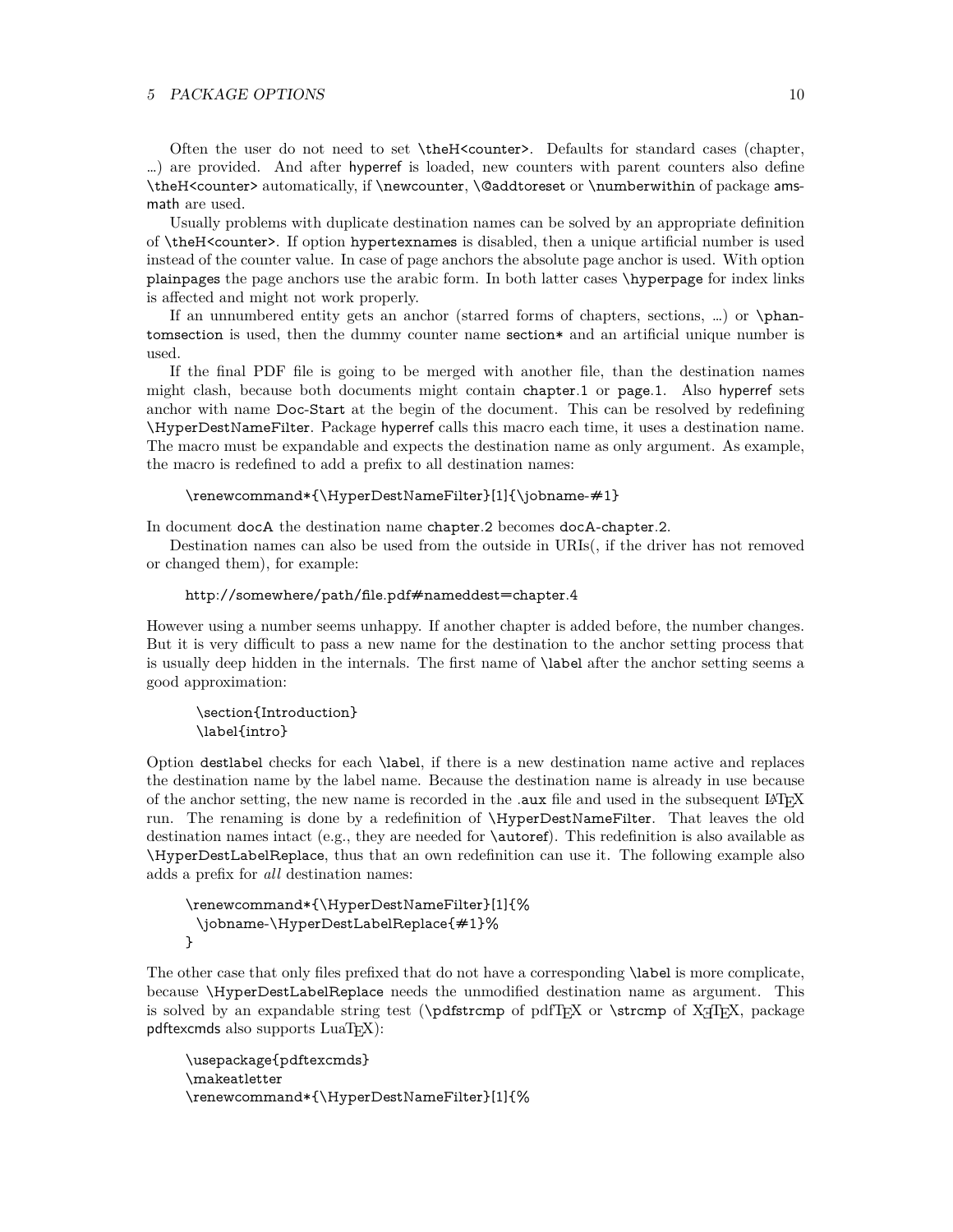Often the user do not need to set `\theH<counter>`. Defaults for standard cases (chapter, …) are provided. And after hyperref is loaded, new counters with parent counters also define `\theH<counter>` automatically, if `\newcounter`, `\@addtoreset` or `\numberwithin` of package amsmath are used.

Usually problems with duplicate destination names can be solved by an appropriate definition of `\theH<counter>`. If option hypertexnames is disabled, then a unique artificial number is used instead of the counter value. In case of page anchors the absolute page anchor is used. With option plainpages the page anchors use the arabic form. In both latter cases `\hyperpage` for index links is affected and might not work properly.

If an unnumbered entity gets an anchor (starred forms of chapters, sections, …) or `\phantomsection` is used, then the dummy counter name section* and an artificial unique number is used.

If the final PDF file is going to be merged with another file, than the destination names might clash, because both documents might contain chapter.1 or page.1. Also hyperref sets anchor with name Doc-Start at the begin of the document. This can be resolved by redefining `\HyperDestNameFilter`. Package hyperref calls this macro each time, it uses a destination name. The macro must be expandable and expects the destination name as only argument. As example, the macro is redefined to add a prefix to all destination names:

```
\renewcommand*{\HyperDestNameFilter}[1]{\jobname-#1}
```

In document docA the destination name chapter.2 becomes docA-chapter.2.

Destination names can also be used from the outside in URIs(, if the driver has not removed or changed them), for example:

```
http://somewhere/path/file.pdf#nameddest=chapter.4
```

However using a number seems unhappy. If another chapter is added before, the number changes. But it is very difficult to pass a new name for the destination to the anchor setting process that is usually deep hidden in the internals. The first name of `\label` after the anchor setting seems a good approximation:

```
\section{Introduction}
\label{intro}
```

Option destlabel checks for each `\label`, if there is a new destination name active and replaces the destination name by the label name. Because the destination name is already in use because of the anchor setting, the new name is recorded in the .aux file and used in the subsequent LaTeX run. The renaming is done by a redefinition of `\HyperDestNameFilter`. That leaves the old destination names intact (e.g., they are needed for `\autoref`). This redefinition is also available as `\HyperDestLabelReplace`, thus that an own redefinition can use it. The following example also adds a prefix for *all* destination names:

```
\renewcommand*{\HyperDestNameFilter}[1]{%
  \jobname-\HyperDestLabelReplace{#1}%
}
```

The other case that only files prefixed that do not have a corresponding `\label` is more complicate, because `\HyperDestLabelReplace` needs the unmodified destination name as argument. This is solved by an expandable string test (`\pdfstrcmp` of pdfTeX or `\strcmp` of XeTeX, package pdftexcmds also supports LuaTeX):

```
\usepackage{pdftexcmds}
\makeatletter
\renewcommand*{\HyperDestNameFilter}[1]{%
```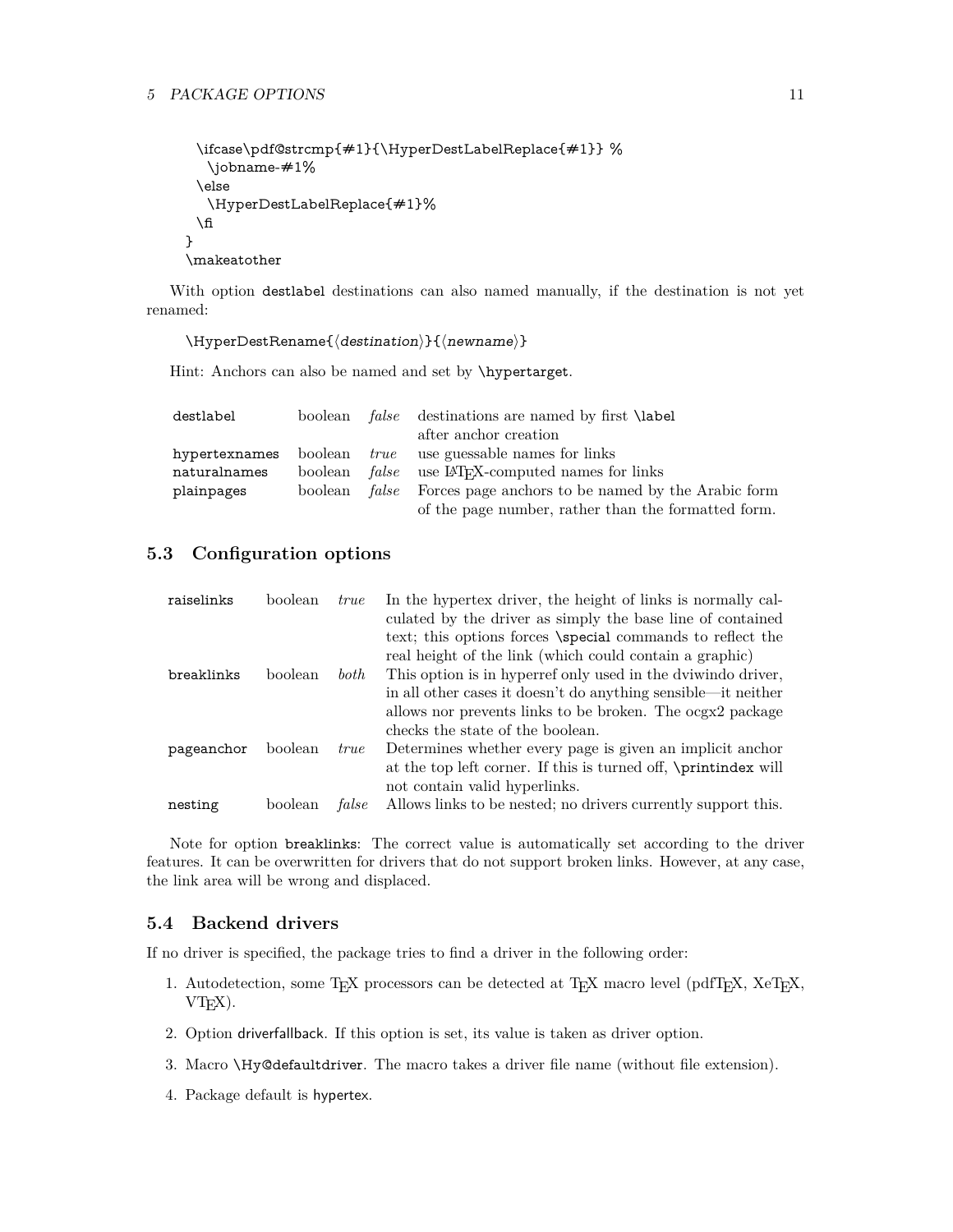```
  \ifcase\pdf@strcmp{#1}{\HyperDestLabelReplace{#1}} %
    \jobname-#1%
  \else
    \HyperDestLabelReplace{#1}%
  \fi
}
\makeatother
```

With option destlabel destinations can also named manually, if the destination is not yet renamed:

```
\HyperDestRename{⟨destination⟩}{⟨newname⟩}
```

Hint: Anchors can also be named and set by `\hypertarget`.

| | | | |
|---|---|---|---|
| destlabel | boolean | *false* | destinations are named by first `\label` after anchor creation |
| hypertexnames | boolean | *true* | use guessable names for links |
| naturalnames | boolean | *false* | use LaTeX-computed names for links |
| plainpages | boolean | *false* | Forces page anchors to be named by the Arabic form of the page number, rather than the formatted form. |

## 5.3 Configuration options

| | | | |
|---|---|---|---|
| raiselinks | boolean | *true* | In the hypertex driver, the height of links is normally calculated by the driver as simply the base line of contained text; this options forces `\special` commands to reflect the real height of the link (which could contain a graphic) |
| breaklinks | boolean | *both* | This option is in hyperref only used in the dviwindo driver, in all other cases it doesn't do anything sensible—it neither allows nor prevents links to be broken. The ocgx2 package checks the state of the boolean. |
| pageanchor | boolean | *true* | Determines whether every page is given an implicit anchor at the top left corner. If this is turned off, `\printindex` will not contain valid hyperlinks. |
| nesting | boolean | *false* | Allows links to be nested; no drivers currently support this. |

Note for option breaklinks: The correct value is automatically set according to the driver features. It can be overwritten for drivers that do not support broken links. However, at any case, the link area will be wrong and displaced.

## 5.4 Backend drivers

If no driver is specified, the package tries to find a driver in the following order:

1. Autodetection, some TeX processors can be detected at TeX macro level (pdfTeX, XeTeX, VTeX).
2. Option driverfallback. If this option is set, its value is taken as driver option.
3. Macro `\Hy@defaultdriver`. The macro takes a driver file name (without file extension).
4. Package default is hypertex.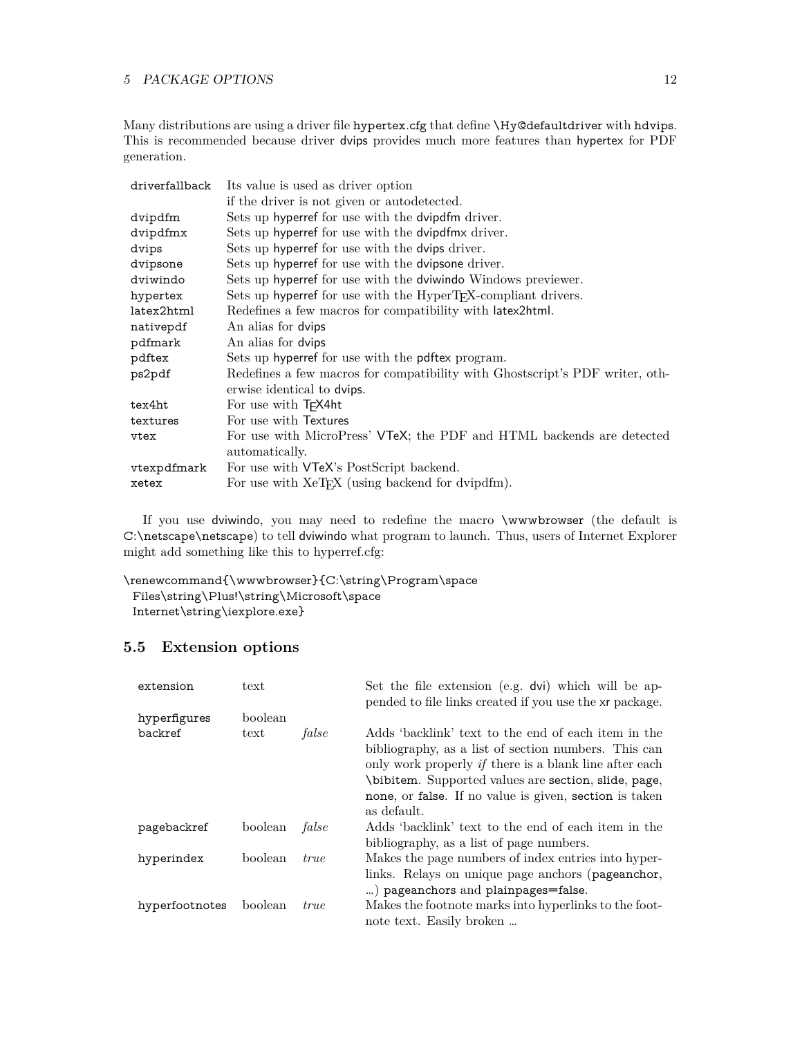Many distributions are using a driver file `hypertex.cfg` that define `\Hy@defaultdriver` with `hdvips`. This is recommended because driver dvips provides much more features than hypertex for PDF generation.

| | |
|---|---|
| `driverfallback` | Its value is used as driver option if the driver is not given or autodetected. |
| `dvipdfm` | Sets up hyperref for use with the dvipdfm driver. |
| `dvipdfmx` | Sets up hyperref for use with the dvipdfmx driver. |
| `dvips` | Sets up hyperref for use with the dvips driver. |
| `dvipsone` | Sets up hyperref for use with the dvipsone driver. |
| `dviwindo` | Sets up hyperref for use with the dviwindo Windows previewer. |
| `hypertex` | Sets up hyperref for use with the HyperTEX-compliant drivers. |
| `latex2html` | Redefines a few macros for compatibility with latex2html. |
| `nativepdf` | An alias for dvips |
| `pdfmark` | An alias for dvips |
| `pdftex` | Sets up hyperref for use with the pdftex program. |
| `ps2pdf` | Redefines a few macros for compatibility with Ghostscript's PDF writer, otherwise identical to dvips. |
| `tex4ht` | For use with TEX4ht |
| `textures` | For use with Textures |
| `vtex` | For use with MicroPress' VTeX; the PDF and HTML backends are detected automatically. |
| `vtexpdfmark` | For use with VTeX's PostScript backend. |
| `xetex` | For use with XeTEX (using backend for dvipdfm). |

If you use dviwindo, you may need to redefine the macro `\wwwbrowser` (the default is `C:\netscape\netscape`) to tell dviwindo what program to launch. Thus, users of Internet Explorer might add something like this to hyperref.cfg:

```
\renewcommand{\wwwbrowser}{C:\string\Program\space
 Files\string\Plus!\string\Microsoft\space
 Internet\string\iexplore.exe}
```

## 5.5 Extension options

| | | | |
|---|---|---|---|
| `extension` | text | | Set the file extension (e.g. dvi) which will be appended to file links created if you use the xr package. |
| `hyperfigures` | boolean | | |
| `backref` | text | *false* | Adds 'backlink' text to the end of each item in the bibliography, as a list of section numbers. This can only work properly *if* there is a blank line after each `\bibitem`. Supported values are `section`, `slide`, `page`, `none`, or `false`. If no value is given, `section` is taken as default. |
| `pagebackref` | boolean | *false* | Adds 'backlink' text to the end of each item in the bibliography, as a list of page numbers. |
| `hyperindex` | boolean | *true* | Makes the page numbers of index entries into hyperlinks. Relays on unique page anchors (`pageanchor`, …) `pageanchors` and `plainpages=false`. |
| `hyperfootnotes` | boolean | *true* | Makes the footnote marks into hyperlinks to the footnote text. Easily broken … |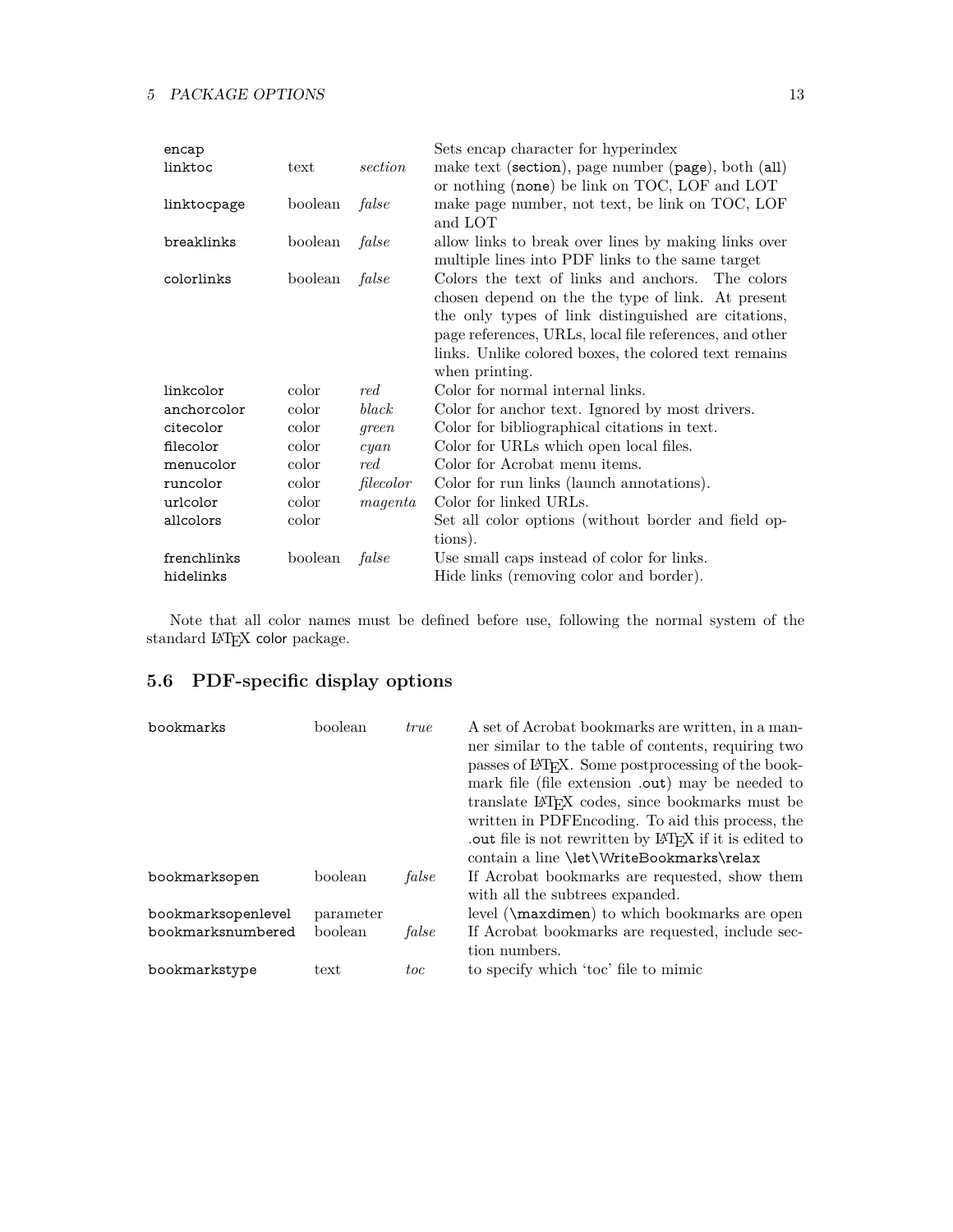| | | | |
|---|---|---|---|
| encap | | | Sets encap character for hyperindex |
| linktoc | text | *section* | make text (section), page number (page), both (all) or nothing (none) be link on TOC, LOF and LOT |
| linktocpage | boolean | *false* | make page number, not text, be link on TOC, LOF and LOT |
| breaklinks | boolean | *false* | allow links to break over lines by making links over multiple lines into PDF links to the same target |
| colorlinks | boolean | *false* | Colors the text of links and anchors. The colors chosen depend on the the type of link. At present the only types of link distinguished are citations, page references, URLs, local file references, and other links. Unlike colored boxes, the colored text remains when printing. |
| linkcolor | color | *red* | Color for normal internal links. |
| anchorcolor | color | *black* | Color for anchor text. Ignored by most drivers. |
| citecolor | color | *green* | Color for bibliographical citations in text. |
| filecolor | color | *cyan* | Color for URLs which open local files. |
| menucolor | color | *red* | Color for Acrobat menu items. |
| runcolor | color | *filecolor* | Color for run links (launch annotations). |
| urlcolor | color | *magenta* | Color for linked URLs. |
| allcolors | color | | Set all color options (without border and field options). |
| frenchlinks | boolean | *false* | Use small caps instead of color for links. |
| hidelinks | | | Hide links (removing color and border). |

Note that all color names must be defined before use, following the normal system of the standard LaTeX color package.

## 5.6 PDF-specific display options

| | | | |
|---|---|---|---|
| bookmarks | boolean | *true* | A set of Acrobat bookmarks are written, in a manner similar to the table of contents, requiring two passes of LaTeX. Some postprocessing of the bookmark file (file extension .out) may be needed to translate LaTeX codes, since bookmarks must be written in PDFEncoding. To aid this process, the .out file is not rewritten by LaTeX if it is edited to contain a line \let\WriteBookmarks\relax |
| bookmarksopen | boolean | *false* | If Acrobat bookmarks are requested, show them with all the subtrees expanded. |
| bookmarksopenlevel | parameter | | level (\maxdimen) to which bookmarks are open |
| bookmarksnumbered | boolean | *false* | If Acrobat bookmarks are requested, include section numbers. |
| bookmarkstype | text | *toc* | to specify which 'toc' file to mimic |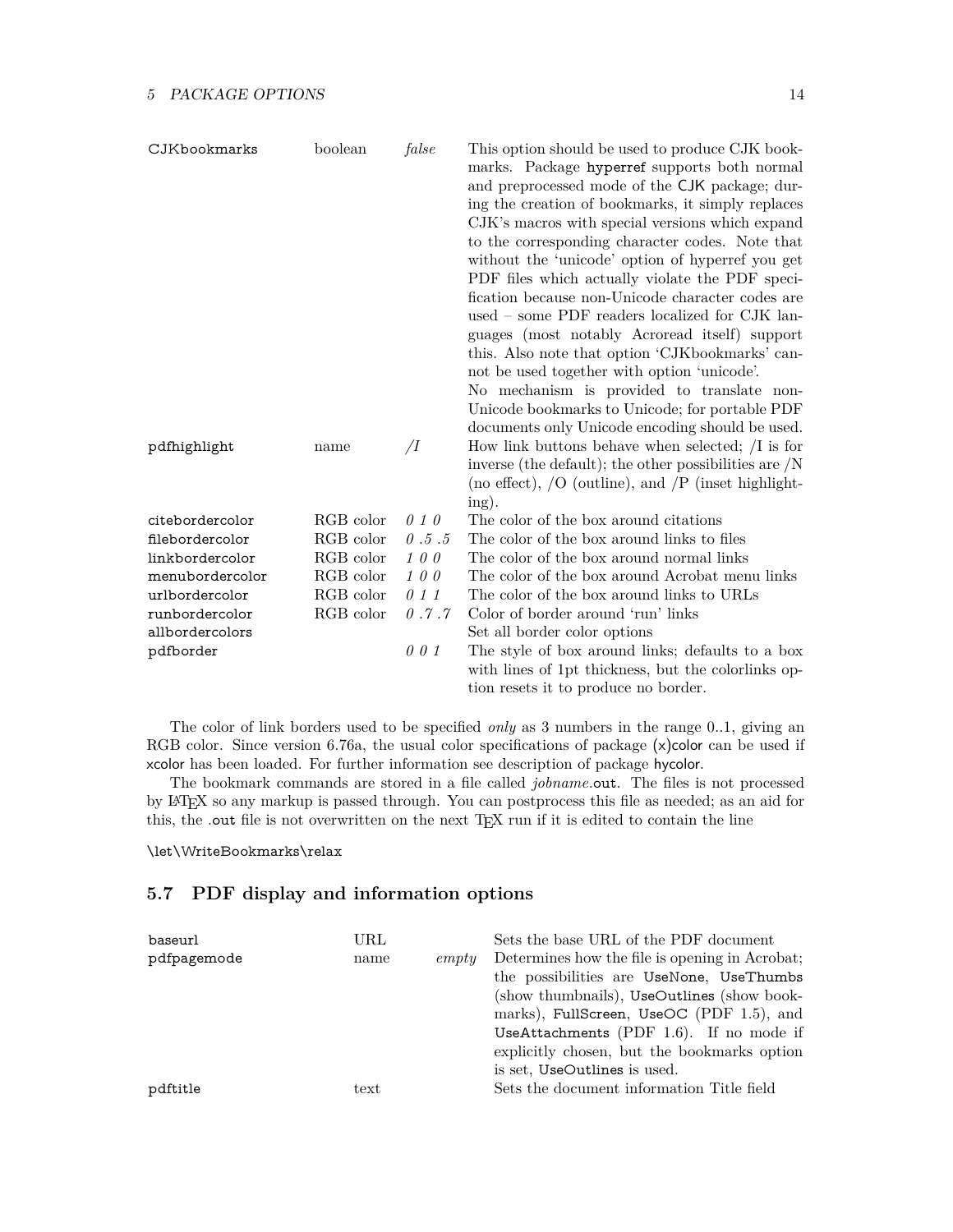| | | | |
|---|---|---|---|
| CJKbookmarks | boolean | *false* | This option should be used to produce CJK bookmarks. Package hyperref supports both normal and preprocessed mode of the CJK package; during the creation of bookmarks, it simply replaces CJK's macros with special versions which expand to the corresponding character codes. Note that without the 'unicode' option of hyperref you get PDF files which actually violate the PDF specification because non-Unicode character codes are used – some PDF readers localized for CJK languages (most notably Acroread itself) support this. Also note that option 'CJKbookmarks' cannot be used together with option 'unicode'. No mechanism is provided to translate non-Unicode bookmarks to Unicode; for portable PDF documents only Unicode encoding should be used. |
| pdfhighlight | name | */I* | How link buttons behave when selected; /I is for inverse (the default); the other possibilities are /N (no effect), /O (outline), and /P (inset highlighting). |
| citebordercolor | RGB color | *0 1 0* | The color of the box around citations |
| filebordercolor | RGB color | *0 .5 .5* | The color of the box around links to files |
| linkbordercolor | RGB color | *1 0 0* | The color of the box around normal links |
| menubordercolor | RGB color | *1 0 0* | The color of the box around Acrobat menu links |
| urlbordercolor | RGB color | *0 1 1* | The color of the box around links to URLs |
| runbordercolor | RGB color | *0 .7 .7* | Color of border around 'run' links |
| allbordercolors | | | Set all border color options |
| pdfborder | | *0 0 1* | The style of box around links; defaults to a box with lines of 1pt thickness, but the colorlinks option resets it to produce no border. |

The color of link borders used to be specified *only* as 3 numbers in the range 0..1, giving an RGB color. Since version 6.76a, the usual color specifications of package (x)color can be used if xcolor has been loaded. For further information see description of package hycolor.

The bookmark commands are stored in a file called *jobname*.out. The files is not processed by LaTeX so any markup is passed through. You can postprocess this file as needed; as an aid for this, the .out file is not overwritten on the next TeX run if it is edited to contain the line

```
\let\WriteBookmarks\relax
```

## 5.7 PDF display and information options

| | | | |
|---|---|---|---|
| baseurl | URL | | Sets the base URL of the PDF document |
| pdfpagemode | name | *empty* | Determines how the file is opening in Acrobat; the possibilities are UseNone, UseThumbs (show thumbnails), UseOutlines (show bookmarks), FullScreen, UseOC (PDF 1.5), and UseAttachments (PDF 1.6). If no mode if explicitly chosen, but the bookmarks option is set, UseOutlines is used. |
| pdftitle | text | | Sets the document information Title field |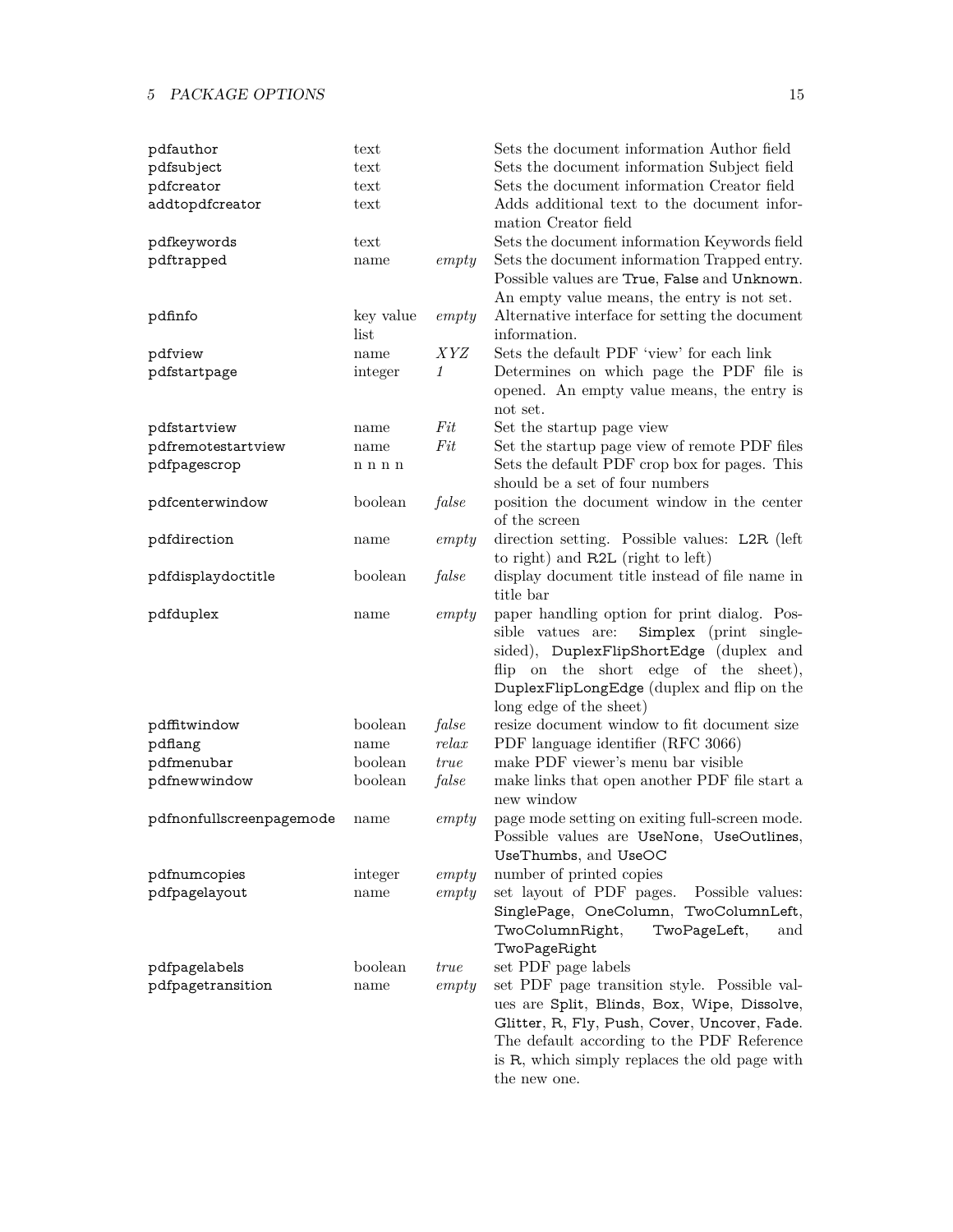| | | | |
|---|---|---|---|
| pdfauthor | text | | Sets the document information Author field |
| pdfsubject | text | | Sets the document information Subject field |
| pdfcreator | text | | Sets the document information Creator field |
| addtopdfcreator | text | | Adds additional text to the document information Creator field |
| pdfkeywords | text | | Sets the document information Keywords field |
| pdftrapped | name | *empty* | Sets the document information Trapped entry. Possible values are True, False and Unknown. An empty value means, the entry is not set. |
| pdfinfo | key value list | *empty* | Alternative interface for setting the document information. |
| pdfview | name | *XYZ* | Sets the default PDF 'view' for each link |
| pdfstartpage | integer | *1* | Determines on which page the PDF file is opened. An empty value means, the entry is not set. |
| pdfstartview | name | *Fit* | Set the startup page view |
| pdfremotestartview | name | *Fit* | Set the startup page view of remote PDF files |
| pdfpagescrop | n n n n | | Sets the default PDF crop box for pages. This should be a set of four numbers |
| pdfcenterwindow | boolean | *false* | position the document window in the center of the screen |
| pdfdirection | name | *empty* | direction setting. Possible values: L2R (left to right) and R2L (right to left) |
| pdfdisplaydoctitle | boolean | *false* | display document title instead of file name in title bar |
| pdfduplex | name | *empty* | paper handling option for print dialog. Possible vatues are: Simplex (print single-sided), DuplexFlipShortEdge (duplex and flip on the short edge of the sheet), DuplexFlipLongEdge (duplex and flip on the long edge of the sheet) |
| pdffitwindow | boolean | *false* | resize document window to fit document size |
| pdflang | name | *relax* | PDF language identifier (RFC 3066) |
| pdfmenubar | boolean | *true* | make PDF viewer's menu bar visible |
| pdfnewwindow | boolean | *false* | make links that open another PDF file start a new window |
| pdfnonfullscreenpagemode | name | *empty* | page mode setting on exiting full-screen mode. Possible values are UseNone, UseOutlines, UseThumbs, and UseOC |
| pdfnumcopies | integer | *empty* | number of printed copies |
| pdfpagelayout | name | *empty* | set layout of PDF pages. Possible values: SinglePage, OneColumn, TwoColumnLeft, TwoColumnRight, TwoPageLeft, and TwoPageRight |
| pdfpagelabels | boolean | *true* | set PDF page labels |
| pdfpagetransition | name | *empty* | set PDF page transition style. Possible values are Split, Blinds, Box, Wipe, Dissolve, Glitter, R, Fly, Push, Cover, Uncover, Fade. The default according to the PDF Reference is R, which simply replaces the old page with the new one. |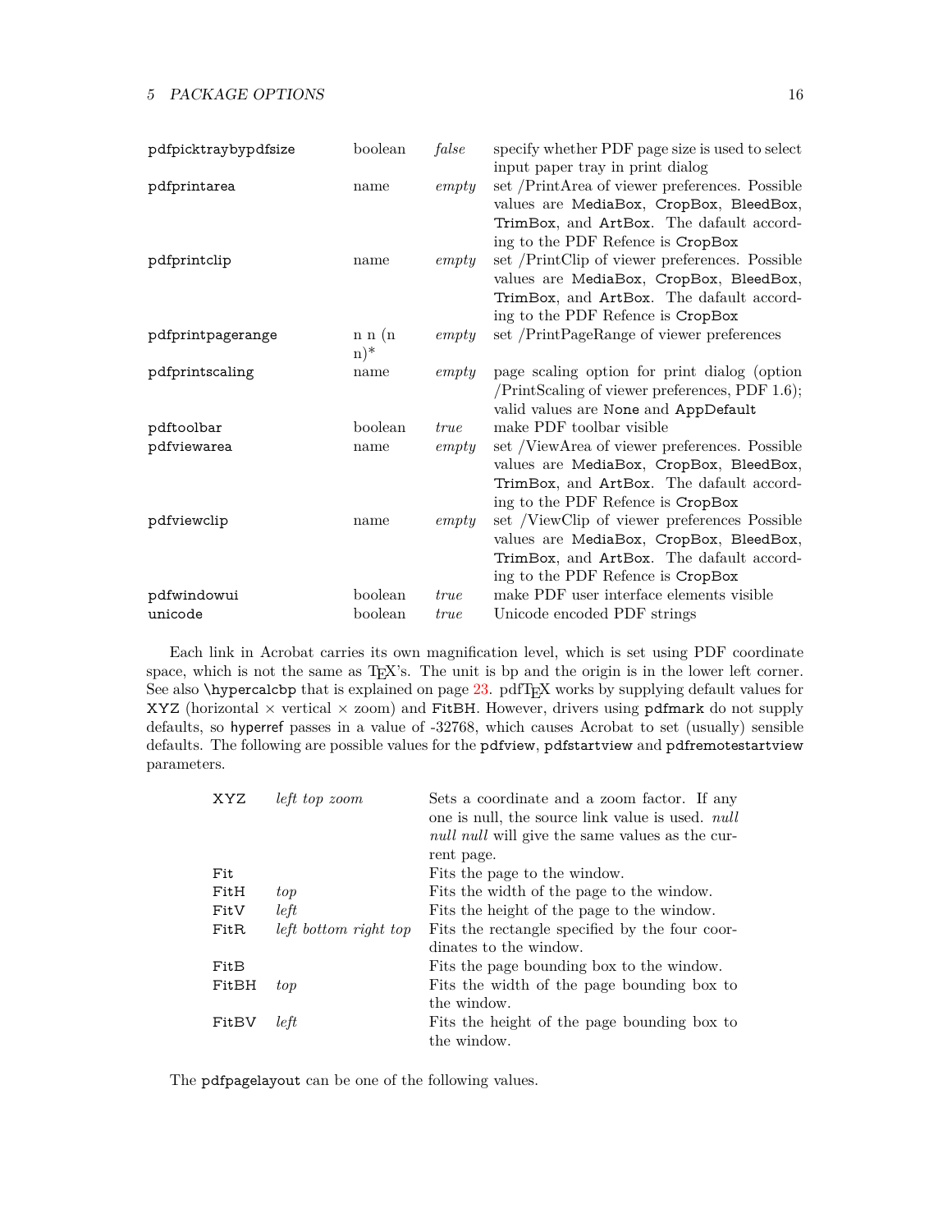| | | | |
|---|---|---|---|
| pdfpicktraybypdfsize | boolean | *false* | specify whether PDF page size is used to select input paper tray in print dialog |
| pdfprintarea | name | *empty* | set /PrintArea of viewer preferences. Possible values are MediaBox, CropBox, BleedBox, TrimBox, and ArtBox. The dafault according to the PDF Refence is CropBox |
| pdfprintclip | name | *empty* | set /PrintClip of viewer preferences. Possible values are MediaBox, CropBox, BleedBox, TrimBox, and ArtBox. The dafault according to the PDF Refence is CropBox |
| pdfprintpagerange | n n (n n)* | *empty* | set /PrintPageRange of viewer preferences |
| pdfprintscaling | name | *empty* | page scaling option for print dialog (option /PrintScaling of viewer preferences, PDF 1.6); valid values are None and AppDefault |
| pdftoolbar | boolean | *true* | make PDF toolbar visible |
| pdfviewarea | name | *empty* | set /ViewArea of viewer preferences. Possible values are MediaBox, CropBox, BleedBox, TrimBox, and ArtBox. The dafault according to the PDF Refence is CropBox |
| pdfviewclip | name | *empty* | set /ViewClip of viewer preferences Possible values are MediaBox, CropBox, BleedBox, TrimBox, and ArtBox. The dafault according to the PDF Refence is CropBox |
| pdfwindowui | boolean | *true* | make PDF user interface elements visible |
| unicode | boolean | *true* | Unicode encoded PDF strings |

Each link in Acrobat carries its own magnification level, which is set using PDF coordinate space, which is not the same as TeX's. The unit is bp and the origin is in the lower left corner. See also \hypercalcbp that is explained on page 23. pdfTeX works by supplying default values for XYZ (horizontal × vertical × zoom) and FitBH. However, drivers using pdfmark do not supply defaults, so hyperref passes in a value of -32768, which causes Acrobat to set (usually) sensible defaults. The following are possible values for the pdfview, pdfstartview and pdfremotestartview parameters.

| | | |
|---|---|---|
| XYZ | *left top zoom* | Sets a coordinate and a zoom factor. If any one is null, the source link value is used. *null null null* will give the same values as the current page. |
| Fit | | Fits the page to the window. |
| FitH | *top* | Fits the width of the page to the window. |
| FitV | *left* | Fits the height of the page to the window. |
| FitR | *left bottom right top* | Fits the rectangle specified by the four coordinates to the window. |
| FitB | | Fits the page bounding box to the window. |
| FitBH | *top* | Fits the width of the page bounding box to the window. |
| FitBV | *left* | Fits the height of the page bounding box to the window. |

The pdfpagelayout can be one of the following values.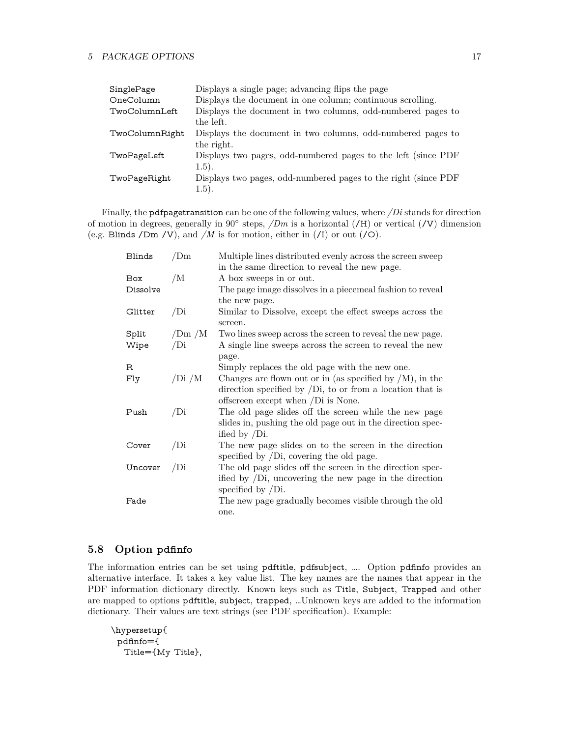| | |
|---|---|
| `SinglePage` | Displays a single page; advancing flips the page |
| `OneColumn` | Displays the document in one column; continuous scrolling. |
| `TwoColumnLeft` | Displays the document in two columns, odd-numbered pages to the left. |
| `TwoColumnRight` | Displays the document in two columns, odd-numbered pages to the right. |
| `TwoPageLeft` | Displays two pages, odd-numbered pages to the left (since PDF 1.5). |
| `TwoPageRight` | Displays two pages, odd-numbered pages to the right (since PDF 1.5). |

Finally, the `pdfpagetransition` can be one of the following values, where */Di* stands for direction of motion in degrees, generally in 90° steps, */Dm* is a horizontal (`/H`) or vertical (`/V`) dimension (e.g. `Blinds /Dm /V`), and */M* is for motion, either in (`/I`) or out (`/O`).

| | | |
|---|---|---|
| `Blinds` | /Dm | Multiple lines distributed evenly across the screen sweep in the same direction to reveal the new page. |
| `Box` | /M | A box sweeps in or out. |
| `Dissolve` | | The page image dissolves in a piecemeal fashion to reveal the new page. |
| `Glitter` | /Di | Similar to Dissolve, except the effect sweeps across the screen. |
| `Split` | /Dm /M | Two lines sweep across the screen to reveal the new page. |
| `Wipe` | /Di | A single line sweeps across the screen to reveal the new page. |
| `R` | | Simply replaces the old page with the new one. |
| `Fly` | /Di /M | Changes are flown out or in (as specified by /M), in the direction specified by /Di, to or from a location that is offscreen except when /Di is None. |
| `Push` | /Di | The old page slides off the screen while the new page slides in, pushing the old page out in the direction specified by /Di. |
| `Cover` | /Di | The new page slides on to the screen in the direction specified by /Di, covering the old page. |
| `Uncover` | /Di | The old page slides off the screen in the direction specified by /Di, uncovering the new page in the direction specified by /Di. |
| `Fade` | | The new page gradually becomes visible through the old one. |

## 5.8 Option pdfinfo

The information entries can be set using `pdftitle`, `pdfsubject`, …. Option `pdfinfo` provides an alternative interface. It takes a key value list. The key names are the names that appear in the PDF information dictionary directly. Known keys such as `Title`, `Subject`, `Trapped` and other are mapped to options `pdftitle`, `subject`, `trapped`, …Unknown keys are added to the information dictionary. Their values are text strings (see PDF specification). Example:

```
\hypersetup{
  pdfinfo={
    Title={My Title},
```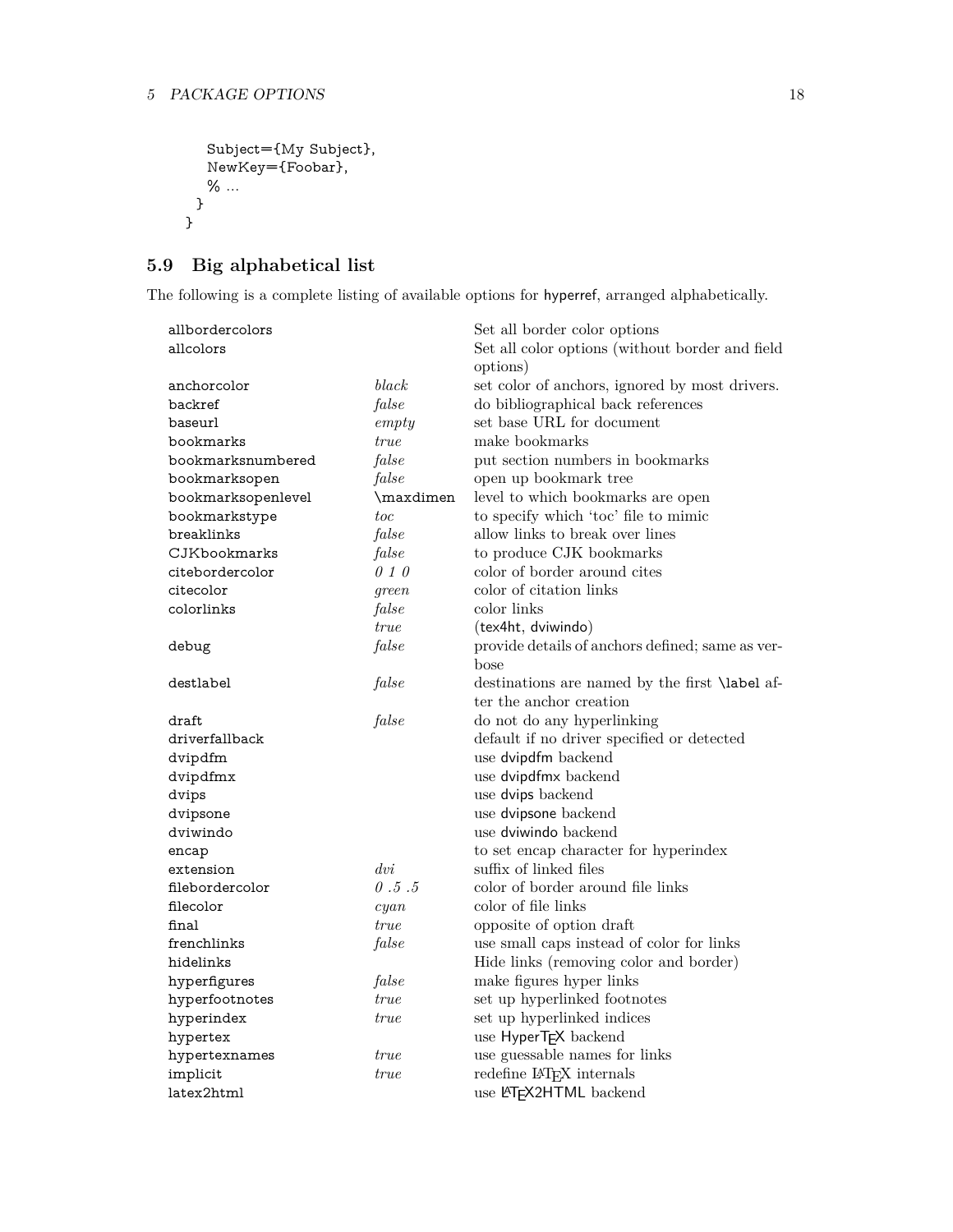```
    Subject={My Subject},
    NewKey={Foobar},
    % ...
  }
}
```

### 5.9 Big alphabetical list

The following is a complete listing of available options for hyperref, arranged alphabetically.

| Option | Default | Description |
|---|---|---|
| allbordercolors | | Set all border color options |
| allcolors | | Set all color options (without border and field options) |
| anchorcolor | *black* | set color of anchors, ignored by most drivers. |
| backref | *false* | do bibliographical back references |
| baseurl | *empty* | set base URL for document |
| bookmarks | *true* | make bookmarks |
| bookmarksnumbered | *false* | put section numbers in bookmarks |
| bookmarksopen | *false* | open up bookmark tree |
| bookmarksopenlevel | \maxdimen | level to which bookmarks are open |
| bookmarkstype | *toc* | to specify which 'toc' file to mimic |
| breaklinks | *false* | allow links to break over lines |
| CJKbookmarks | *false* | to produce CJK bookmarks |
| citebordercolor | *0 1 0* | color of border around cites |
| citecolor | *green* | color of citation links |
| colorlinks | *false* | color links |
| | *true* | (tex4ht, dviwindo) |
| debug | *false* | provide details of anchors defined; same as verbose |
| destlabel | *false* | destinations are named by the first \label after the anchor creation |
| draft | *false* | do not do any hyperlinking |
| driverfallback | | default if no driver specified or detected |
| dvipdfm | | use dvipdfm backend |
| dvipdfmx | | use dvipdfmx backend |
| dvips | | use dvips backend |
| dvipsone | | use dvipsone backend |
| dviwindo | | use dviwindo backend |
| encap | | to set encap character for hyperindex |
| extension | *dvi* | suffix of linked files |
| filebordercolor | *0 .5 .5* | color of border around file links |
| filecolor | *cyan* | color of file links |
| final | *true* | opposite of option draft |
| frenchlinks | *false* | use small caps instead of color for links |
| hidelinks | | Hide links (removing color and border) |
| hyperfigures | *false* | make figures hyper links |
| hyperfootnotes | *true* | set up hyperlinked footnotes |
| hyperindex | *true* | set up hyperlinked indices |
| hypertex | | use HyperTeX backend |
| hypertexnames | *true* | use guessable names for links |
| implicit | *true* | redefine LaTeX internals |
| latex2html | | use LaTeX2HTML backend |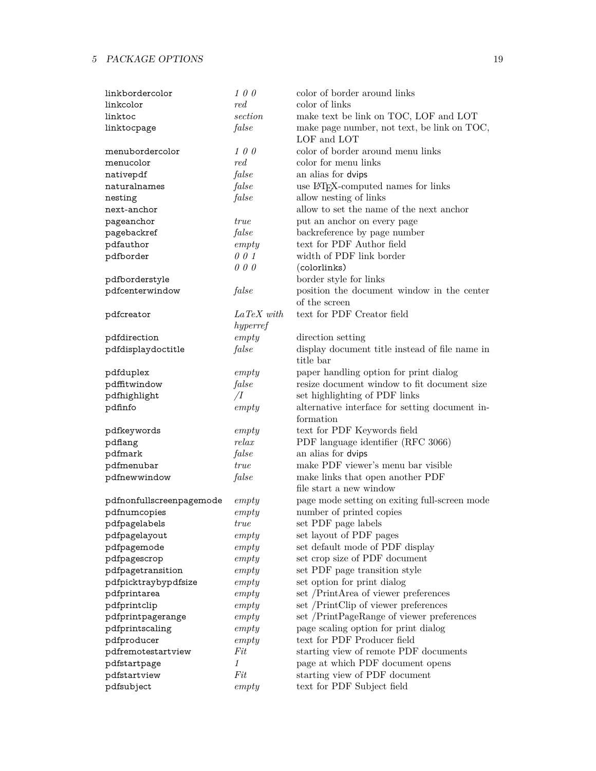| | | |
|---|---|---|
| linkbordercolor | *1 0 0* | color of border around links |
| linkcolor | *red* | color of links |
| linktoc | *section* | make text be link on TOC, LOF and LOT |
| linktocpage | *false* | make page number, not text, be link on TOC, LOF and LOT |
| menubordercolor | *1 0 0* | color of border around menu links |
| menucolor | *red* | color for menu links |
| nativepdf | *false* | an alias for dvips |
| naturalnames | *false* | use LaTeX-computed names for links |
| nesting | *false* | allow nesting of links |
| next-anchor | | allow to set the name of the next anchor |
| pageanchor | *true* | put an anchor on every page |
| pagebackref | *false* | backreference by page number |
| pdfauthor | *empty* | text for PDF Author field |
| pdfborder | *0 0 1* | width of PDF link border |
| | *0 0 0* | (colorlinks) |
| pdfborderstyle | | border style for links |
| pdfcenterwindow | *false* | position the document window in the center of the screen |
| pdfcreator | *LaTeX with hyperref* | text for PDF Creator field |
| pdfdirection | *empty* | direction setting |
| pdfdisplaydoctitle | *false* | display document title instead of file name in title bar |
| pdfduplex | *empty* | paper handling option for print dialog |
| pdffitwindow | *false* | resize document window to fit document size |
| pdfhighlight | */I* | set highlighting of PDF links |
| pdfinfo | *empty* | alternative interface for setting document information |
| pdfkeywords | *empty* | text for PDF Keywords field |
| pdflang | *relax* | PDF language identifier (RFC 3066) |
| pdfmark | *false* | an alias for dvips |
| pdfmenubar | *true* | make PDF viewer's menu bar visible |
| pdfnewwindow | *false* | make links that open another PDF file start a new window |
| pdfnonfullscreenpagemode | *empty* | page mode setting on exiting full-screen mode |
| pdfnumcopies | *empty* | number of printed copies |
| pdfpagelabels | *true* | set PDF page labels |
| pdfpagelayout | *empty* | set layout of PDF pages |
| pdfpagemode | *empty* | set default mode of PDF display |
| pdfpagescrop | *empty* | set crop size of PDF document |
| pdfpagetransition | *empty* | set PDF page transition style |
| pdfpicktraybypdfsize | *empty* | set option for print dialog |
| pdfprintarea | *empty* | set /PrintArea of viewer preferences |
| pdfprintclip | *empty* | set /PrintClip of viewer preferences |
| pdfprintpagerange | *empty* | set /PrintPageRange of viewer preferences |
| pdfprintscaling | *empty* | page scaling option for print dialog |
| pdfproducer | *empty* | text for PDF Producer field |
| pdfremotestartview | *Fit* | starting view of remote PDF documents |
| pdfstartpage | *1* | page at which PDF document opens |
| pdfstartview | *Fit* | starting view of PDF document |
| pdfsubject | *empty* | text for PDF Subject field |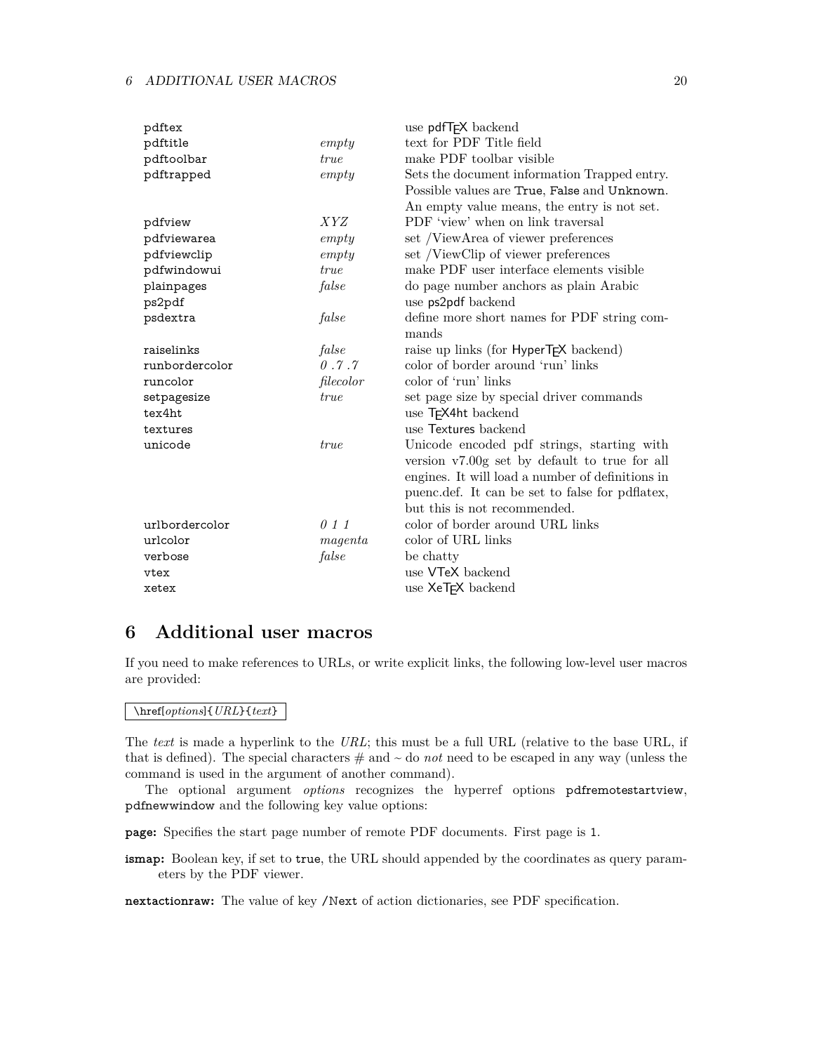| | | |
|---|---|---|
| pdftex | | use pdfTEX backend |
| pdftitle | *empty* | text for PDF Title field |
| pdftoolbar | *true* | make PDF toolbar visible |
| pdftrapped | *empty* | Sets the document information Trapped entry. Possible values are True, False and Unknown. An empty value means, the entry is not set. |
| pdfview | *XYZ* | PDF 'view' when on link traversal |
| pdfviewarea | *empty* | set /ViewArea of viewer preferences |
| pdfviewclip | *empty* | set /ViewClip of viewer preferences |
| pdfwindowui | *true* | make PDF user interface elements visible |
| plainpages | *false* | do page number anchors as plain Arabic |
| ps2pdf | | use ps2pdf backend |
| psdextra | *false* | define more short names for PDF string commands |
| raiselinks | *false* | raise up links (for HyperTEX backend) |
| runbordercolor | *0 .7 .7* | color of border around 'run' links |
| runcolor | *filecolor* | color of 'run' links |
| setpagesize | *true* | set page size by special driver commands |
| tex4ht | | use TEX4ht backend |
| textures | | use Textures backend |
| unicode | *true* | Unicode encoded pdf strings, starting with version v7.00g set by default to true for all engines. It will load a number of definitions in puenc.def. It can be set to false for pdflatex, but this is not recommended. |
| urlbordercolor | *0 1 1* | color of border around URL links |
| urlcolor | *magenta* | color of URL links |
| verbose | *false* | be chatty |
| vtex | | use VTeX backend |
| xetex | | use XeTEX backend |

# 6 Additional user macros

If you need to make references to URLs, or write explicit links, the following low-level user macros are provided:

```
\href[options]{URL}{text}
```

The *text* is made a hyperlink to the *URL*; this must be a full URL (relative to the base URL, if that is defined). The special characters # and ~ do *not* need to be escaped in any way (unless the command is used in the argument of another command).

The optional argument *options* recognizes the hyperref options pdfremotestartview, pdfnewwindow and the following key value options:

**page:** Specifies the start page number of remote PDF documents. First page is 1.

**ismap:** Boolean key, if set to true, the URL should appended by the coordinates as query parameters by the PDF viewer.

**nextactionraw:** The value of key /Next of action dictionaries, see PDF specification.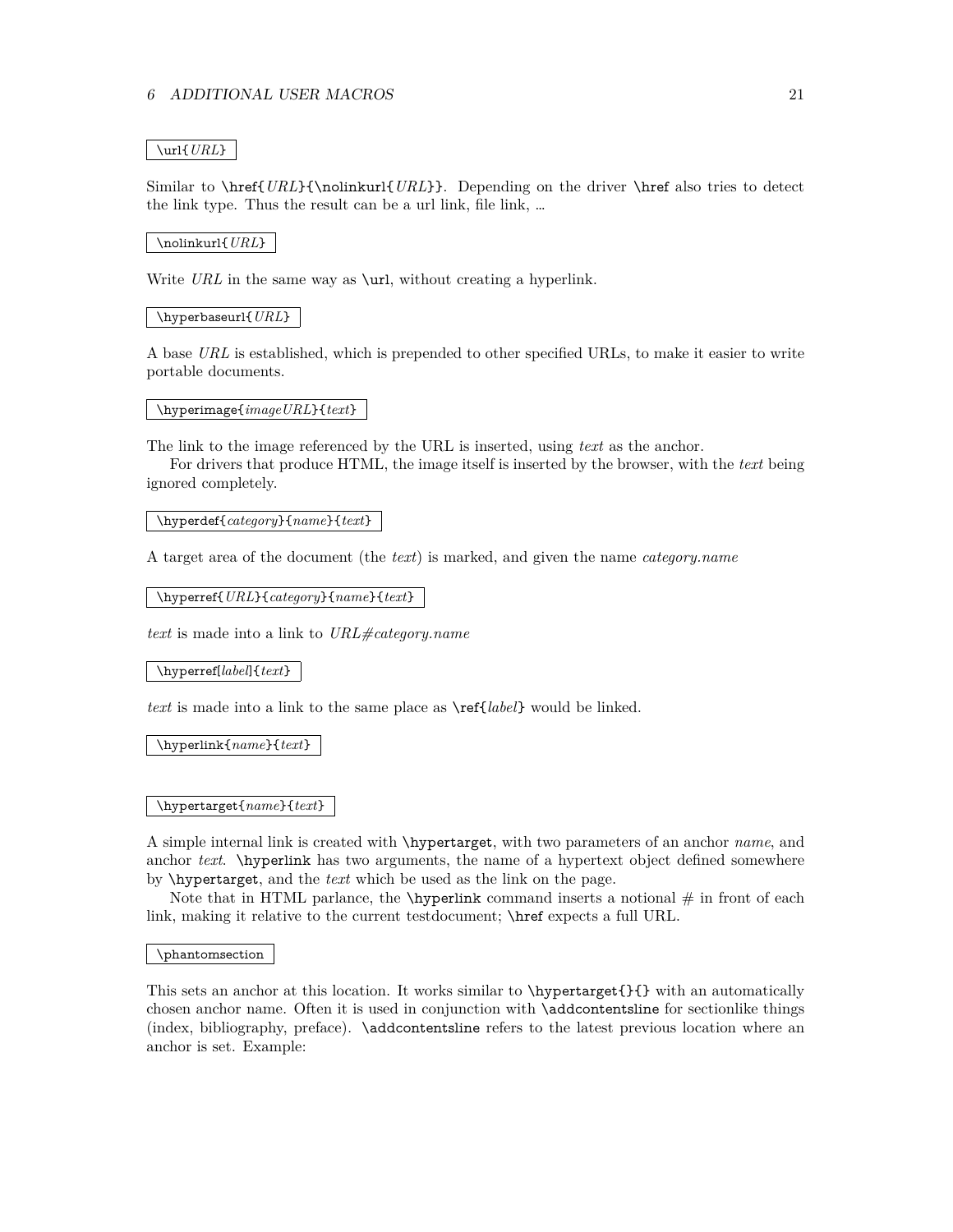`\url{URL}`

Similar to `\href{URL}{\nolinkurl{URL}}`. Depending on the driver `\href` also tries to detect the link type. Thus the result can be a url link, file link, …

`\nolinkurl{URL}`

Write *URL* in the same way as `\url`, without creating a hyperlink.

`\hyperbaseurl{URL}`

A base *URL* is established, which is prepended to other specified URLs, to make it easier to write portable documents.

`\hyperimage{imageURL}{text}`

The link to the image referenced by the URL is inserted, using *text* as the anchor.

For drivers that produce HTML, the image itself is inserted by the browser, with the *text* being ignored completely.

`\hyperdef{category}{name}{text}`

A target area of the document (the *text*) is marked, and given the name *category.name*

`\hyperref{URL}{category}{name}{text}`

*text* is made into a link to *URL#category.name*

`\hyperref[label]{text}`

*text* is made into a link to the same place as `\ref{label}` would be linked.

`\hyperlink{name}{text}`

`\hypertarget{name}{text}`

A simple internal link is created with `\hypertarget`, with two parameters of an anchor *name*, and anchor *text*. `\hyperlink` has two arguments, the name of a hypertext object defined somewhere by `\hypertarget`, and the *text* which be used as the link on the page.

Note that in HTML parlance, the `\hyperlink` command inserts a notional # in front of each link, making it relative to the current testdocument; `\href` expects a full URL.

`\phantomsection`

This sets an anchor at this location. It works similar to `\hypertarget{}{}` with an automatically chosen anchor name. Often it is used in conjunction with `\addcontentsline` for sectionlike things (index, bibliography, preface). `\addcontentsline` refers to the latest previous location where an anchor is set. Example: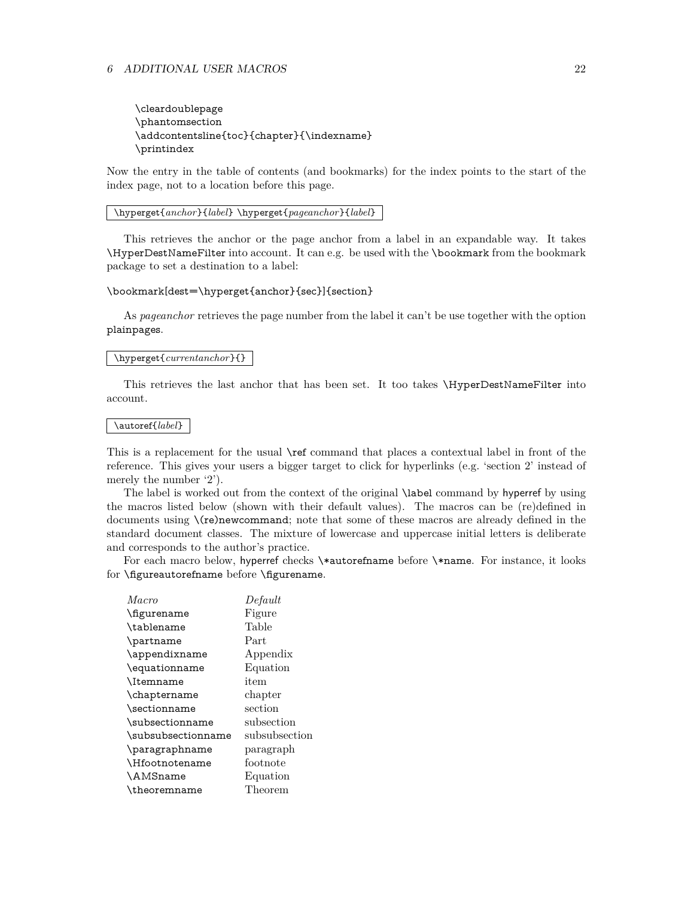```
\cleardoublepage
\phantomsection
\addcontentsline{toc}{chapter}{\indexname}
\printindex
```

Now the entry in the table of contents (and bookmarks) for the index points to the start of the index page, not to a location before this page.

`\hyperget{`*anchor*`}{`*label*`} \hyperget{`*pageanchor*`}{`*label*`}`

This retrieves the anchor or the page anchor from a label in an expandable way. It takes `\HyperDestNameFilter` into account. It can e.g. be used with the `\bookmark` from the bookmark package to set a destination to a label:

```
\bookmark[dest=\hyperget{anchor}{sec}]{section}
```

As *pageanchor* retrieves the page number from the label it can't be use together with the option `plainpages`.

`\hyperget{`*currentanchor*`}{}`

This retrieves the last anchor that has been set. It too takes `\HyperDestNameFilter` into account.

`\autoref{`*label*`}`

This is a replacement for the usual `\ref` command that places a contextual label in front of the reference. This gives your users a bigger target to click for hyperlinks (e.g. 'section 2' instead of merely the number '2').

The label is worked out from the context of the original `\label` command by hyperref by using the macros listed below (shown with their default values). The macros can be (re)defined in documents using `\(re)newcommand`; note that some of these macros are already defined in the standard document classes. The mixture of lowercase and uppercase initial letters is deliberate and corresponds to the author's practice.

For each macro below, hyperref checks `\*autorefname` before `\*name`. For instance, it looks for `\figureautorefname` before `\figurename`.

| *Macro* | *Default* |
|---|---|
| `\figurename` | Figure |
| `\tablename` | Table |
| `\partname` | Part |
| `\appendixname` | Appendix |
| `\equationname` | Equation |
| `\Itemname` | item |
| `\chaptername` | chapter |
| `\sectionname` | section |
| `\subsectionname` | subsection |
| `\subsubsectionname` | subsubsection |
| `\paragraphname` | paragraph |
| `\Hfootnotename` | footnote |
| `\AMSname` | Equation |
| `\theoremname` | Theorem |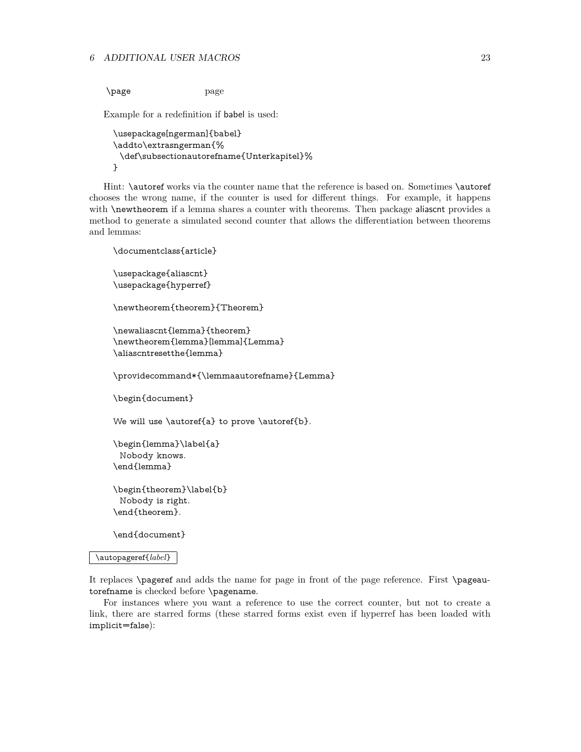| | |
|---|---|
| \page | page |

Example for a redefinition if babel is used:

```
\usepackage[ngerman]{babel}
\addto\extrasngerman{%
  \def\subsectionautorefname{Unterkapitel}%
}
```

Hint: `\autoref` works via the counter name that the reference is based on. Sometimes `\autoref` chooses the wrong name, if the counter is used for different things. For example, it happens with `\newtheorem` if a lemma shares a counter with theorems. Then package aliascnt provides a method to generate a simulated second counter that allows the differentiation between theorems and lemmas:

```
\documentclass{article}

\usepackage{aliascnt}
\usepackage{hyperref}

\newtheorem{theorem}{Theorem}

\newaliascnt{lemma}{theorem}
\newtheorem{lemma}[lemma]{Lemma}
\aliascntresetthe{lemma}

\providecommand*{\lemmaautorefname}{Lemma}

\begin{document}

We will use \autoref{a} to prove \autoref{b}.

\begin{lemma}\label{a}
  Nobody knows.
\end{lemma}

\begin{theorem}\label{b}
  Nobody is right.
\end{theorem}.

\end{document}
```

`\autopageref{`*label*`}`

It replaces `\pageref` and adds the name for page in front of the page reference. First `\pageautorefname` is checked before `\pagename`.

For instances where you want a reference to use the correct counter, but not to create a link, there are starred forms (these starred forms exist even if hyperref has been loaded with implicit=false):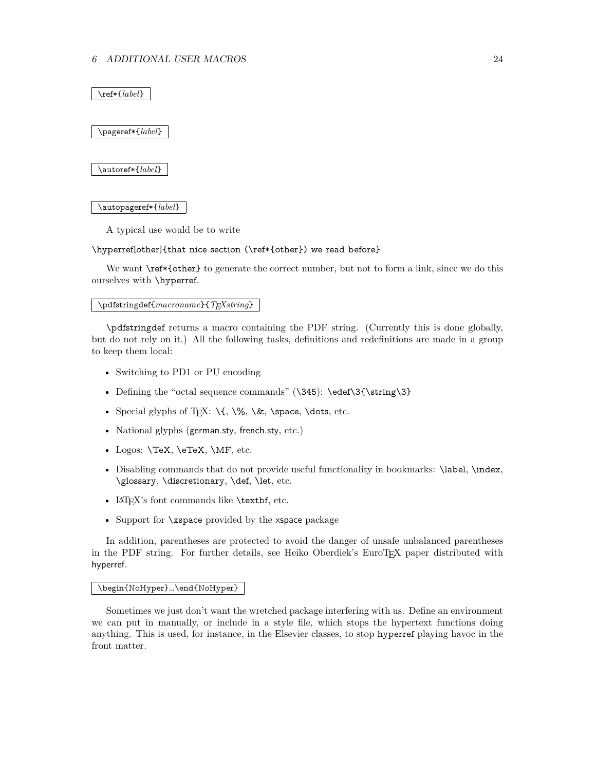`\ref*{label}`

`\pageref*{label}`

`\autoref*{label}`

`\autopageref*{label}`

A typical use would be to write

```
\hyperref[other]{that nice section (\ref*{other}) we read before}
```

We want `\ref*{other}` to generate the correct number, but not to form a link, since we do this ourselves with `\hyperref`.

`\pdfstringdef{macroname}{TEXstring}`

`\pdfstringdef` returns a macro containing the PDF string. (Currently this is done globally, but do not rely on it.) All the following tasks, definitions and redefinitions are made in a group to keep them local:

- Switching to PD1 or PU encoding
- Defining the "octal sequence commands" (`\345`): `\edef\3{\string\3}`
- Special glyphs of TEX: `\{`, `\%`, `\&`, `\space`, `\dots`, etc.
- National glyphs (german.sty, french.sty, etc.)
- Logos: `\TeX`, `\eTeX`, `\MF`, etc.
- Disabling commands that do not provide useful functionality in bookmarks: `\label`, `\index`, `\glossary`, `\discretionary`, `\def`, `\let`, etc.
- LATEX's font commands like `\textbf`, etc.
- Support for `\xspace` provided by the xspace package

In addition, parentheses are protected to avoid the danger of unsafe unbalanced parentheses in the PDF string. For further details, see Heiko Oberdiek's EuroTEX paper distributed with hyperref.

`\begin{NoHyper}...\end{NoHyper}`

Sometimes we just don't want the wretched package interfering with us. Define an environment we can put in manually, or include in a style file, which stops the hypertext functions doing anything. This is used, for instance, in the Elsevier classes, to stop hyperref playing havoc in the front matter.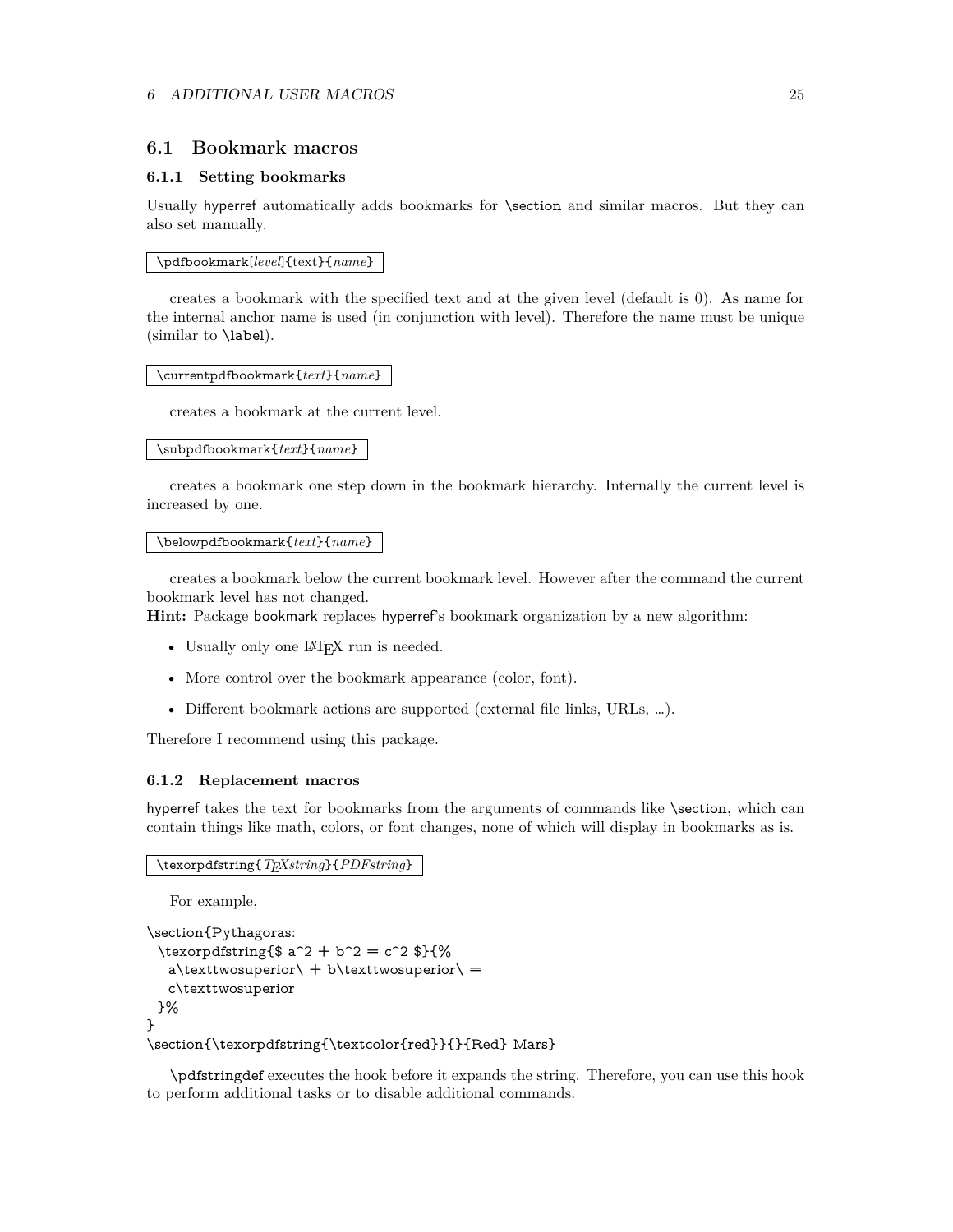## 6.1 Bookmark macros

### 6.1.1 Setting bookmarks

Usually hyperref automatically adds bookmarks for \section and similar macros. But they can also set manually.

`\pdfbookmark[level]{text}{name}`

creates a bookmark with the specified text and at the given level (default is 0). As name for the internal anchor name is used (in conjunction with level). Therefore the name must be unique (similar to \label).

`\currentpdfbookmark{text}{name}`

creates a bookmark at the current level.

`\subpdfbookmark{text}{name}`

creates a bookmark one step down in the bookmark hierarchy. Internally the current level is increased by one.

`\belowpdfbookmark{text}{name}`

creates a bookmark below the current bookmark level. However after the command the current bookmark level has not changed.

**Hint:** Package bookmark replaces hyperref's bookmark organization by a new algorithm:

- Usually only one LaTeX run is needed.
- More control over the bookmark appearance (color, font).
- Different bookmark actions are supported (external file links, URLs, …).

Therefore I recommend using this package.

### 6.1.2 Replacement macros

hyperref takes the text for bookmarks from the arguments of commands like \section, which can contain things like math, colors, or font changes, none of which will display in bookmarks as is.

`\texorpdfstring{TeXstring}{PDFstring}`

For example,

```
\section{Pythagoras:
  \texorpdfstring{$ a^2 + b^2 = c^2 $}{%
    a\texttwosuperior\ + b\texttwosuperior\ =
    c\texttwosuperior
  }%
}
\section{\texorpdfstring{\textcolor{red}}{}{Red} Mars}
```

\pdfstringdef executes the hook before it expands the string. Therefore, you can use this hook to perform additional tasks or to disable additional commands.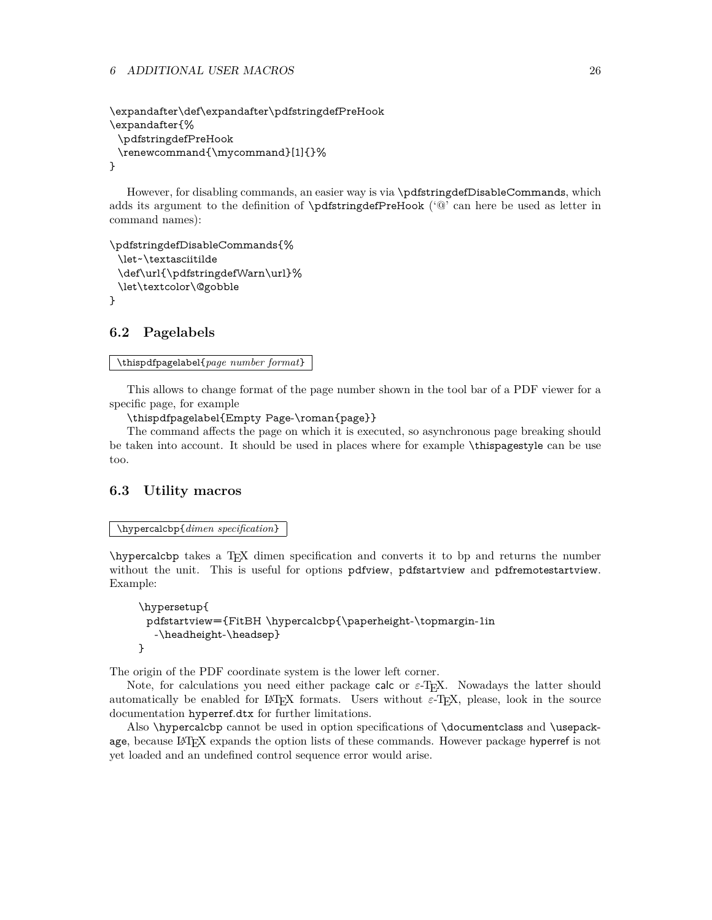```
\expandafter\def\expandafter\pdfstringdefPreHook
\expandafter{%
 \pdfstringdefPreHook
 \renewcommand{\mycommand}[1]{}%
}
```

However, for disabling commands, an easier way is via `\pdfstringdefDisableCommands`, which adds its argument to the definition of `\pdfstringdefPreHook` ('@' can here be used as letter in command names):

```
\pdfstringdefDisableCommands{%
 \let~\textasciitilde
 \def\url{\pdfstringdefWarn\url}%
 \let\textcolor\@gobble
}
```

## 6.2 Pagelabels

`\thispdfpagelabel{`*page number format*`}`

This allows to change format of the page number shown in the tool bar of a PDF viewer for a specific page, for example

`\thispdfpagelabel{Empty Page-\roman{page}}`

The command affects the page on which it is executed, so asynchronous page breaking should be taken into account. It should be used in places where for example `\thispagestyle` can be use too.

## 6.3 Utility macros

`\hypercalcbp{`*dimen specification*`}`

`\hypercalcbp` takes a TeX dimen specification and converts it to bp and returns the number without the unit. This is useful for options `pdfview`, `pdfstartview` and `pdfremotestartview`. Example:

```
\hypersetup{
 pdfstartview={FitBH \hypercalcbp{\paperheight-\topmargin-1in
   -\headheight-\headsep}
}
```

The origin of the PDF coordinate system is the lower left corner.

Note, for calculations you need either package `calc` or $\varepsilon$-TeX. Nowadays the latter should automatically be enabled for LaTeX formats. Users without $\varepsilon$-TeX, please, look in the source documentation `hyperref.dtx` for further limitations.

Also `\hypercalcbp` cannot be used in option specifications of `\documentclass` and `\usepackage`, because LaTeX expands the option lists of these commands. However package `hyperref` is not yet loaded and an undefined control sequence error would arise.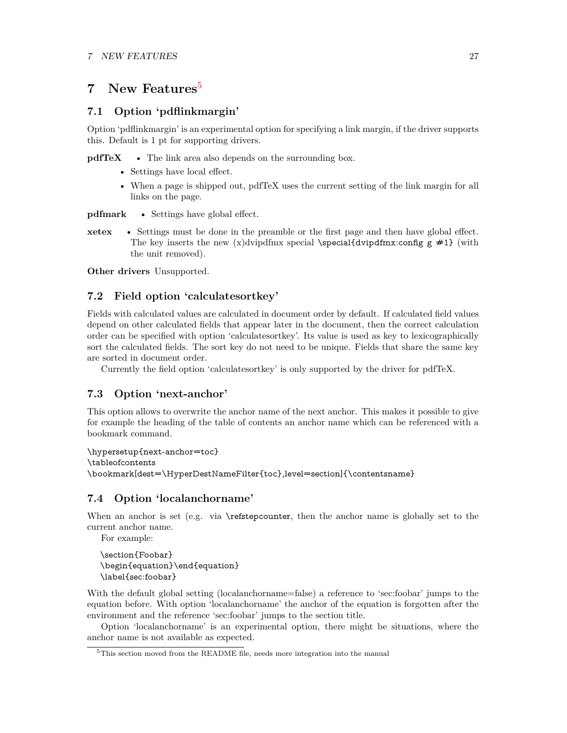# 7 New Features[5]

## 7.1 Option 'pdflinkmargin'

Option 'pdflinkmargin' is an experimental option for specifying a link margin, if the driver supports this. Default is 1 pt for supporting drivers.

**pdfTeX**
- The link area also depends on the surrounding box.
- Settings have local effect.
- When a page is shipped out, pdfTeX uses the current setting of the link margin for all links on the page.

**pdfmark**
- Settings have global effect.

**xetex**
- Settings must be done in the preamble or the first page and then have global effect. The key inserts the new (x)dvipdfmx special `\special{dvipdfmx:config g #1}` (with the unit removed).

**Other drivers** Unsupported.

## 7.2 Field option 'calculatesortkey'

Fields with calculated values are calculated in document order by default. If calculated field values depend on other calculated fields that appear later in the document, then the correct calculation order can be specified with option 'calculatesortkey'. Its value is used as key to lexicographically sort the calculated fields. The sort key do not need to be unique. Fields that share the same key are sorted in document order.

Currently the field option 'calculatesortkey' is only supported by the driver for pdfTeX.

## 7.3 Option 'next-anchor'

This option allows to overwrite the anchor name of the next anchor. This makes it possible to give for example the heading of the table of contents an anchor name which can be referenced with a bookmark command.

```
\hypersetup{next-anchor=toc}
\tableofcontents
\bookmark[dest=\HyperDestNameFilter{toc},level=section]{\contentsname}
```

## 7.4 Option 'localanchorname'

When an anchor is set (e.g. via `\refstepcounter`, then the anchor name is globally set to the current anchor name.

For example:

```
\section{Foobar}
\begin{equation}\end{equation}
\label{sec:foobar}
```

With the default global setting (localanchorname=false) a reference to 'sec:foobar' jumps to the equation before. With option 'localanchorname' the anchor of the equation is forgotten after the environment and the reference 'sec:foobar' jumps to the section title.

Option 'localanchorname' is an experimental option, there might be situations, where the anchor name is not available as expected.

[5] This section moved from the README file, needs more integration into the manual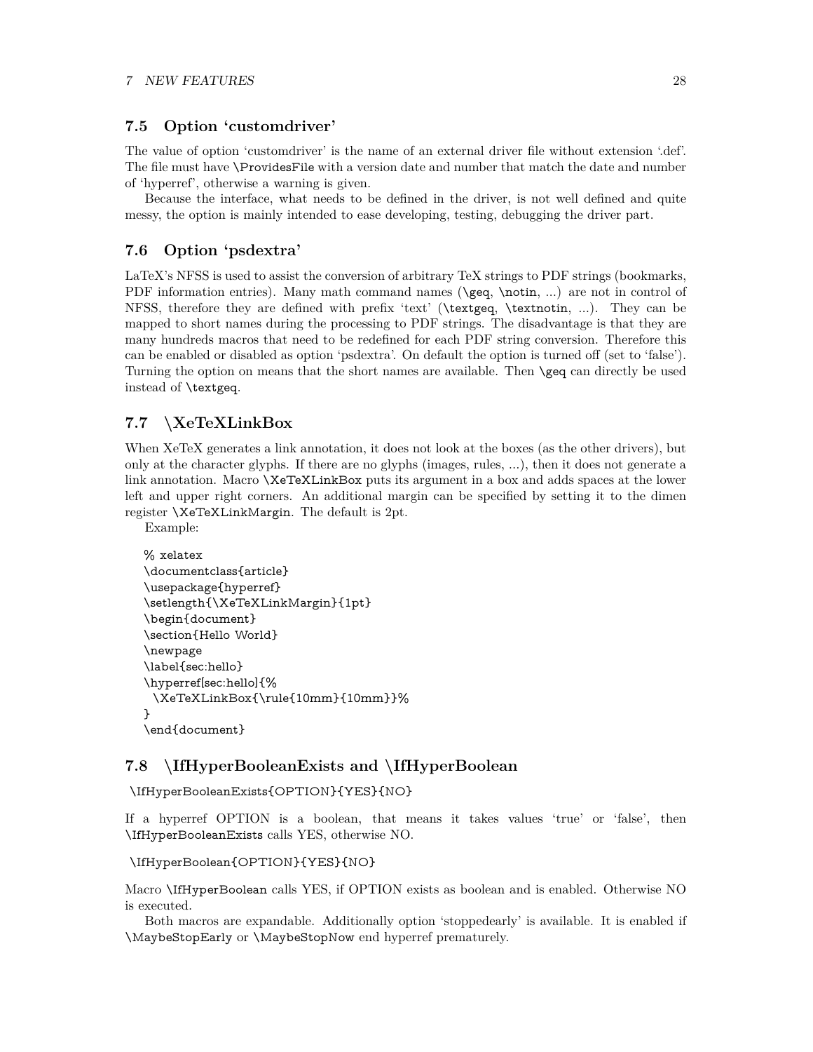## 7.5 Option 'customdriver'

The value of option 'customdriver' is the name of an external driver file without extension '.def'. The file must have `\ProvidesFile` with a version date and number that match the date and number of 'hyperref', otherwise a warning is given.

Because the interface, what needs to be defined in the driver, is not well defined and quite messy, the option is mainly intended to ease developing, testing, debugging the driver part.

## 7.6 Option 'psdextra'

LaTeX's NFSS is used to assist the conversion of arbitrary TeX strings to PDF strings (bookmarks, PDF information entries). Many math command names (`\geq`, `\notin`, ...) are not in control of NFSS, therefore they are defined with prefix 'text' (`\textgeq`, `\textnotin`, ...). They can be mapped to short names during the processing to PDF strings. The disadvantage is that they are many hundreds macros that need to be redefined for each PDF string conversion. Therefore this can be enabled or disabled as option 'psdextra'. On default the option is turned off (set to 'false'). Turning the option on means that the short names are available. Then `\geq` can directly be used instead of `\textgeq`.

## 7.7 \XeTeXLinkBox

When XeTeX generates a link annotation, it does not look at the boxes (as the other drivers), but only at the character glyphs. If there are no glyphs (images, rules, ...), then it does not generate a link annotation. Macro `\XeTeXLinkBox` puts its argument in a box and adds spaces at the lower left and upper right corners. An additional margin can be specified by setting it to the dimen register `\XeTeXLinkMargin`. The default is 2pt.

Example:

```
% xelatex
\documentclass{article}
\usepackage{hyperref}
\setlength{\XeTeXLinkMargin}{1pt}
\begin{document}
\section{Hello World}
\newpage
\label{sec:hello}
\hyperref[sec:hello]{%
  \XeTeXLinkBox{\rule{10mm}{10mm}}%
}
\end{document}
```

## 7.8 \IfHyperBooleanExists and \IfHyperBoolean

```
\IfHyperBooleanExists{OPTION}{YES}{NO}
```

If a hyperref OPTION is a boolean, that means it takes values 'true' or 'false', then `\IfHyperBooleanExists` calls YES, otherwise NO.

```
\IfHyperBoolean{OPTION}{YES}{NO}
```

Macro `\IfHyperBoolean` calls YES, if OPTION exists as boolean and is enabled. Otherwise NO is executed.

Both macros are expandable. Additionally option 'stoppedearly' is available. It is enabled if `\MaybeStopEarly` or `\MaybeStopNow` end hyperref prematurely.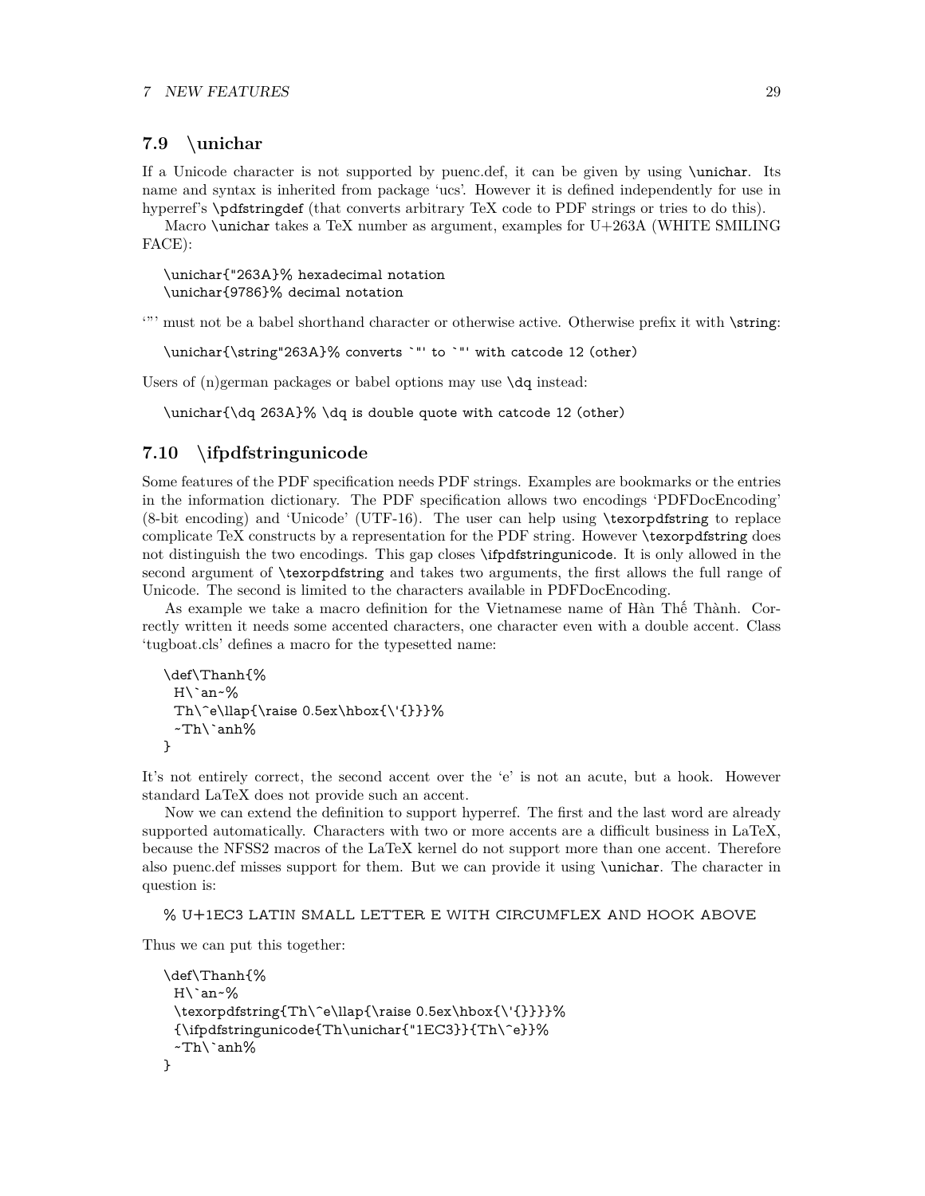### 7.9 \unichar

If a Unicode character is not supported by puenc.def, it can be given by using `\unichar`. Its name and syntax is inherited from package 'ucs'. However it is defined independently for use in hyperref's `\pdfstringdef` (that converts arbitrary TeX code to PDF strings or tries to do this).

Macro `\unichar` takes a TeX number as argument, examples for U+263A (WHITE SMILING FACE):

```
\unichar{"263A}% hexadecimal notation
\unichar{9786}% decimal notation
```

'"' must not be a babel shorthand character or otherwise active. Otherwise prefix it with `\string`:

```
\unichar{\string"263A}% converts `"' to `"' with catcode 12 (other)
```

Users of (n)german packages or babel options may use `\dq` instead:

```
\unichar{\dq 263A}% \dq is double quote with catcode 12 (other)
```

### 7.10 \ifpdfstringunicode

Some features of the PDF specification needs PDF strings. Examples are bookmarks or the entries in the information dictionary. The PDF specification allows two encodings 'PDFDocEncoding' (8-bit encoding) and 'Unicode' (UTF-16). The user can help using `\texorpdfstring` to replace complicate TeX constructs by a representation for the PDF string. However `\texorpdfstring` does not distinguish the two encodings. This gap closes `\ifpdfstringunicode`. It is only allowed in the second argument of `\texorpdfstring` and takes two arguments, the first allows the full range of Unicode. The second is limited to the characters available in PDFDocEncoding.

As example we take a macro definition for the Vietnamese name of Hàn Thế Thành. Correctly written it needs some accented characters, one character even with a double accent. Class 'tugboat.cls' defines a macro for the typesetted name:

```
\def\Thanh{%
  H\`an~%
  Th\^e\llap{\raise 0.5ex\hbox{\'{}}}%
  ~Th\`anh%
}
```

It's not entirely correct, the second accent over the 'e' is not an acute, but a hook. However standard LaTeX does not provide such an accent.

Now we can extend the definition to support hyperref. The first and the last word are already supported automatically. Characters with two or more accents are a difficult business in LaTeX, because the NFSS2 macros of the LaTeX kernel do not support more than one accent. Therefore also puenc.def misses support for them. But we can provide it using `\unichar`. The character in question is:

```
% U+1EC3 LATIN SMALL LETTER E WITH CIRCUMFLEX AND HOOK ABOVE
```

Thus we can put this together:

```
\def\Thanh{%
  H\`an~%
  \texorpdfstring{Th\^e\llap{\raise 0.5ex\hbox{\'{}}}}%
  {\ifpdfstringunicode{Th\unichar{"1EC3}}{Th\^e}}%
  ~Th\`anh%
}
```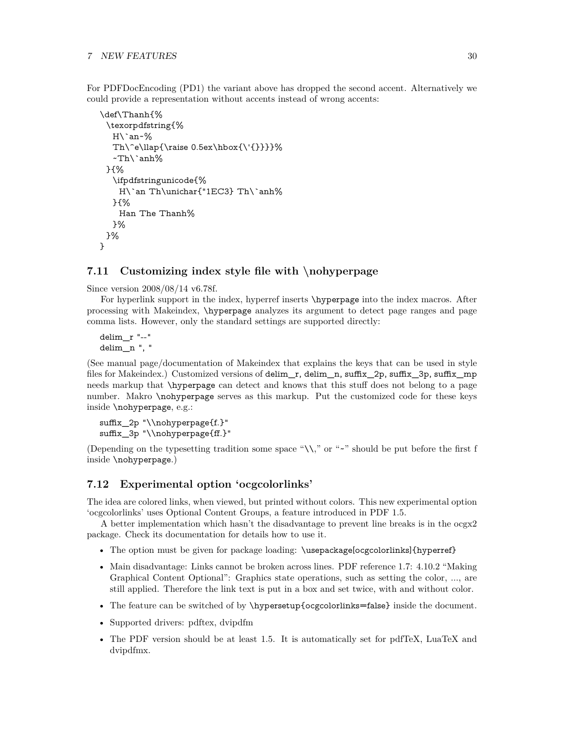For PDFDocEncoding (PD1) the variant above has dropped the second accent. Alternatively we could provide a representation without accents instead of wrong accents:

```
\def\Thanh{%
  \texorpdfstring{%
    H\`an~%
    Th\^e\llap{\raise 0.5ex\hbox{\'{}}}}%
    ~Th\`anh%
  }{%
    \ifpdfstringunicode{%
      H\`an Th\unichar{"1EC3} Th\`anh%
    }{%
      Han The Thanh%
    }%
  }%
}
```

### 7.11 Customizing index style file with \nohyperpage

Since version 2008/08/14 v6.78f.

For hyperlink support in the index, hyperref inserts `\hyperpage` into the index macros. After processing with Makeindex, `\hyperpage` analyzes its argument to detect page ranges and page comma lists. However, only the standard settings are supported directly:

```
delim_r "--"
delim_n ", "
```

(See manual page/documentation of Makeindex that explains the keys that can be used in style files for Makeindex.) Customized versions of `delim_r`, `delim_n`, `suffix_2p`, `suffix_3p`, `suffix_mp` needs markup that `\hyperpage` can detect and knows that this stuff does not belong to a page number. Makro `\nohyperpage` serves as this markup. Put the customized code for these keys inside `\nohyperpage`, e.g.:

```
suffix_2p "\\nohyperpage{f.}"
suffix_3p "\\nohyperpage{ff.}"
```

(Depending on the typesetting tradition some space "`\\,`" or "`~`" should be put before the first f inside `\nohyperpage`.)

### 7.12 Experimental option 'ocgcolorlinks'

The idea are colored links, when viewed, but printed without colors. This new experimental option 'ocgcolorlinks' uses Optional Content Groups, a feature introduced in PDF 1.5.

A better implementation which hasn't the disadvantage to prevent line breaks is in the ocgx2 package. Check its documentation for details how to use it.

- The option must be given for package loading: `\usepackage[ocgcolorlinks]{hyperref}`
- Main disadvantage: Links cannot be broken across lines. PDF reference 1.7: 4.10.2 "Making Graphical Content Optional": Graphics state operations, such as setting the color, ..., are still applied. Therefore the link text is put in a box and set twice, with and without color.
- The feature can be switched of by `\hypersetup{ocgcolorlinks=false}` inside the document.
- Supported drivers: pdftex, dvipdfm
- The PDF version should be at least 1.5. It is automatically set for pdfTeX, LuaTeX and dvipdfmx.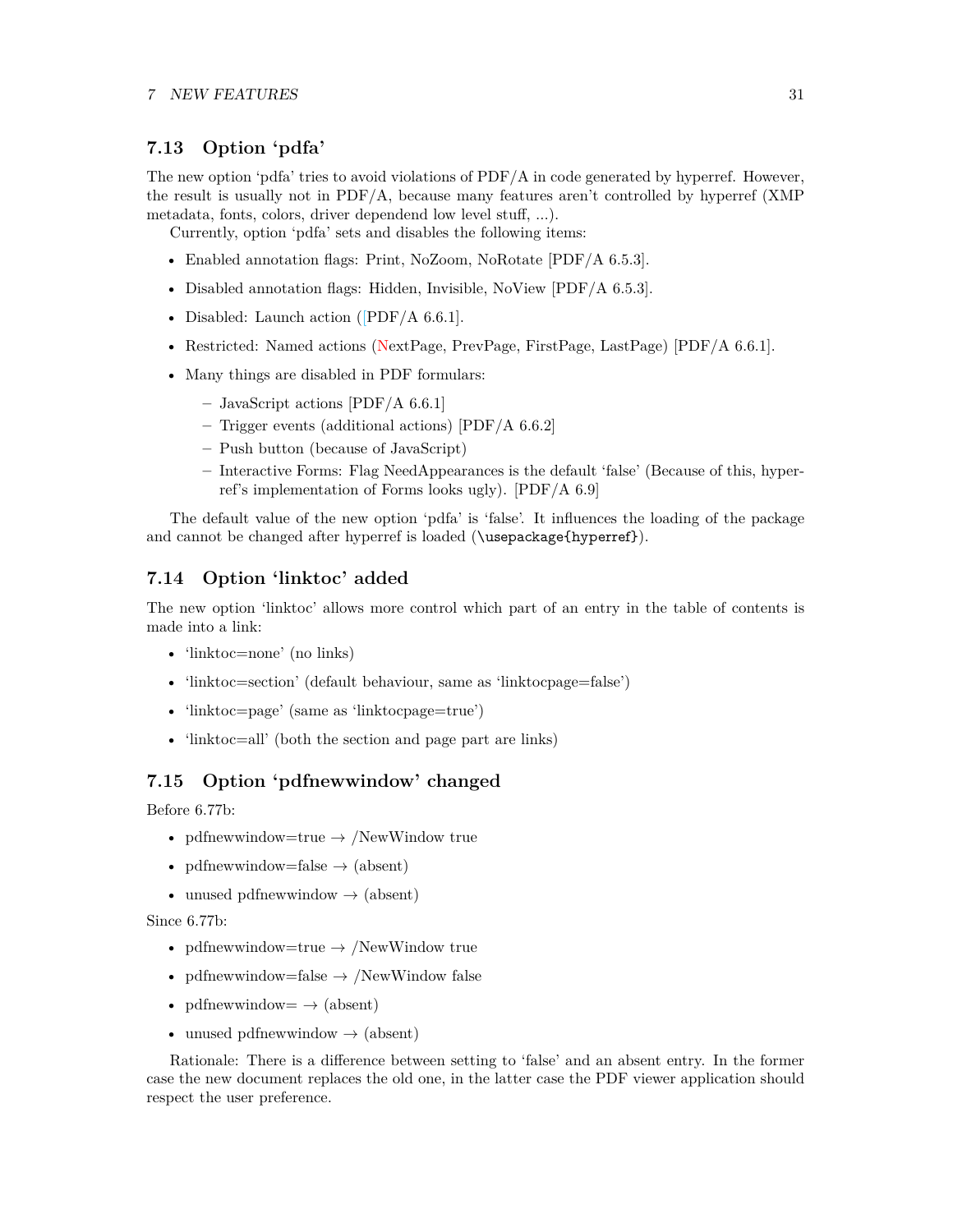### 7.13 Option 'pdfa'

The new option 'pdfa' tries to avoid violations of PDF/A in code generated by hyperref. However, the result is usually not in PDF/A, because many features aren't controlled by hyperref (XMP metadata, fonts, colors, driver dependend low level stuff, ...).

Currently, option 'pdfa' sets and disables the following items:

- Enabled annotation flags: Print, NoZoom, NoRotate [PDF/A 6.5.3].
- Disabled annotation flags: Hidden, Invisible, NoView [PDF/A 6.5.3].
- Disabled: Launch action ([PDF/A 6.6.1].
- Restricted: Named actions (NextPage, PrevPage, FirstPage, LastPage) [PDF/A 6.6.1].
- Many things are disabled in PDF formulars:
  - JavaScript actions [PDF/A 6.6.1]
  - Trigger events (additional actions) [PDF/A 6.6.2]
  - Push button (because of JavaScript)
  - Interactive Forms: Flag NeedAppearances is the default 'false' (Because of this, hyperref's implementation of Forms looks ugly). [PDF/A 6.9]

The default value of the new option 'pdfa' is 'false'. It influences the loading of the package and cannot be changed after hyperref is loaded (`\usepackage{hyperref}`).

### 7.14 Option 'linktoc' added

The new option 'linktoc' allows more control which part of an entry in the table of contents is made into a link:

- 'linktoc=none' (no links)
- 'linktoc=section' (default behaviour, same as 'linktocpage=false')
- 'linktoc=page' (same as 'linktocpage=true')
- 'linktoc=all' (both the section and page part are links)

### 7.15 Option 'pdfnewwindow' changed

Before 6.77b:

- pdfnewwindow=true → /NewWindow true
- pdfnewwindow=false → (absent)
- unused pdfnewwindow → (absent)

Since 6.77b:

- pdfnewwindow=true → /NewWindow true
- pdfnewwindow=false → /NewWindow false
- pdfnewwindow= → (absent)
- unused pdfnewwindow → (absent)

Rationale: There is a difference between setting to 'false' and an absent entry. In the former case the new document replaces the old one, in the latter case the PDF viewer application should respect the user preference.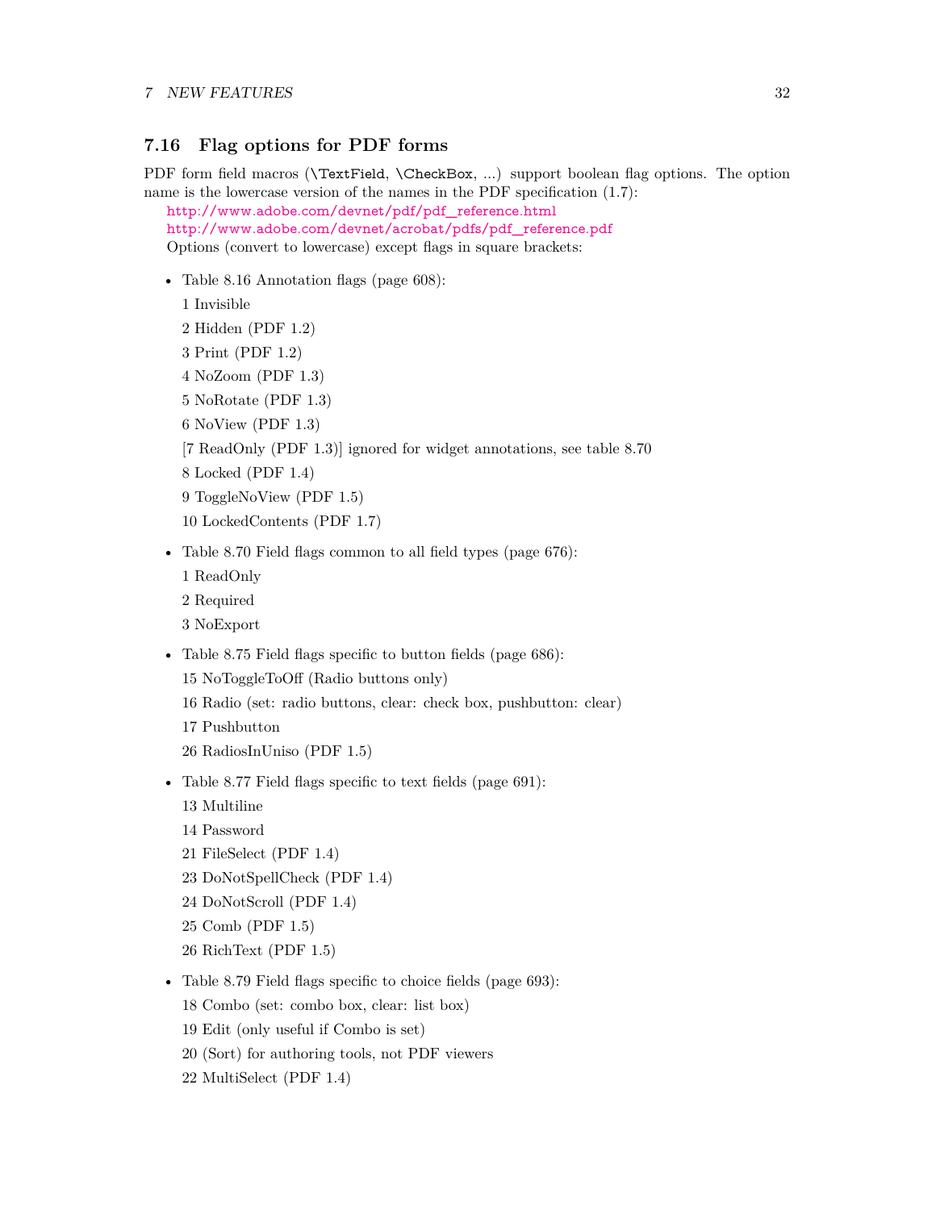## 7.16 Flag options for PDF forms

PDF form field macros (`\TextField`, `\CheckBox`, ...) support boolean flag options. The option name is the lowercase version of the names in the PDF specification (1.7):

http://www.adobe.com/devnet/pdf/pdf_reference.html
http://www.adobe.com/devnet/acrobat/pdfs/pdf_reference.pdf
Options (convert to lowercase) except flags in square brackets:

- Table 8.16 Annotation flags (page 608):

  1 Invisible

  2 Hidden (PDF 1.2)

  3 Print (PDF 1.2)

  4 NoZoom (PDF 1.3)

  5 NoRotate (PDF 1.3)

  6 NoView (PDF 1.3)

  [7 ReadOnly (PDF 1.3)] ignored for widget annotations, see table 8.70

  8 Locked (PDF 1.4)

  9 ToggleNoView (PDF 1.5)

  10 LockedContents (PDF 1.7)

- Table 8.70 Field flags common to all field types (page 676):

  1 ReadOnly

  2 Required

  3 NoExport

- Table 8.75 Field flags specific to button fields (page 686):

  15 NoToggleToOff (Radio buttons only)

  16 Radio (set: radio buttons, clear: check box, pushbutton: clear)

  17 Pushbutton

  26 RadiosInUniso (PDF 1.5)

- Table 8.77 Field flags specific to text fields (page 691):

  13 Multiline

  14 Password

  21 FileSelect (PDF 1.4)

  23 DoNotSpellCheck (PDF 1.4)

  24 DoNotScroll (PDF 1.4)

  25 Comb (PDF 1.5)

  26 RichText (PDF 1.5)

- Table 8.79 Field flags specific to choice fields (page 693):

  18 Combo (set: combo box, clear: list box)

  19 Edit (only useful if Combo is set)

  20 (Sort) for authoring tools, not PDF viewers

  22 MultiSelect (PDF 1.4)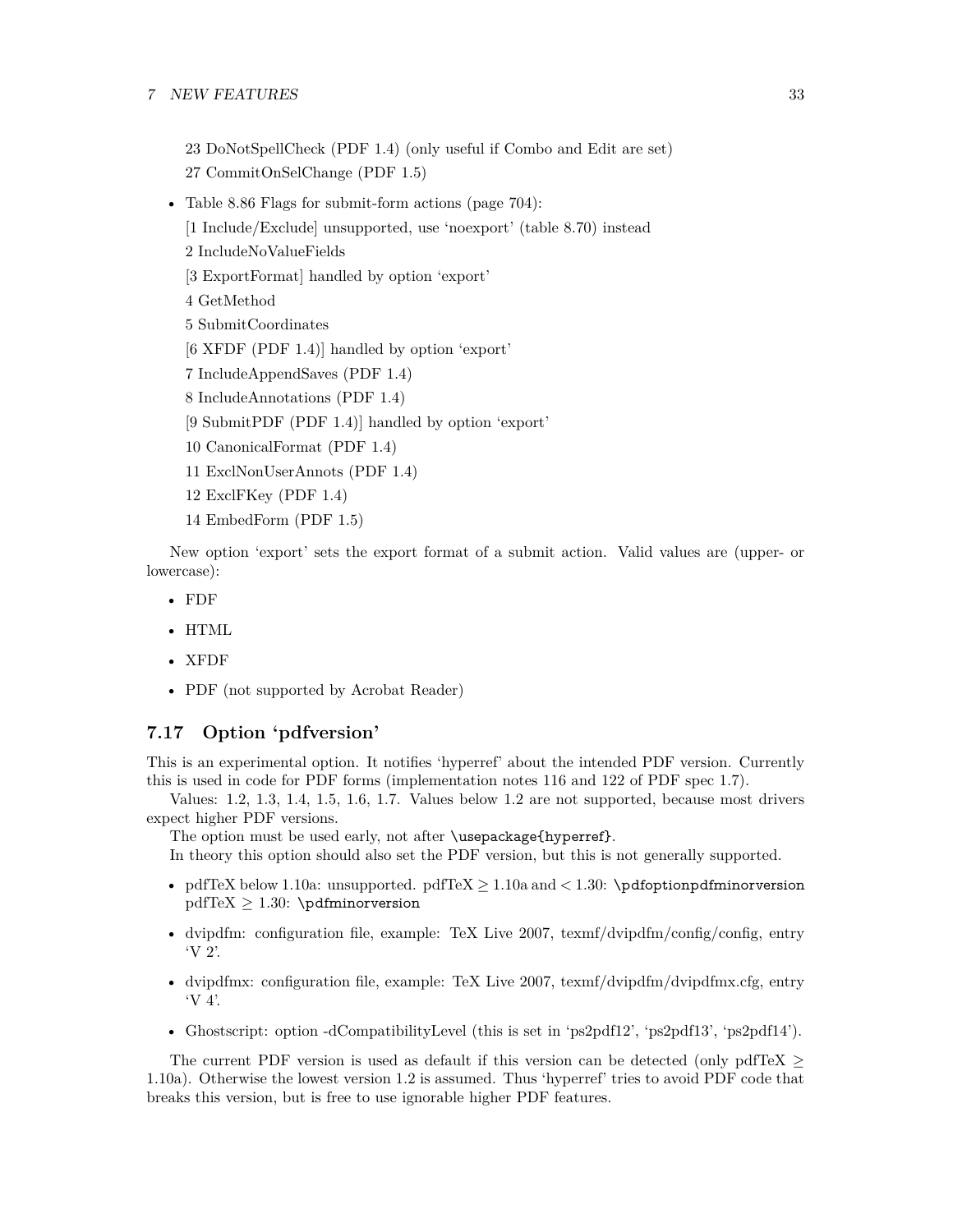23 DoNotSpellCheck (PDF 1.4) (only useful if Combo and Edit are set)

27 CommitOnSelChange (PDF 1.5)

- Table 8.86 Flags for submit-form actions (page 704):

  [1 Include/Exclude] unsupported, use 'noexport' (table 8.70) instead

  2 IncludeNoValueFields

  [3 ExportFormat] handled by option 'export'

  4 GetMethod

  5 SubmitCoordinates

  [6 XFDF (PDF 1.4)] handled by option 'export'

  7 IncludeAppendSaves (PDF 1.4)

  8 IncludeAnnotations (PDF 1.4)

  [9 SubmitPDF (PDF 1.4)] handled by option 'export'

  10 CanonicalFormat (PDF 1.4)

  11 ExclNonUserAnnots (PDF 1.4)

  12 ExclFKey (PDF 1.4)

  14 EmbedForm (PDF 1.5)

New option 'export' sets the export format of a submit action. Valid values are (upper- or lowercase):

- FDF
- HTML
- XFDF
- PDF (not supported by Acrobat Reader)

### 7.17 Option 'pdfversion'

This is an experimental option. It notifies 'hyperref' about the intended PDF version. Currently this is used in code for PDF forms (implementation notes 116 and 122 of PDF spec 1.7).

Values: 1.2, 1.3, 1.4, 1.5, 1.6, 1.7. Values below 1.2 are not supported, because most drivers expect higher PDF versions.

The option must be used early, not after `\usepackage{hyperref}`.

In theory this option should also set the PDF version, but this is not generally supported.

- pdfTeX below 1.10a: unsupported. pdfTeX $\geq$ 1.10a and $<$ 1.30: `\pdfoptionpdfminorversion` pdfTeX $\geq$ 1.30: `\pdfminorversion`
- dvipdfm: configuration file, example: TeX Live 2007, texmf/dvipdfm/config/config, entry 'V 2'.
- dvipdfmx: configuration file, example: TeX Live 2007, texmf/dvipdfm/dvipdfmx.cfg, entry 'V 4'.
- Ghostscript: option -dCompatibilityLevel (this is set in 'ps2pdf12', 'ps2pdf13', 'ps2pdf14').

The current PDF version is used as default if this version can be detected (only pdfTeX $\geq$ 1.10a). Otherwise the lowest version 1.2 is assumed. Thus 'hyperref' tries to avoid PDF code that breaks this version, but is free to use ignorable higher PDF features.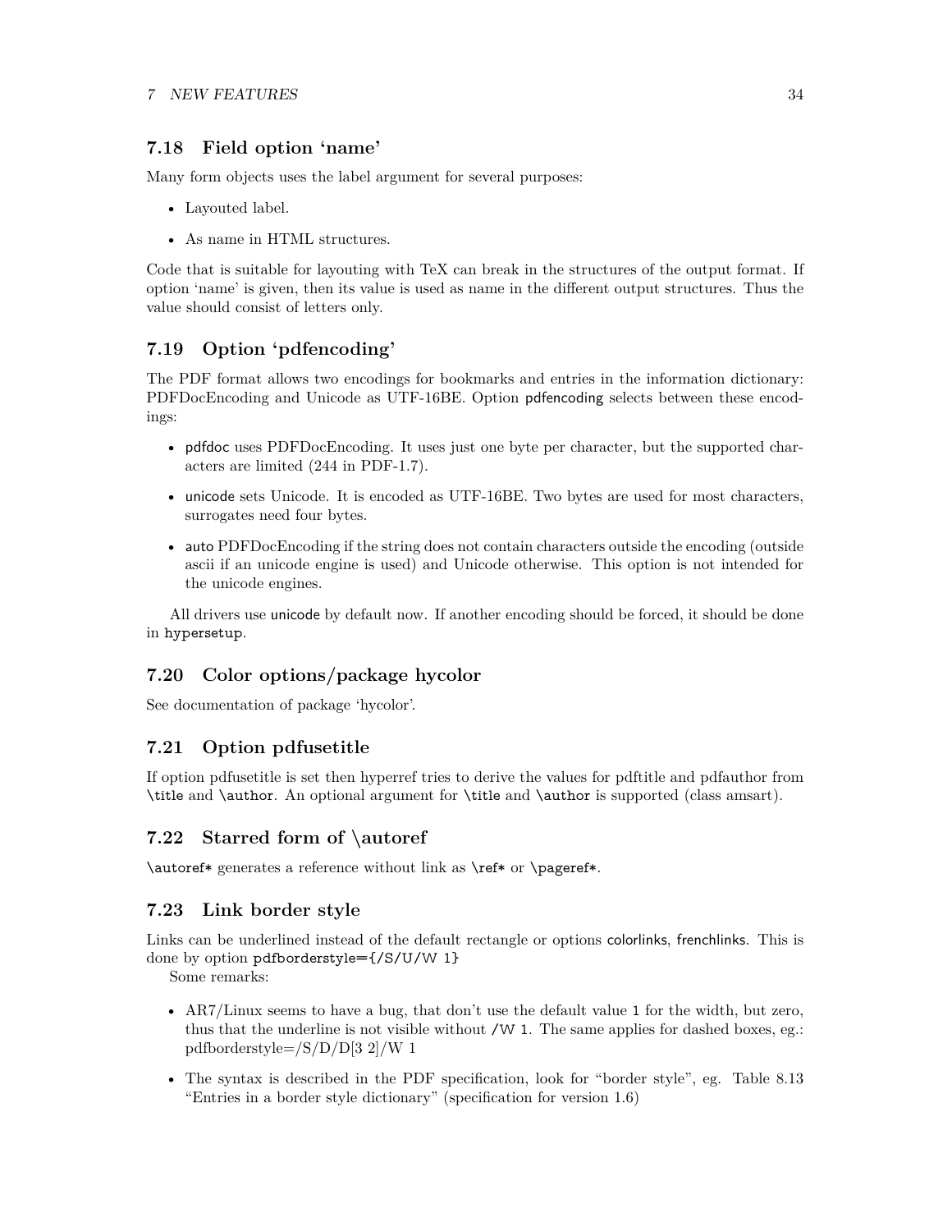### 7.18 Field option 'name'

Many form objects uses the label argument for several purposes:

- Layouted label.
- As name in HTML structures.

Code that is suitable for layouting with TeX can break in the structures of the output format. If option 'name' is given, then its value is used as name in the different output structures. Thus the value should consist of letters only.

### 7.19 Option 'pdfencoding'

The PDF format allows two encodings for bookmarks and entries in the information dictionary: PDFDocEncoding and Unicode as UTF-16BE. Option pdfencoding selects between these encodings:

- pdfdoc uses PDFDocEncoding. It uses just one byte per character, but the supported characters are limited (244 in PDF-1.7).
- unicode sets Unicode. It is encoded as UTF-16BE. Two bytes are used for most characters, surrogates need four bytes.
- auto PDFDocEncoding if the string does not contain characters outside the encoding (outside ascii if an unicode engine is used) and Unicode otherwise. This option is not intended for the unicode engines.

All drivers use unicode by default now. If another encoding should be forced, it should be done in `hypersetup`.

### 7.20 Color options/package hycolor

See documentation of package 'hycolor'.

### 7.21 Option pdfusetitle

If option pdfusetitle is set then hyperref tries to derive the values for pdftitle and pdfauthor from `\title` and `\author`. An optional argument for `\title` and `\author` is supported (class amsart).

### 7.22 Starred form of \autoref

`\autoref*` generates a reference without link as `\ref*` or `\pageref*`.

### 7.23 Link border style

Links can be underlined instead of the default rectangle or options colorlinks, frenchlinks. This is done by option `pdfborderstyle={/S/U/W 1}`

Some remarks:

- AR7/Linux seems to have a bug, that don't use the default value `1` for the width, but zero, thus that the underline is not visible without `/W 1`. The same applies for dashed boxes, eg.: pdfborderstyle=/S/D/D[3 2]/W 1
- The syntax is described in the PDF specification, look for "border style", eg. Table 8.13 "Entries in a border style dictionary" (specification for version 1.6)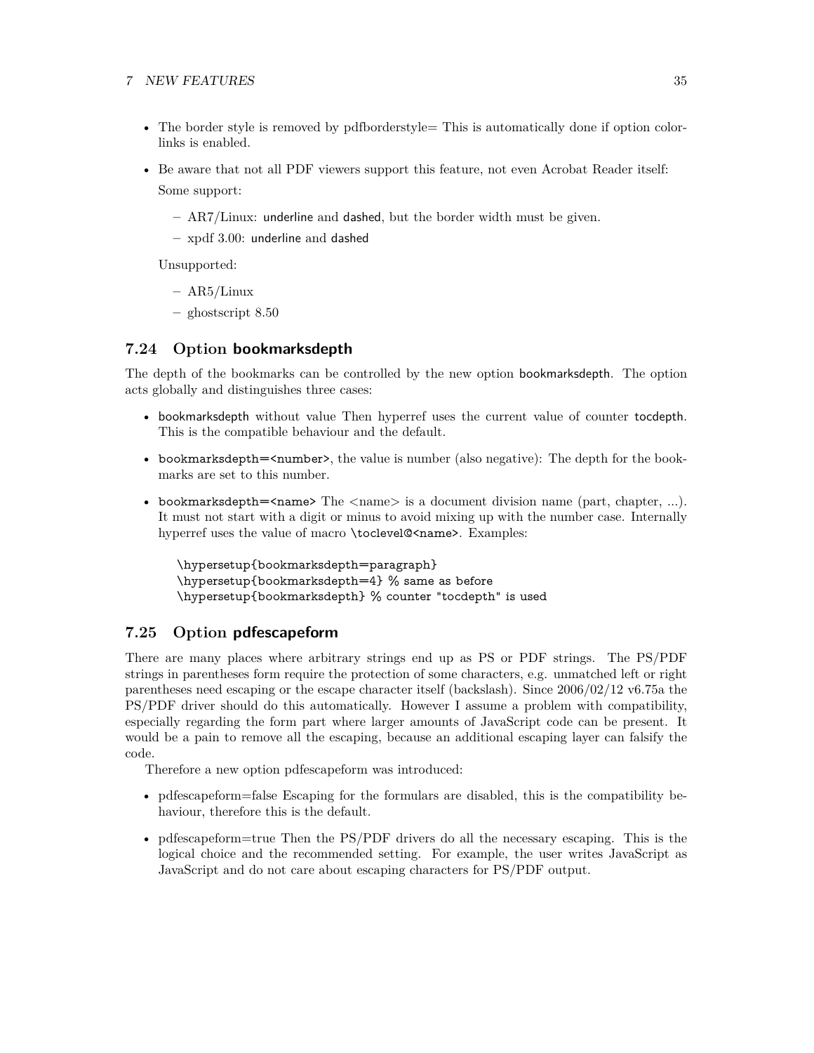- The border style is removed by pdfborderstyle= This is automatically done if option colorlinks is enabled.
- Be aware that not all PDF viewers support this feature, not even Acrobat Reader itself:

  Some support:

  - AR7/Linux: underline and dashed, but the border width must be given.
  - xpdf 3.00: underline and dashed

  Unsupported:

  - AR5/Linux
  - ghostscript 8.50

## 7.24 Option bookmarksdepth

The depth of the bookmarks can be controlled by the new option bookmarksdepth. The option acts globally and distinguishes three cases:

- bookmarksdepth without value Then hyperref uses the current value of counter tocdepth. This is the compatible behaviour and the default.
- `bookmarksdepth=<number>`, the value is number (also negative): The depth for the bookmarks are set to this number.
- `bookmarksdepth=<name>` The <name> is a document division name (part, chapter, ...). It must not start with a digit or minus to avoid mixing up with the number case. Internally hyperref uses the value of macro `\toclevel@<name>`. Examples:

```
\hypersetup{bookmarksdepth=paragraph}
\hypersetup{bookmarksdepth=4} % same as before
\hypersetup{bookmarksdepth} % counter "tocdepth" is used
```

## 7.25 Option pdfescapeform

There are many places where arbitrary strings end up as PS or PDF strings. The PS/PDF strings in parentheses form require the protection of some characters, e.g. unmatched left or right parentheses need escaping or the escape character itself (backslash). Since 2006/02/12 v6.75a the PS/PDF driver should do this automatically. However I assume a problem with compatibility, especially regarding the form part where larger amounts of JavaScript code can be present. It would be a pain to remove all the escaping, because an additional escaping layer can falsify the code.

Therefore a new option pdfescapeform was introduced:

- pdfescapeform=false Escaping for the formulars are disabled, this is the compatibility behaviour, therefore this is the default.
- pdfescapeform=true Then the PS/PDF drivers do all the necessary escaping. This is the logical choice and the recommended setting. For example, the user writes JavaScript as JavaScript and do not care about escaping characters for PS/PDF output.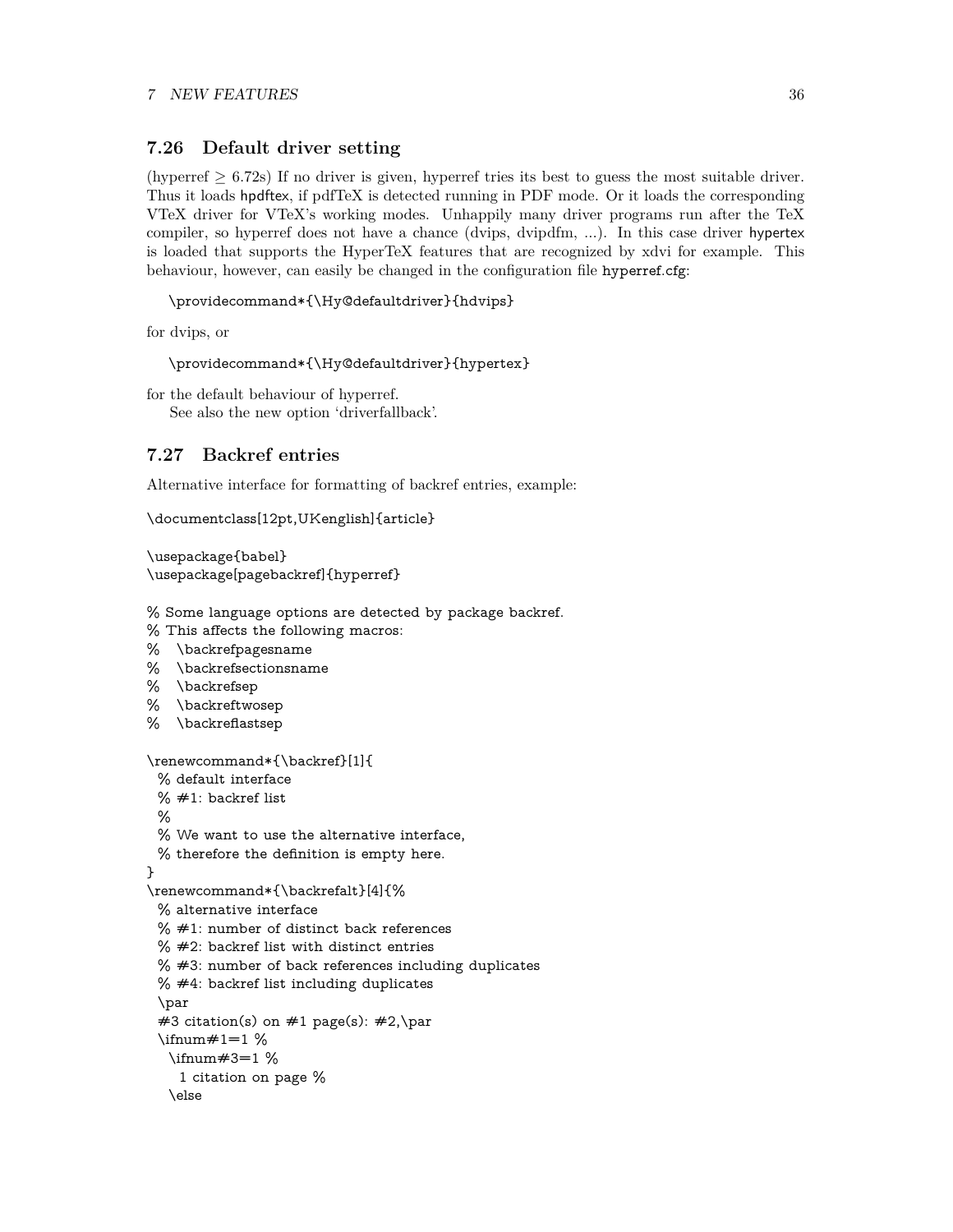## 7.26 Default driver setting

(hyperref $\geq$ 6.72s) If no driver is given, hyperref tries its best to guess the most suitable driver. Thus it loads `hpdftex`, if pdfTeX is detected running in PDF mode. Or it loads the corresponding VTeX driver for VTeX's working modes. Unhappily many driver programs run after the TeX compiler, so hyperref does not have a chance (dvips, dvipdfm, ...). In this case driver `hypertex` is loaded that supports the HyperTeX features that are recognized by xdvi for example. This behaviour, however, can easily be changed in the configuration file `hyperref.cfg`:

```
\providecommand*{\Hy@defaultdriver}{hdvips}
```

for dvips, or

```
\providecommand*{\Hy@defaultdriver}{hypertex}
```

for the default behaviour of hyperref.

See also the new option 'driverfallback'.

## 7.27 Backref entries

Alternative interface for formatting of backref entries, example:

```
\documentclass[12pt,UKenglish]{article}

\usepackage{babel}
\usepackage[pagebackref]{hyperref}

% Some language options are detected by package backref.
% This affects the following macros:
%   \backrefpagesname
%   \backrefsectionsname
%   \backrefsep
%   \backreftwosep
%   \backreflastsep

\renewcommand*{\backref}[1]{
  % default interface
  % #1: backref list
  %
  % We want to use the alternative interface,
  % therefore the definition is empty here.
}
\renewcommand*{\backrefalt}[4]{%
  % alternative interface
  % #1: number of distinct back references
  % #2: backref list with distinct entries
  % #3: number of back references including duplicates
  % #4: backref list including duplicates
  \par
  #3 citation(s) on #1 page(s): #2,\par
  \ifnum#1=1 %
    \ifnum#3=1 %
      1 citation on page %
    \else
```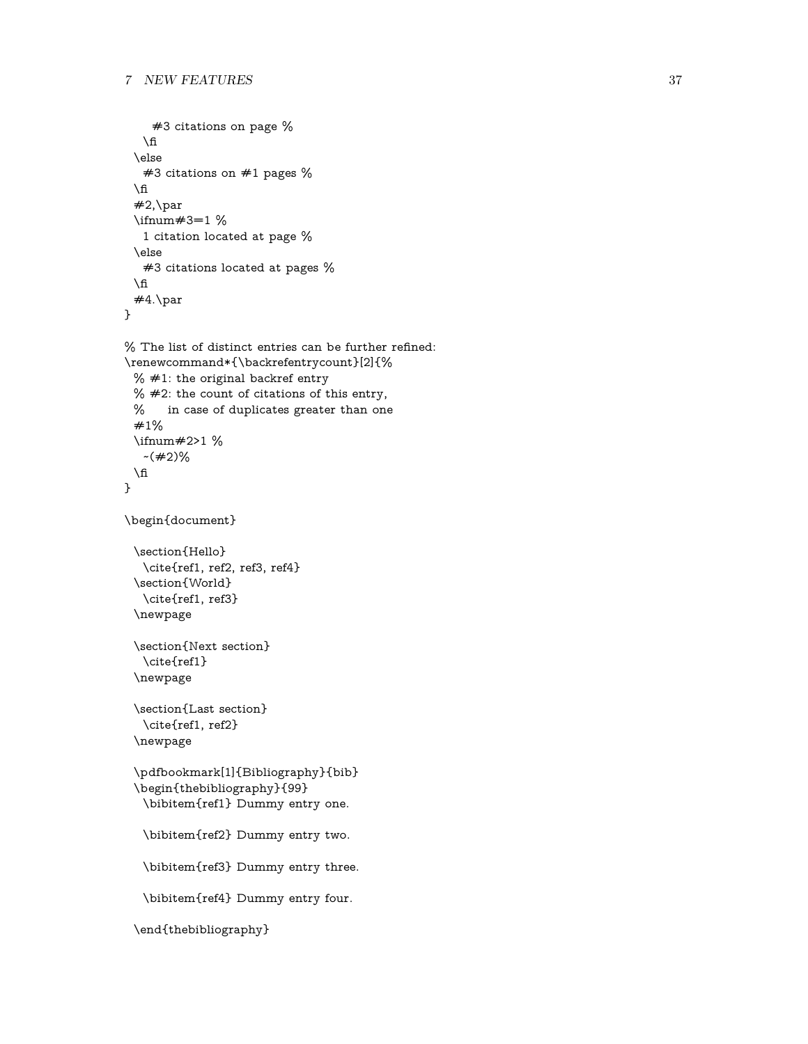```
      #3 citations on page %
    \fi
  \else
    #3 citations on #1 pages %
  \fi
  #2,\par
  \ifnum#3=1 %
    1 citation located at page %
  \else
    #3 citations located at pages %
  \fi
  #4.\par
}

% The list of distinct entries can be further refined:
\renewcommand*{\backrefentrycount}[2]{%
  % #1: the original backref entry
  % #2: the count of citations of this entry,
  %     in case of duplicates greater than one
  #1%
  \ifnum#2>1 %
    ~(#2)%
  \fi
}

\begin{document}

  \section{Hello}
    \cite{ref1, ref2, ref3, ref4}
  \section{World}
    \cite{ref1, ref3}
  \newpage

  \section{Next section}
    \cite{ref1}
  \newpage

  \section{Last section}
    \cite{ref1, ref2}
  \newpage

  \pdfbookmark[1]{Bibliography}{bib}
  \begin{thebibliography}{99}
    \bibitem{ref1} Dummy entry one.

    \bibitem{ref2} Dummy entry two.

    \bibitem{ref3} Dummy entry three.

    \bibitem{ref4} Dummy entry four.

  \end{thebibliography}
```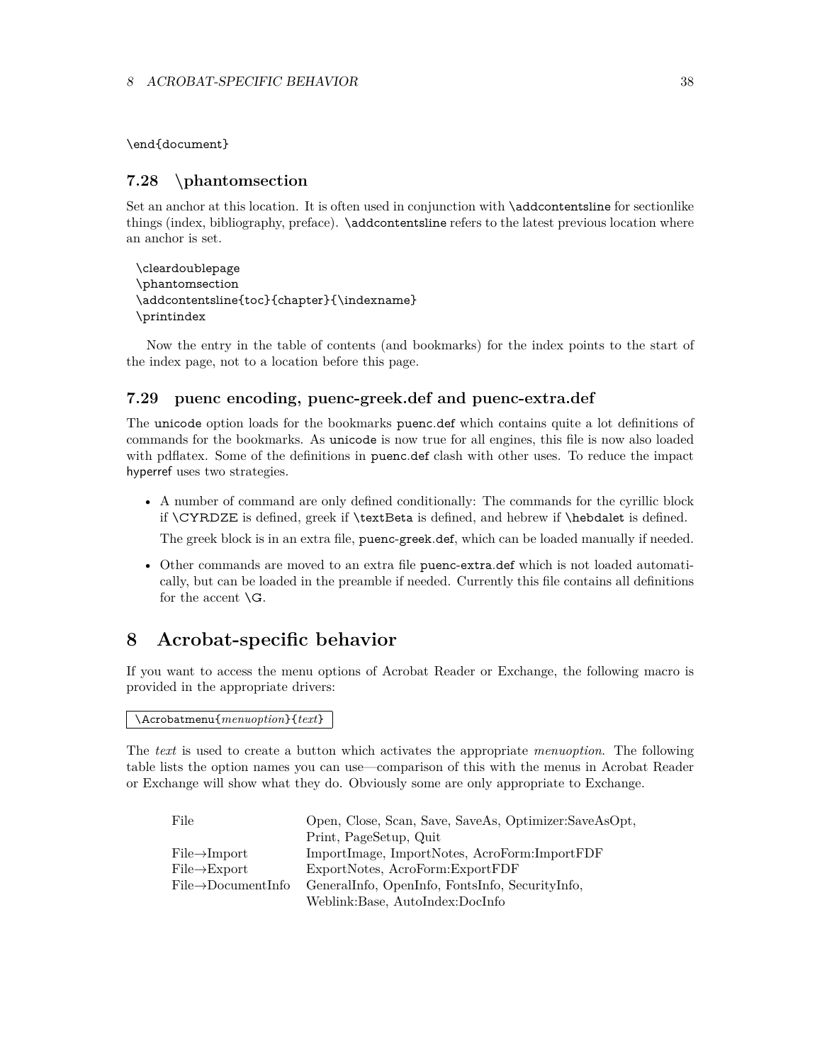```
\end{document}
```

### 7.28 \phantomsection

Set an anchor at this location. It is often used in conjunction with `\addcontentsline` for sectionlike things (index, bibliography, preface). `\addcontentsline` refers to the latest previous location where an anchor is set.

```
\cleardoublepage
\phantomsection
\addcontentsline{toc}{chapter}{\indexname}
\printindex
```

Now the entry in the table of contents (and bookmarks) for the index points to the start of the index page, not to a location before this page.

### 7.29 puenc encoding, puenc-greek.def and puenc-extra.def

The `unicode` option loads for the bookmarks `puenc.def` which contains quite a lot definitions of commands for the bookmarks. As `unicode` is now true for all engines, this file is now also loaded with pdflatex. Some of the definitions in `puenc.def` clash with other uses. To reduce the impact hyperref uses two strategies.

- A number of command are only defined conditionally: The commands for the cyrillic block if `\CYRDZE` is defined, greek if `\textBeta` is defined, and hebrew if `\hebdalet` is defined.

  The greek block is in an extra file, `puenc-greek.def`, which can be loaded manually if needed.

- Other commands are moved to an extra file `puenc-extra.def` which is not loaded automatically, but can be loaded in the preamble if needed. Currently this file contains all definitions for the accent `\G`.

## 8 Acrobat-specific behavior

If you want to access the menu options of Acrobat Reader or Exchange, the following macro is provided in the appropriate drivers:

`\Acrobatmenu{`*menuoption*`}{`*text*`}`

The *text* is used to create a button which activates the appropriate *menuoption*. The following table lists the option names you can use—comparison of this with the menus in Acrobat Reader or Exchange will show what they do. Obviously some are only appropriate to Exchange.

| | |
|---|---|
| File | Open, Close, Scan, Save, SaveAs, Optimizer:SaveAsOpt, Print, PageSetup, Quit |
| File→Import | ImportImage, ImportNotes, AcroForm:ImportFDF |
| File→Export | ExportNotes, AcroForm:ExportFDF |
| File→DocumentInfo | GeneralInfo, OpenInfo, FontsInfo, SecurityInfo, Weblink:Base, AutoIndex:DocInfo |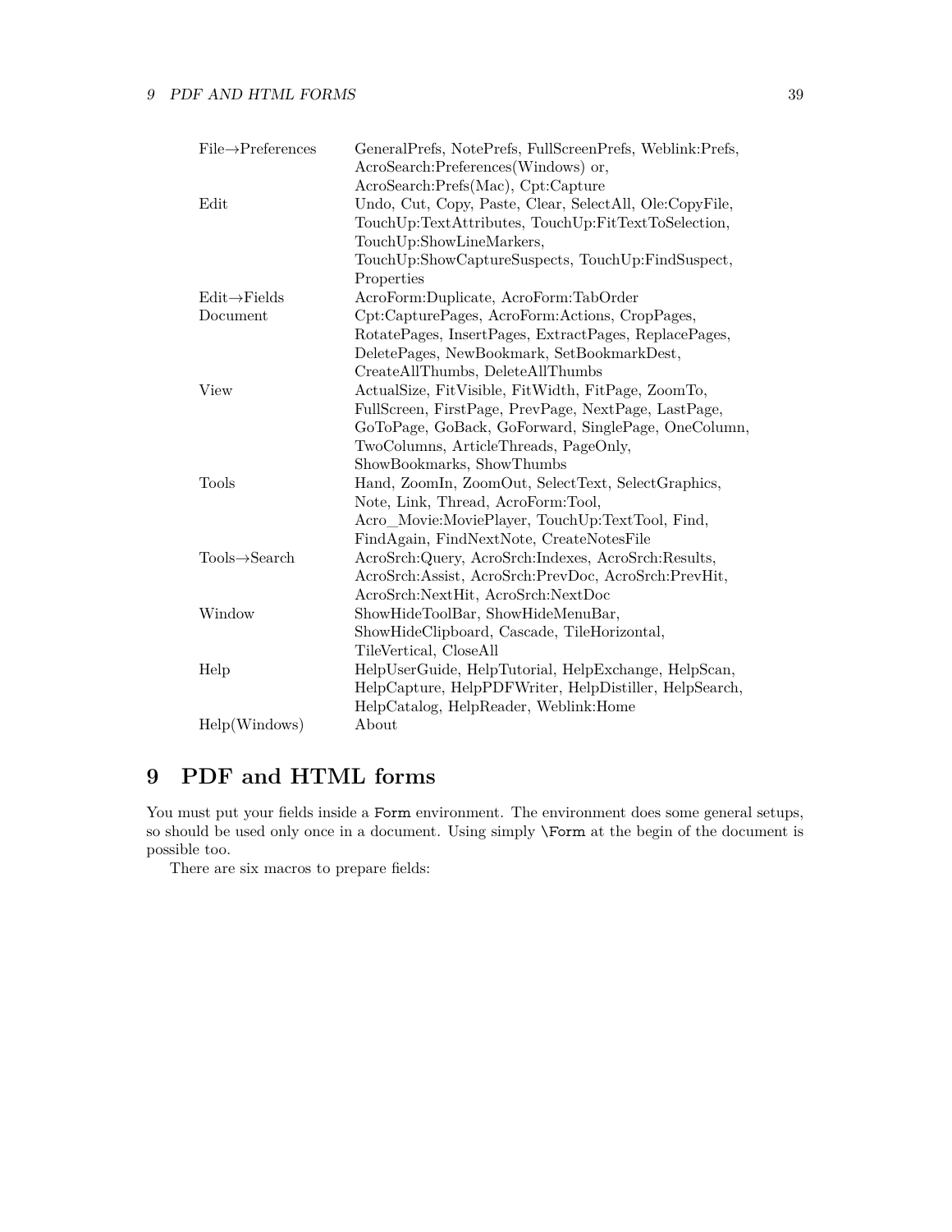| | |
|---|---|
| File→Preferences | GeneralPrefs, NotePrefs, FullScreenPrefs, Weblink:Prefs, AcroSearch:Preferences(Windows) or, AcroSearch:Prefs(Mac), Cpt:Capture |
| Edit | Undo, Cut, Copy, Paste, Clear, SelectAll, Ole:CopyFile, TouchUp:TextAttributes, TouchUp:FitTextToSelection, TouchUp:ShowLineMarkers, TouchUp:ShowCaptureSuspects, TouchUp:FindSuspect, Properties |
| Edit→Fields | AcroForm:Duplicate, AcroForm:TabOrder |
| Document | Cpt:CapturePages, AcroForm:Actions, CropPages, RotatePages, InsertPages, ExtractPages, ReplacePages, DeletePages, NewBookmark, SetBookmarkDest, CreateAllThumbs, DeleteAllThumbs |
| View | ActualSize, FitVisible, FitWidth, FitPage, ZoomTo, FullScreen, FirstPage, PrevPage, NextPage, LastPage, GoToPage, GoBack, GoForward, SinglePage, OneColumn, TwoColumns, ArticleThreads, PageOnly, ShowBookmarks, ShowThumbs |
| Tools | Hand, ZoomIn, ZoomOut, SelectText, SelectGraphics, Note, Link, Thread, AcroForm:Tool, Acro_Movie:MoviePlayer, TouchUp:TextTool, Find, FindAgain, FindNextNote, CreateNotesFile |
| Tools→Search | AcroSrch:Query, AcroSrch:Indexes, AcroSrch:Results, AcroSrch:Assist, AcroSrch:PrevDoc, AcroSrch:PrevHit, AcroSrch:NextHit, AcroSrch:NextDoc |
| Window | ShowHideToolBar, ShowHideMenuBar, ShowHideClipboard, Cascade, TileHorizontal, TileVertical, CloseAll |
| Help | HelpUserGuide, HelpTutorial, HelpExchange, HelpScan, HelpCapture, HelpPDFWriter, HelpDistiller, HelpSearch, HelpCatalog, HelpReader, Weblink:Home |
| Help(Windows) | About |

# 9 PDF and HTML forms

You must put your fields inside a `Form` environment. The environment does some general setups, so should be used only once in a document. Using simply `\Form` at the begin of the document is possible too.

There are six macros to prepare fields: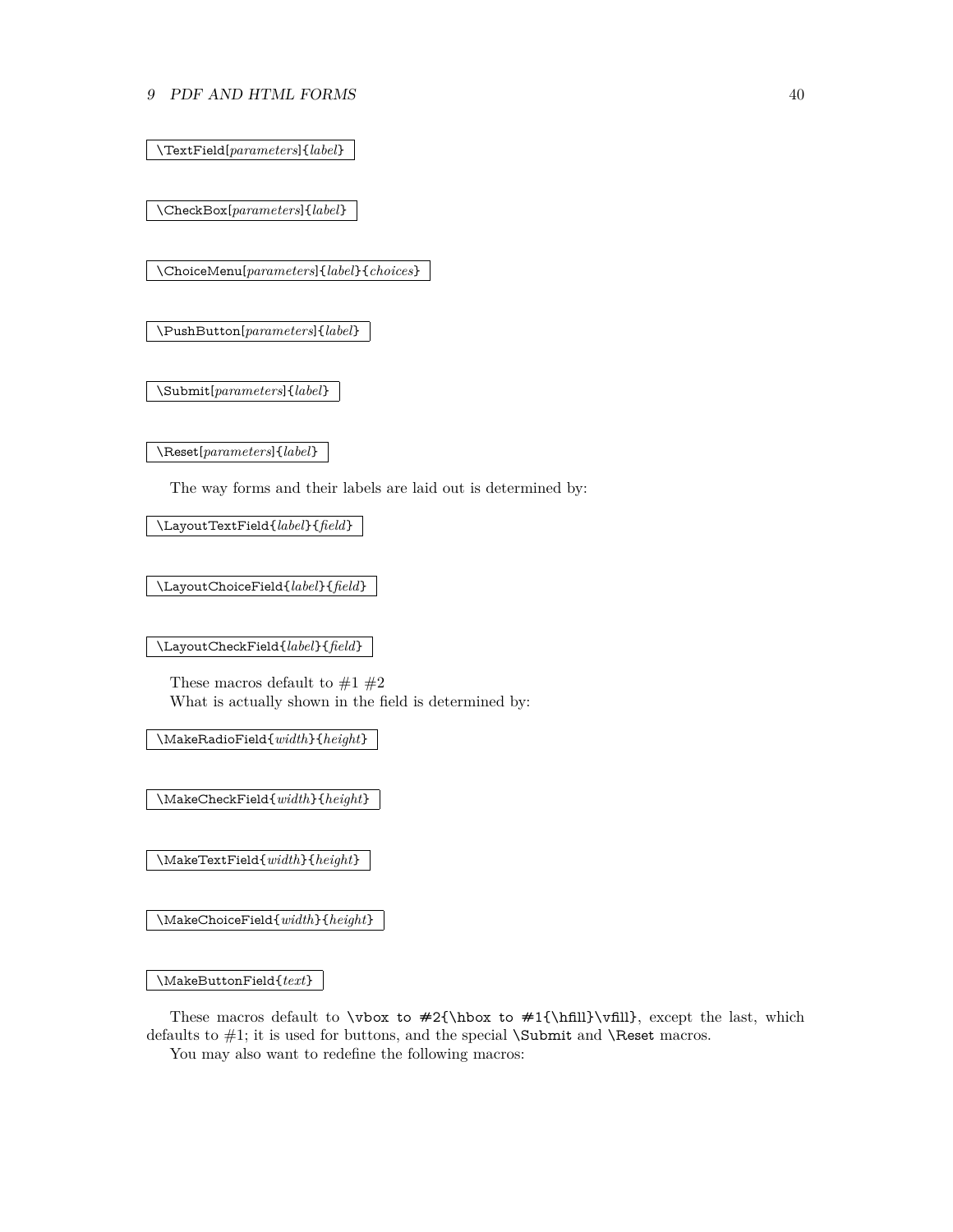\TextField[*parameters*]{*label*}

\CheckBox[*parameters*]{*label*}

\ChoiceMenu[*parameters*]{*label*}{*choices*}

\PushButton[*parameters*]{*label*}

\Submit[*parameters*]{*label*}

\Reset[*parameters*]{*label*}

The way forms and their labels are laid out is determined by:

\LayoutTextField{*label*}{*field*}

\LayoutChoiceField{*label*}{*field*}

\LayoutCheckField{*label*}{*field*}

These macros default to #1 #2
What is actually shown in the field is determined by:

\MakeRadioField{*width*}{*height*}

\MakeCheckField{*width*}{*height*}

\MakeTextField{*width*}{*height*}

\MakeChoiceField{*width*}{*height*}

\MakeButtonField{*text*}

These macros default to `\vbox to #2{\hbox to #1{\hfill}\vfill}`, except the last, which defaults to #1; it is used for buttons, and the special `\Submit` and `\Reset` macros.

You may also want to redefine the following macros: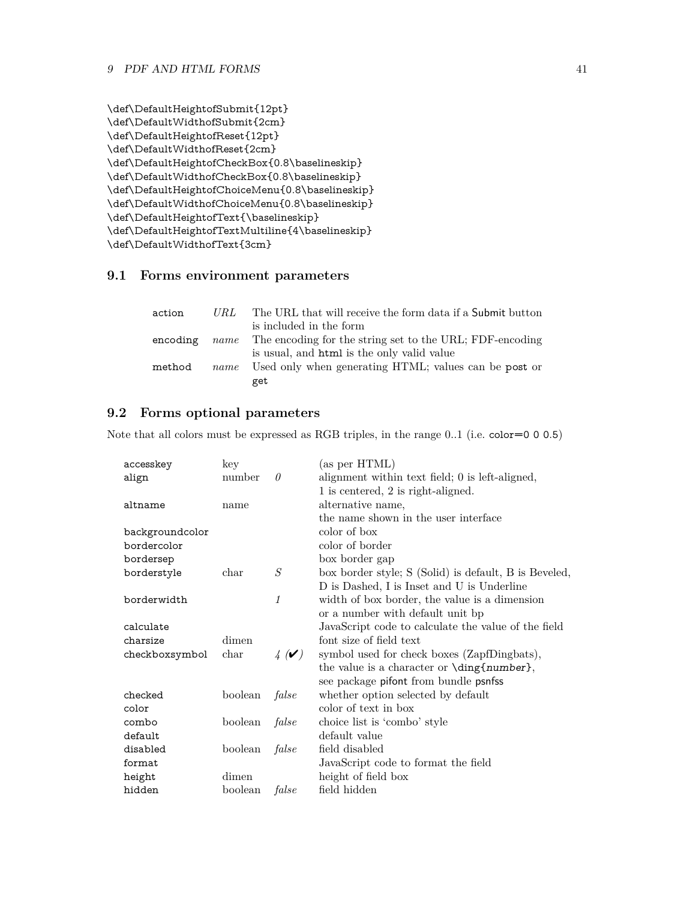```
\def\DefaultHeightofSubmit{12pt}
\def\DefaultWidthofSubmit{2cm}
\def\DefaultHeightofReset{12pt}
\def\DefaultWidthofReset{2cm}
\def\DefaultHeightofCheckBox{0.8\baselineskip}
\def\DefaultWidthofCheckBox{0.8\baselineskip}
\def\DefaultHeightofChoiceMenu{0.8\baselineskip}
\def\DefaultWidthofChoiceMenu{0.8\baselineskip}
\def\DefaultHeightofText{\baselineskip}
\def\DefaultHeightofTextMultiline{4\baselineskip}
\def\DefaultWidthofText{3cm}
```

## 9.1 Forms environment parameters

| | | |
|---|---|---|
| action | *URL* | The URL that will receive the form data if a Submit button is included in the form |
| encoding | *name* | The encoding for the string set to the URL; FDF-encoding is usual, and html is the only valid value |
| method | *name* | Used only when generating HTML; values can be post or get |

## 9.2 Forms optional parameters

Note that all colors must be expressed as RGB triples, in the range 0..1 (i.e. color=0 0 0.5)

| | | | |
|---|---|---|---|
| accesskey | key | | (as per HTML) |
| align | number | *0* | alignment within text field; 0 is left-aligned, 1 is centered, 2 is right-aligned. |
| altname | name | | alternative name, the name shown in the user interface |
| backgroundcolor | | | color of box |
| bordercolor | | | color of border |
| bordersep | | | box border gap |
| borderstyle | char | *S* | box border style; S (Solid) is default, B is Beveled, D is Dashed, I is Inset and U is Underline |
| borderwidth | | *1* | width of box border, the value is a dimension or a number with default unit bp |
| calculate | | | JavaScript code to calculate the value of the field |
| charsize | dimen | | font size of field text |
| checkboxsymbol | char | *4 (✔)* | symbol used for check boxes (ZapfDingbats), the value is a character or \ding{*number*}, see package pifont from bundle psnfss |
| checked | boolean | *false* | whether option selected by default |
| color | | | color of text in box |
| combo | boolean | *false* | choice list is 'combo' style |
| default | | | default value |
| disabled | boolean | *false* | field disabled |
| format | | | JavaScript code to format the field |
| height | dimen | | height of field box |
| hidden | boolean | *false* | field hidden |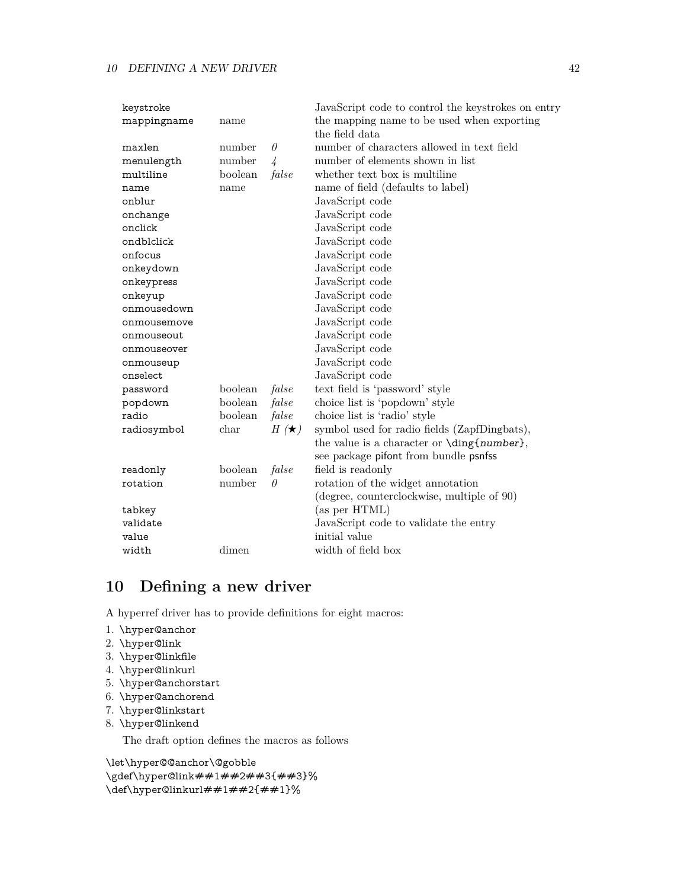| | | | |
|---|---|---|---|
| keystroke | | | JavaScript code to control the keystrokes on entry |
| mappingname | name | | the mapping name to be used when exporting the field data |
| maxlen | number | *0* | number of characters allowed in text field |
| menulength | number | *4* | number of elements shown in list |
| multiline | boolean | *false* | whether text box is multiline |
| name | name | | name of field (defaults to label) |
| onblur | | | JavaScript code |
| onchange | | | JavaScript code |
| onclick | | | JavaScript code |
| ondblclick | | | JavaScript code |
| onfocus | | | JavaScript code |
| onkeydown | | | JavaScript code |
| onkeypress | | | JavaScript code |
| onkeyup | | | JavaScript code |
| onmousedown | | | JavaScript code |
| onmousemove | | | JavaScript code |
| onmouseout | | | JavaScript code |
| onmouseover | | | JavaScript code |
| onmouseup | | | JavaScript code |
| onselect | | | JavaScript code |
| password | boolean | *false* | text field is 'password' style |
| popdown | boolean | *false* | choice list is 'popdown' style |
| radio | boolean | *false* | choice list is 'radio' style |
| radiosymbol | char | *H (★)* | symbol used for radio fields (ZapfDingbats), the value is a character or \ding{*number*}, see package pifont from bundle psnfss |
| readonly | boolean | *false* | field is readonly |
| rotation | number | *0* | rotation of the widget annotation (degree, counterclockwise, multiple of 90) |
| tabkey | | | (as per HTML) |
| validate | | | JavaScript code to validate the entry |
| value | | | initial value |
| width | dimen | | width of field box |

## 10 Defining a new driver

A hyperref driver has to provide definitions for eight macros:

1. \hyper@anchor
2. \hyper@link
3. \hyper@linkfile
4. \hyper@linkurl
5. \hyper@anchorstart
6. \hyper@anchorend
7. \hyper@linkstart
8. \hyper@linkend

The draft option defines the macros as follows

```
\let\hyper@@anchor\@gobble
\gdef\hyper@link##1##2##3{##3}%
\def\hyper@linkurl##1##2{##1}%
```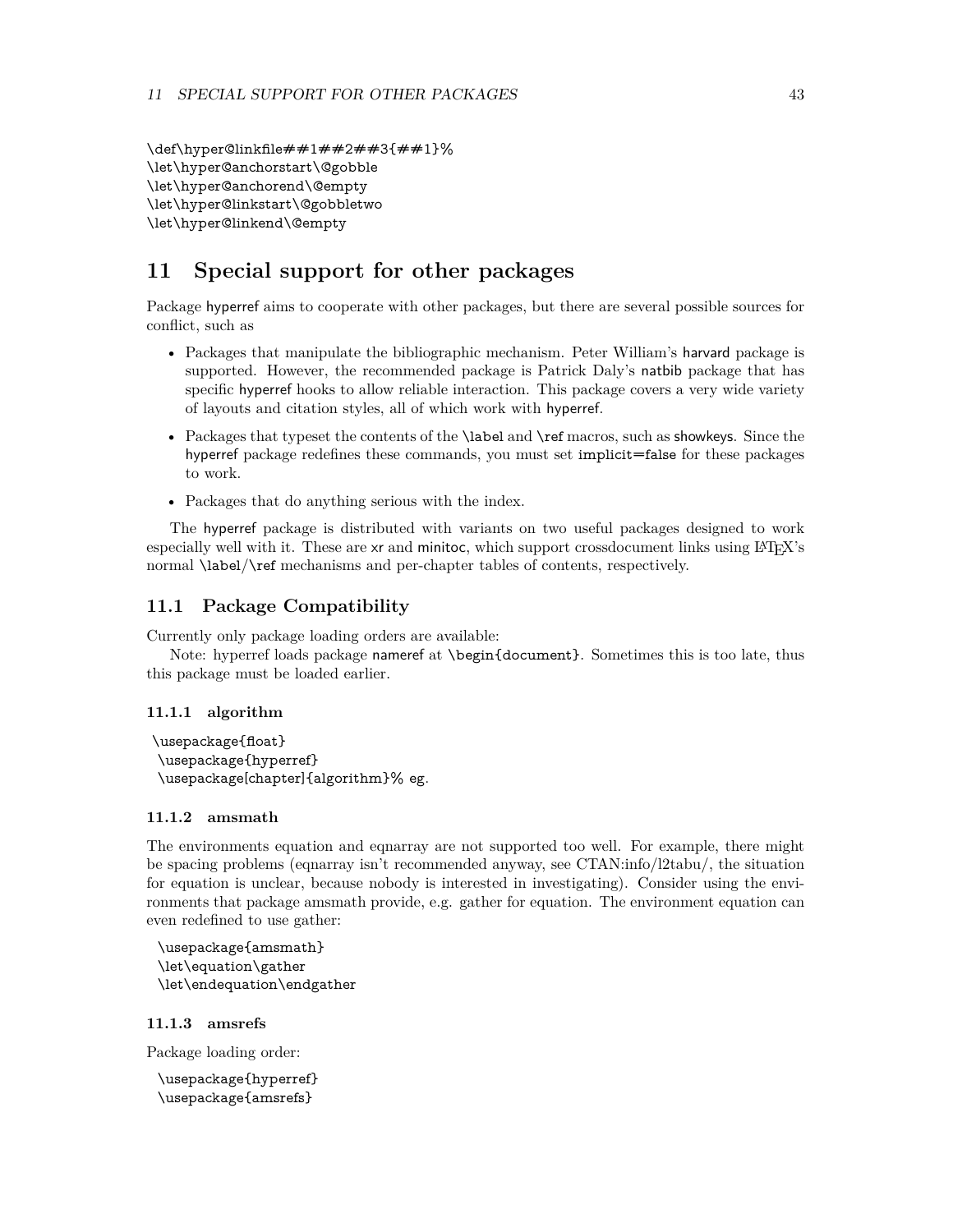```
\def\hyper@linkfile##1##2##3{##1}%
\let\hyper@anchorstart\@gobble
\let\hyper@anchorend\@empty
\let\hyper@linkstart\@gobbletwo
\let\hyper@linkend\@empty
```

# 11 Special support for other packages

Package hyperref aims to cooperate with other packages, but there are several possible sources for conflict, such as

- Packages that manipulate the bibliographic mechanism. Peter William's harvard package is supported. However, the recommended package is Patrick Daly's natbib package that has specific hyperref hooks to allow reliable interaction. This package covers a very wide variety of layouts and citation styles, all of which work with hyperref.
- Packages that typeset the contents of the \label and \ref macros, such as showkeys. Since the hyperref package redefines these commands, you must set implicit=false for these packages to work.
- Packages that do anything serious with the index.

The hyperref package is distributed with variants on two useful packages designed to work especially well with it. These are xr and minitoc, which support crossdocument links using LaTeX's normal \label/\ref mechanisms and per-chapter tables of contents, respectively.

## 11.1 Package Compatibility

Currently only package loading orders are available:

Note: hyperref loads package nameref at \begin{document}. Sometimes this is too late, thus this package must be loaded earlier.

### 11.1.1 algorithm

```
\usepackage{float}
\usepackage{hyperref}
\usepackage[chapter]{algorithm}% eg.
```

### 11.1.2 amsmath

The environments equation and eqnarray are not supported too well. For example, there might be spacing problems (eqnarray isn't recommended anyway, see CTAN:info/l2tabu/, the situation for equation is unclear, because nobody is interested in investigating). Consider using the environments that package amsmath provide, e.g. gather for equation. The environment equation can even redefined to use gather:

```
\usepackage{amsmath}
\let\equation\gather
\let\endequation\endgather
```

### 11.1.3 amsrefs

Package loading order:

```
\usepackage{hyperref}
\usepackage{amsrefs}
```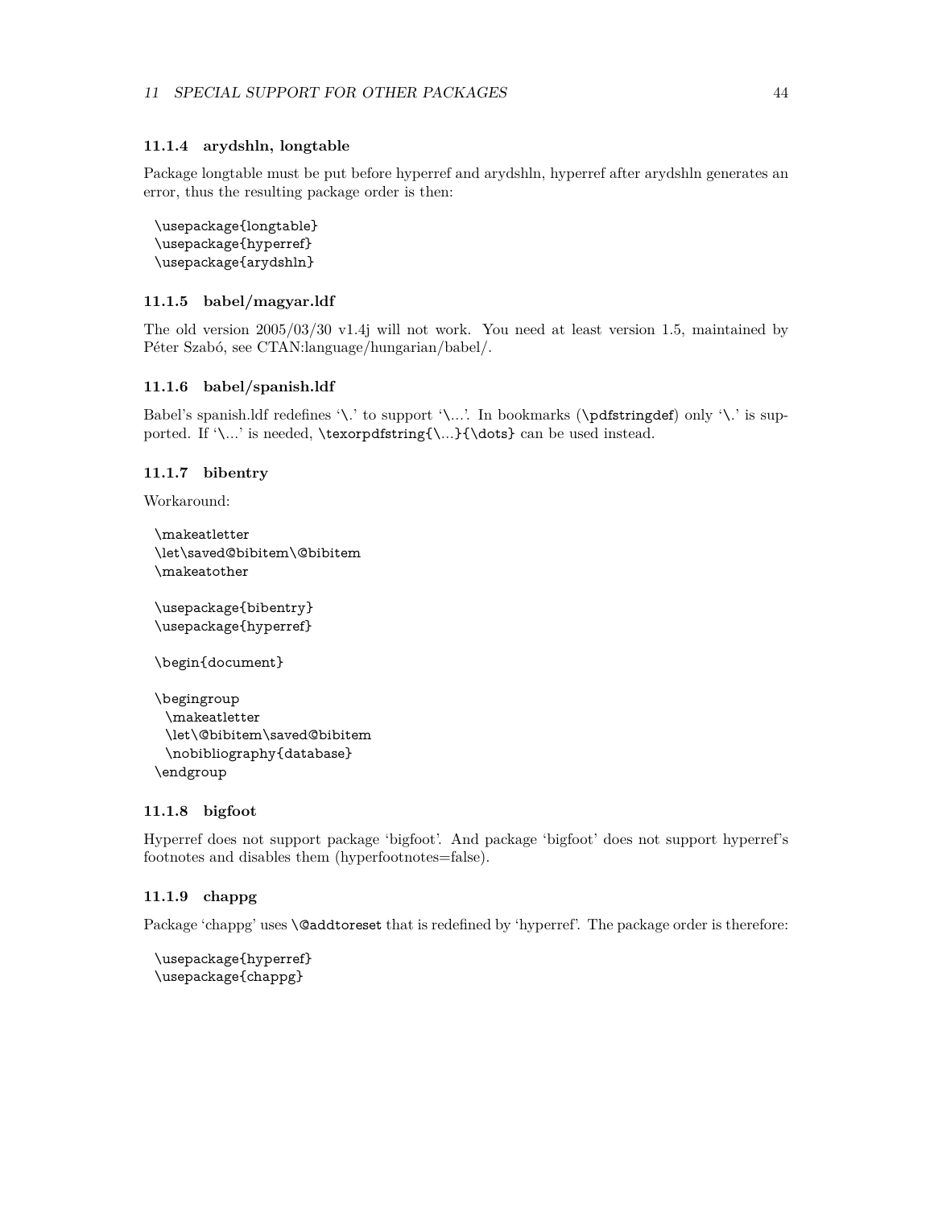#### 11.1.4 arydshln, longtable

Package longtable must be put before hyperref and arydshln, hyperref after arydshln generates an error, thus the resulting package order is then:

```
\usepackage{longtable}
\usepackage{hyperref}
\usepackage{arydshln}
```

#### 11.1.5 babel/magyar.ldf

The old version 2005/03/30 v1.4j will not work. You need at least version 1.5, maintained by Péter Szabó, see CTAN:language/hungarian/babel/.

#### 11.1.6 babel/spanish.ldf

Babel's spanish.ldf redefines '`\.`' to support '`\...`'. In bookmarks (`\pdfstringdef`) only '`\.`' is supported. If '`\...`' is needed, `\texorpdfstring{\...}{\dots}` can be used instead.

#### 11.1.7 bibentry

Workaround:

```
\makeatletter
\let\saved@bibitem\@bibitem
\makeatother

\usepackage{bibentry}
\usepackage{hyperref}

\begin{document}

\begingroup
  \makeatletter
  \let\@bibitem\saved@bibitem
  \nobibliography{database}
\endgroup
```

#### 11.1.8 bigfoot

Hyperref does not support package 'bigfoot'. And package 'bigfoot' does not support hyperref's footnotes and disables them (hyperfootnotes=false).

#### 11.1.9 chappg

Package 'chappg' uses `\@addtoreset` that is redefined by 'hyperref'. The package order is therefore:

```
\usepackage{hyperref}
\usepackage{chappg}
```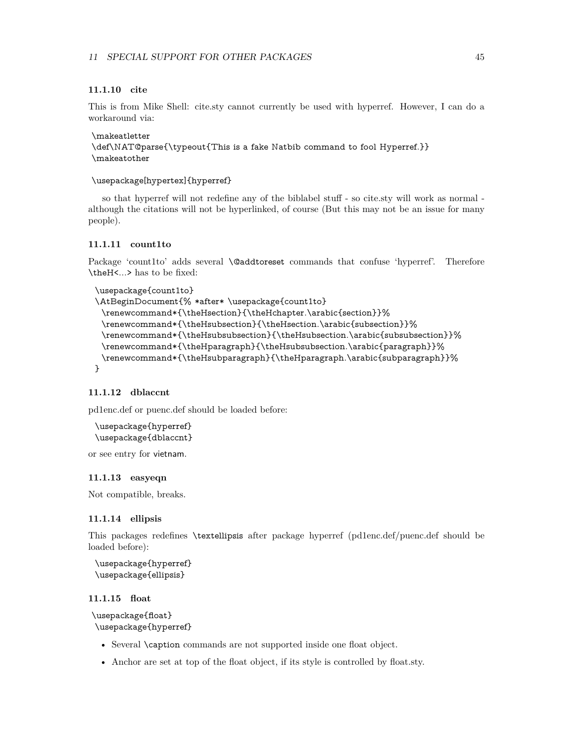#### 11.1.10 cite

This is from Mike Shell: cite.sty cannot currently be used with hyperref. However, I can do a workaround via:

```
\makeatletter
\def\NAT@parse{\typeout{This is a fake Natbib command to fool Hyperref.}}
\makeatother

\usepackage[hypertex]{hyperref}
```

so that hyperref will not redefine any of the biblabel stuff - so cite.sty will work as normal - although the citations will not be hyperlinked, of course (But this may not be an issue for many people).

#### 11.1.11 count1to

Package 'count1to' adds several `\@addtoreset` commands that confuse 'hyperref'. Therefore `\theH<...>` has to be fixed:

```
\usepackage{count1to}
\AtBeginDocument{% *after* \usepackage{count1to}
  \renewcommand*{\theHsection}{\theHchapter.\arabic{section}}%
  \renewcommand*{\theHsubsection}{\theHsection.\arabic{subsection}}%
  \renewcommand*{\theHsubsubsection}{\theHsubsection.\arabic{subsubsection}}%
  \renewcommand*{\theHparagraph}{\theHsubsubsection.\arabic{paragraph}}%
  \renewcommand*{\theHsubparagraph}{\theHparagraph.\arabic{subparagraph}}%
}
```

#### 11.1.12 dblaccnt

pd1enc.def or puenc.def should be loaded before:

```
\usepackage{hyperref}
\usepackage{dblaccnt}
```

or see entry for vietnam.

#### 11.1.13 easyeqn

Not compatible, breaks.

#### 11.1.14 ellipsis

This packages redefines `\textellipsis` after package hyperref (pd1enc.def/puenc.def should be loaded before):

```
\usepackage{hyperref}
\usepackage{ellipsis}
```

#### 11.1.15 float

```
\usepackage{float}
\usepackage{hyperref}
```

- Several `\caption` commands are not supported inside one float object.
- Anchor are set at top of the float object, if its style is controlled by float.sty.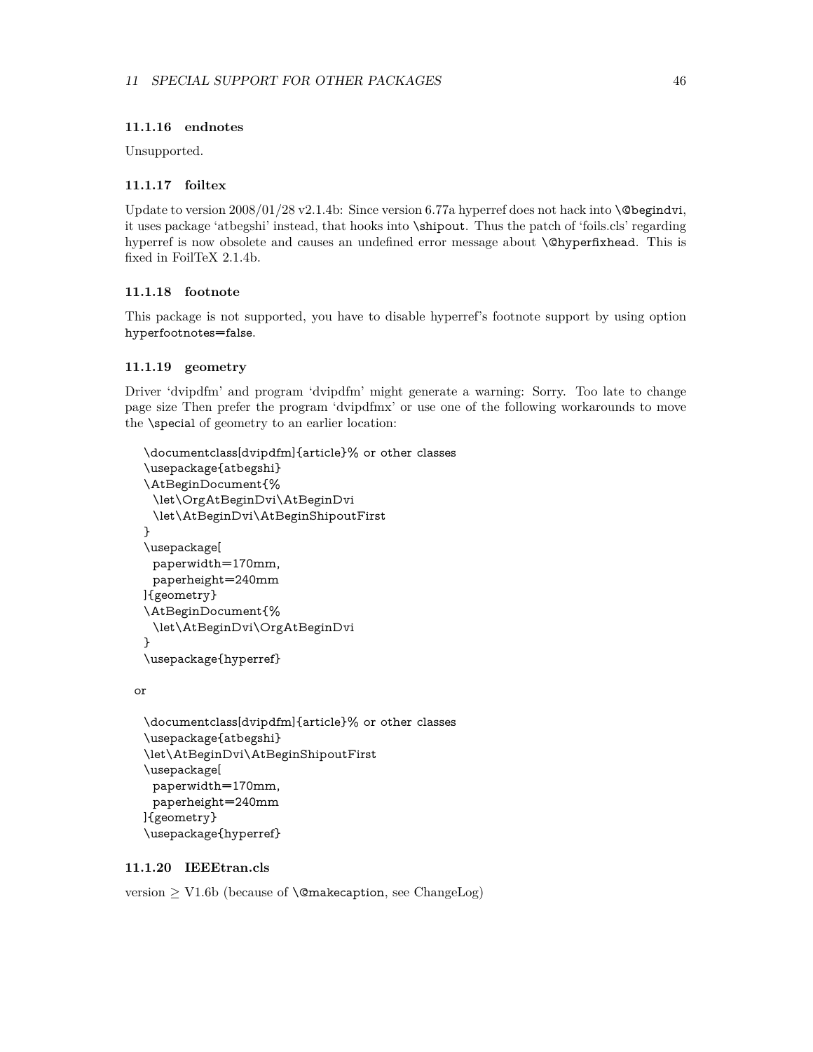#### 11.1.16 endnotes

Unsupported.

#### 11.1.17 foiltex

Update to version 2008/01/28 v2.1.4b: Since version 6.77a hyperref does not hack into `\@begindvi`, it uses package 'atbegshi' instead, that hooks into `\shipout`. Thus the patch of 'foils.cls' regarding hyperref is now obsolete and causes an undefined error message about `\@hyperfixhead`. This is fixed in FoilTeX 2.1.4b.

#### 11.1.18 footnote

This package is not supported, you have to disable hyperref's footnote support by using option `hyperfootnotes=false`.

#### 11.1.19 geometry

Driver 'dvipdfm' and program 'dvipdfm' might generate a warning: Sorry. Too late to change page size Then prefer the program 'dvipdfmx' or use one of the following workarounds to move the `\special` of geometry to an earlier location:

```
\documentclass[dvipdfm]{article}% or other classes
\usepackage{atbegshi}
\AtBeginDocument{%
  \let\OrgAtBeginDvi\AtBeginDvi
  \let\AtBeginDvi\AtBeginShipoutFirst
}
\usepackage[
  paperwidth=170mm,
  paperheight=240mm
]{geometry}
\AtBeginDocument{%
  \let\AtBeginDvi\OrgAtBeginDvi
}
\usepackage{hyperref}
```

or

```
\documentclass[dvipdfm]{article}% or other classes
\usepackage{atbegshi}
\let\AtBeginDvi\AtBeginShipoutFirst
\usepackage[
  paperwidth=170mm,
  paperheight=240mm
]{geometry}
\usepackage{hyperref}
```

#### 11.1.20 IEEEtran.cls

version $\geq$ V1.6b (because of `\@makecaption`, see ChangeLog)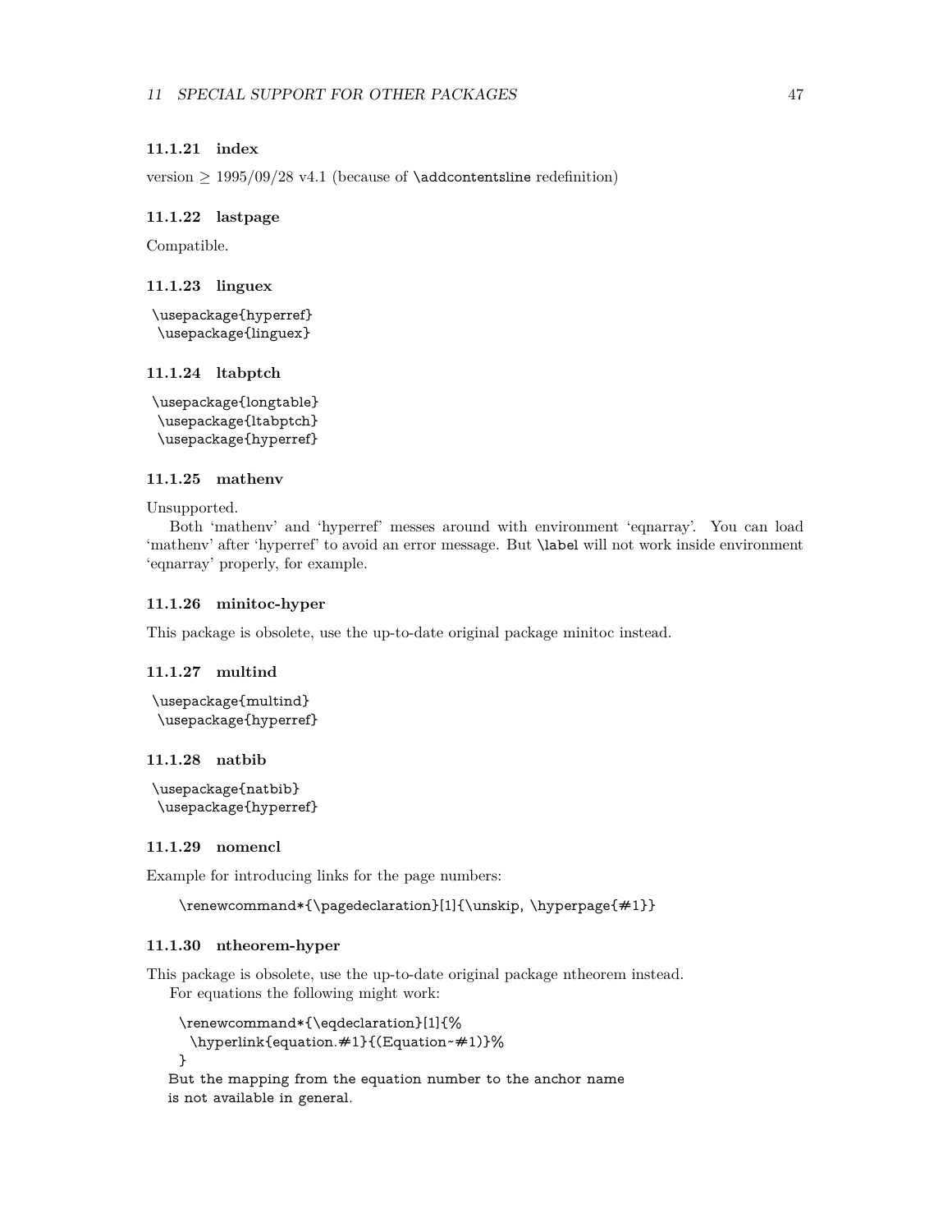#### 11.1.21 index

version $\geq$ 1995/09/28 v4.1 (because of `\addcontentsline` redefinition)

#### 11.1.22 lastpage

Compatible.

#### 11.1.23 linguex

```
\usepackage{hyperref}
\usepackage{linguex}
```

#### 11.1.24 ltabptch

```
\usepackage{longtable}
\usepackage{ltabptch}
\usepackage{hyperref}
```

#### 11.1.25 mathenv

Unsupported.

Both 'mathenv' and 'hyperref' messes around with environment 'eqnarray'. You can load 'mathenv' after 'hyperref' to avoid an error message. But `\label` will not work inside environment 'eqnarray' properly, for example.

#### 11.1.26 minitoc-hyper

This package is obsolete, use the up-to-date original package minitoc instead.

#### 11.1.27 multind

```
\usepackage{multind}
\usepackage{hyperref}
```

#### 11.1.28 natbib

```
\usepackage{natbib}
\usepackage{hyperref}
```

#### 11.1.29 nomencl

Example for introducing links for the page numbers:

```
\renewcommand*{\pagedeclaration}[1]{\unskip, \hyperpage{#1}}
```

#### 11.1.30 ntheorem-hyper

This package is obsolete, use the up-to-date original package ntheorem instead.

For equations the following might work:

```
\renewcommand*{\eqdeclaration}[1]{%
  \hyperlink{equation.#1}{(Equation~#1)}%
}
But the mapping from the equation number to the anchor name
is not available in general.
```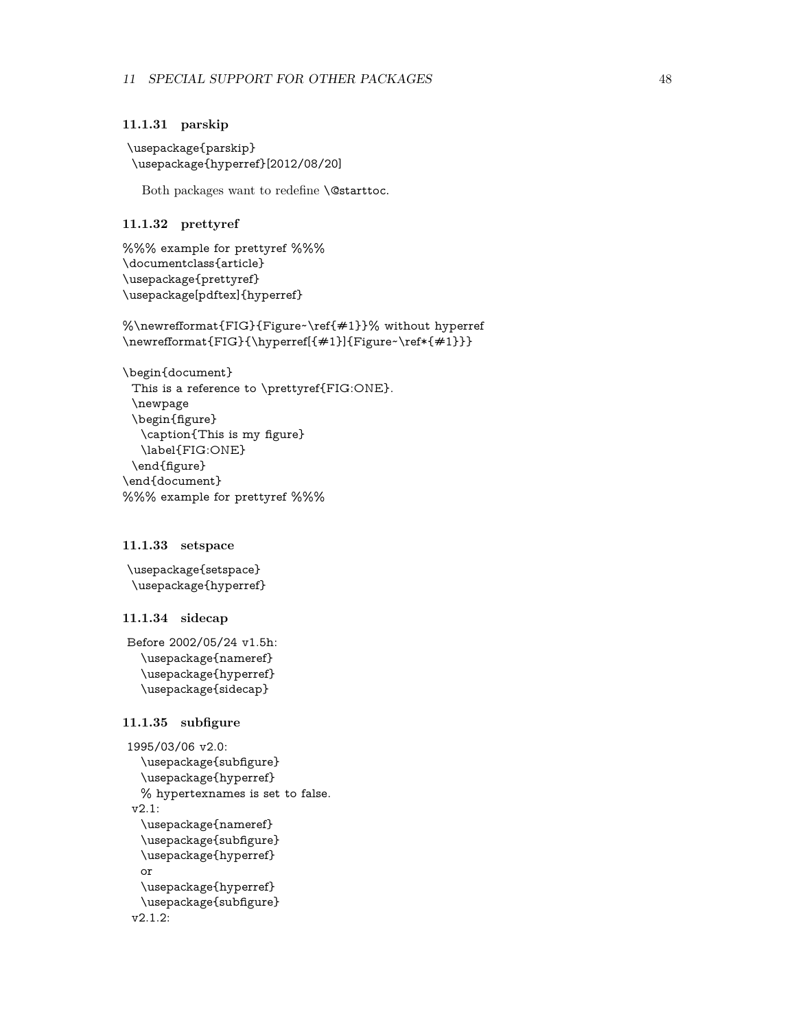#### 11.1.31 parskip

```
\usepackage{parskip}
\usepackage{hyperref}[2012/08/20]
```

Both packages want to redefine `\@starttoc`.

#### 11.1.32 prettyref

```
%%% example for prettyref %%%
\documentclass{article}
\usepackage{prettyref}
\usepackage[pdftex]{hyperref}

%\newrefformat{FIG}{Figure~\ref{#1}}% without hyperref
\newrefformat{FIG}{\hyperref[{#1}]{Figure~\ref*{#1}}}

\begin{document}
  This is a reference to \prettyref{FIG:ONE}.
  \newpage
  \begin{figure}
    \caption{This is my figure}
    \label{FIG:ONE}
  \end{figure}
\end{document}
%%% example for prettyref %%%
```

#### 11.1.33 setspace

```
\usepackage{setspace}
\usepackage{hyperref}
```

#### 11.1.34 sidecap

```
Before 2002/05/24 v1.5h:
  \usepackage{nameref}
  \usepackage{hyperref}
  \usepackage{sidecap}
```

#### 11.1.35 subfigure

```
1995/03/06 v2.0:
  \usepackage{subfigure}
  \usepackage{hyperref}
  % hypertexnames is set to false.
 v2.1:
  \usepackage{nameref}
  \usepackage{subfigure}
  \usepackage{hyperref}
  or
  \usepackage{hyperref}
  \usepackage{subfigure}
 v2.1.2:
```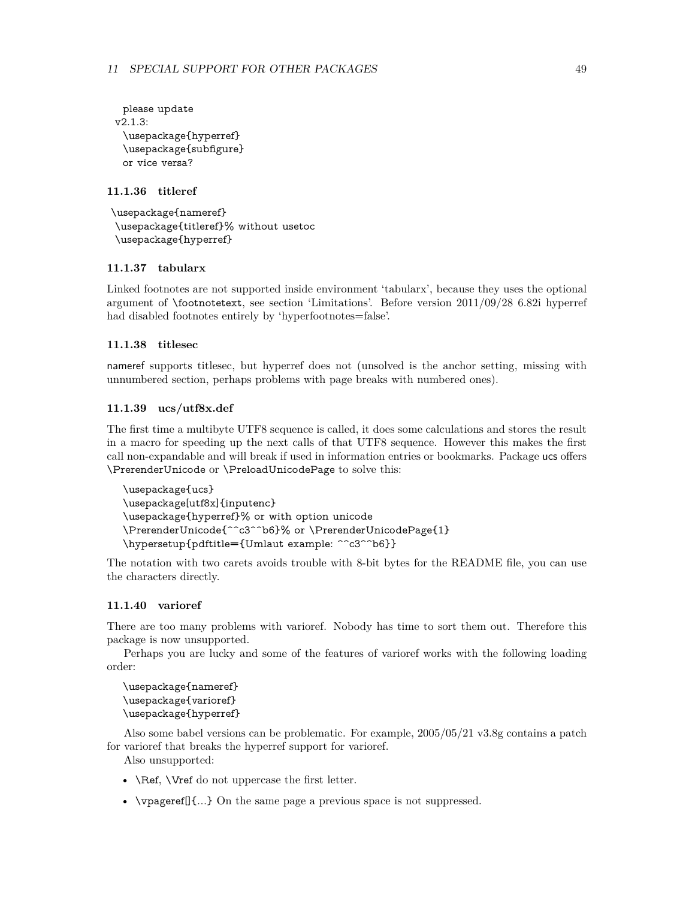```
  please update
v2.1.3:
  \usepackage{hyperref}
  \usepackage{subfigure}
  or vice versa?
```

#### 11.1.36 titleref

```
\usepackage{nameref}
\usepackage{titleref}% without usetoc
\usepackage{hyperref}
```

#### 11.1.37 tabularx

Linked footnotes are not supported inside environment 'tabularx', because they uses the optional argument of \footnotetext, see section 'Limitations'. Before version 2011/09/28 6.82i hyperref had disabled footnotes entirely by 'hyperfootnotes=false'.

#### 11.1.38 titlesec

nameref supports titlesec, but hyperref does not (unsolved is the anchor setting, missing with unnumbered section, perhaps problems with page breaks with numbered ones).

#### 11.1.39 ucs/utf8x.def

The first time a multibyte UTF8 sequence is called, it does some calculations and stores the result in a macro for speeding up the next calls of that UTF8 sequence. However this makes the first call non-expandable and will break if used in information entries or bookmarks. Package ucs offers \PrerenderUnicode or \PreloadUnicodePage to solve this:

```
\usepackage{ucs}
\usepackage[utf8x]{inputenc}
\usepackage{hyperref}% or with option unicode
\PrerenderUnicode{^^c3^^b6}% or \PrerenderUnicodePage{1}
\hypersetup{pdftitle={Umlaut example: ^^c3^^b6}}
```

The notation with two carets avoids trouble with 8-bit bytes for the README file, you can use the characters directly.

#### 11.1.40 varioref

There are too many problems with varioref. Nobody has time to sort them out. Therefore this package is now unsupported.

Perhaps you are lucky and some of the features of varioref works with the following loading order:

```
\usepackage{nameref}
\usepackage{varioref}
\usepackage{hyperref}
```

Also some babel versions can be problematic. For example, 2005/05/21 v3.8g contains a patch for varioref that breaks the hyperref support for varioref.

Also unsupported:

- \Ref, \Vref do not uppercase the first letter.
- \vpageref[]{...} On the same page a previous space is not suppressed.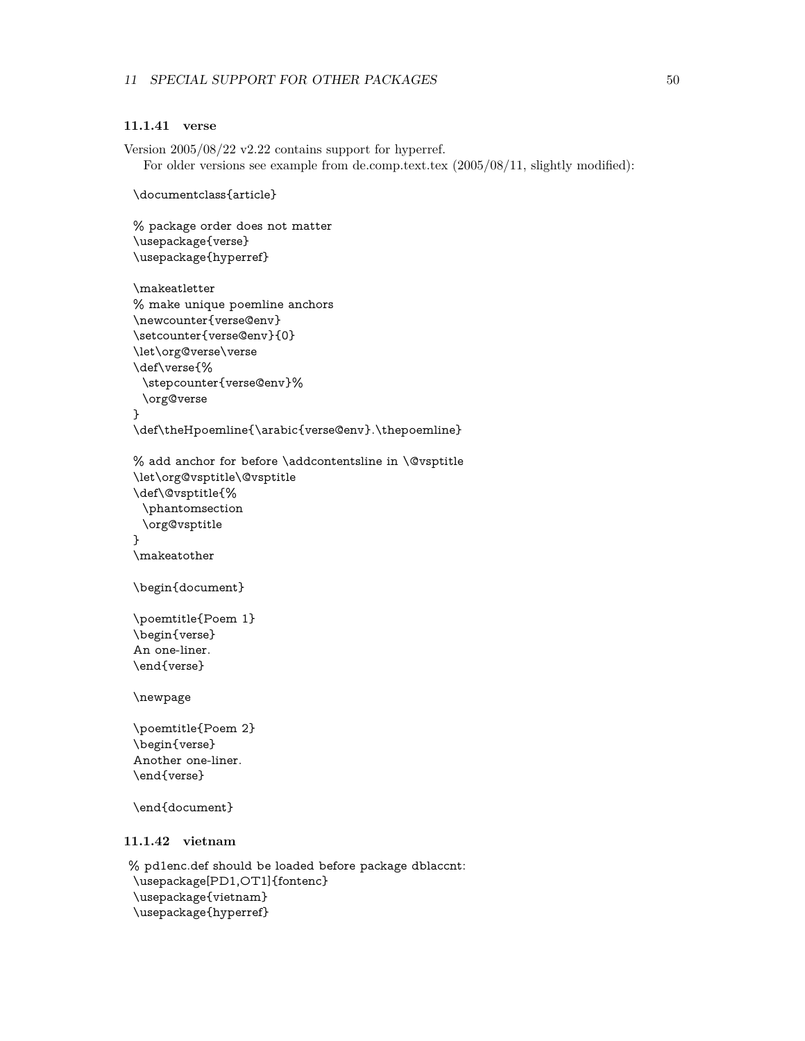#### 11.1.41 verse

Version 2005/08/22 v2.22 contains support for hyperref.

For older versions see example from de.comp.text.tex (2005/08/11, slightly modified):

```
\documentclass{article}

% package order does not matter
\usepackage{verse}
\usepackage{hyperref}

\makeatletter
% make unique poemline anchors
\newcounter{verse@env}
\setcounter{verse@env}{0}
\let\org@verse\verse
\def\verse{%
  \stepcounter{verse@env}%
  \org@verse
}
\def\theHpoemline{\arabic{verse@env}.\thepoemline}

% add anchor for before \addcontentsline in \@vsptitle
\let\org@vsptitle\@vsptitle
\def\@vsptitle{%
  \phantomsection
  \org@vsptitle
}
\makeatother

\begin{document}

\poemtitle{Poem 1}
\begin{verse}
An one-liner.
\end{verse}

\newpage

\poemtitle{Poem 2}
\begin{verse}
Another one-liner.
\end{verse}

\end{document}
```

#### 11.1.42 vietnam

```
% pd1enc.def should be loaded before package dblaccnt:
\usepackage[PD1,OT1]{fontenc}
\usepackage{vietnam}
\usepackage{hyperref}
```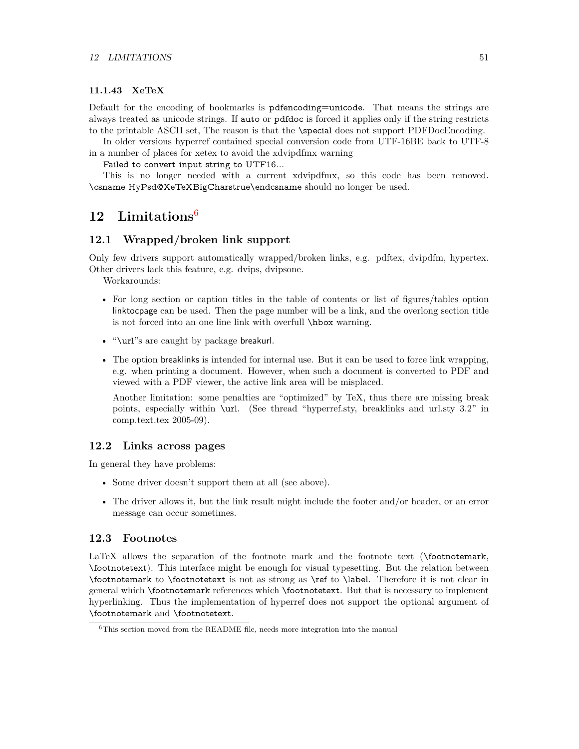#### 11.1.43 XeTeX

Default for the encoding of bookmarks is `pdfencoding=unicode`. That means the strings are always treated as unicode strings. If `auto` or `pdfdoc` is forced it applies only if the string restricts to the printable ASCII set, The reason is that the `\special` does not support PDFDocEncoding.

In older versions hyperref contained special conversion code from UTF-16BE back to UTF-8 in a number of places for xetex to avoid the xdvipdfmx warning

`Failed to convert input string to UTF16...`

This is no longer needed with a current xdvipdfmx, so this code has been removed. `\csname HyPsd@XeTeXBigCharstrue\endcsname` should no longer be used.

## 12 Limitations[6]

### 12.1 Wrapped/broken link support

Only few drivers support automatically wrapped/broken links, e.g. pdftex, dvipdfm, hypertex. Other drivers lack this feature, e.g. dvips, dvipsone.

Workarounds:

- For long section or caption titles in the table of contents or list of figures/tables option linktocpage can be used. Then the page number will be a link, and the overlong section title is not forced into an one line link with overfull `\hbox` warning.
- "`\url`"s are caught by package breakurl.
- The option breaklinks is intended for internal use. But it can be used to force link wrapping, e.g. when printing a document. However, when such a document is converted to PDF and viewed with a PDF viewer, the active link area will be misplaced.

  Another limitation: some penalties are "optimized" by TeX, thus there are missing break points, especially within `\url`. (See thread "hyperref.sty, breaklinks and url.sty 3.2" in comp.text.tex 2005-09).

### 12.2 Links across pages

In general they have problems:

- Some driver doesn't support them at all (see above).
- The driver allows it, but the link result might include the footer and/or header, or an error message can occur sometimes.

### 12.3 Footnotes

LaTeX allows the separation of the footnote mark and the footnote text (`\footnotemark`, `\footnotetext`). This interface might be enough for visual typesetting. But the relation between `\footnotemark` to `\footnotetext` is not as strong as `\ref` to `\label`. Therefore it is not clear in general which `\footnotemark` references which `\footnotetext`. But that is necessary to implement hyperlinking. Thus the implementation of hyperref does not support the optional argument of `\footnotemark` and `\footnotetext`.

---

[6] This section moved from the README file, needs more integration into the manual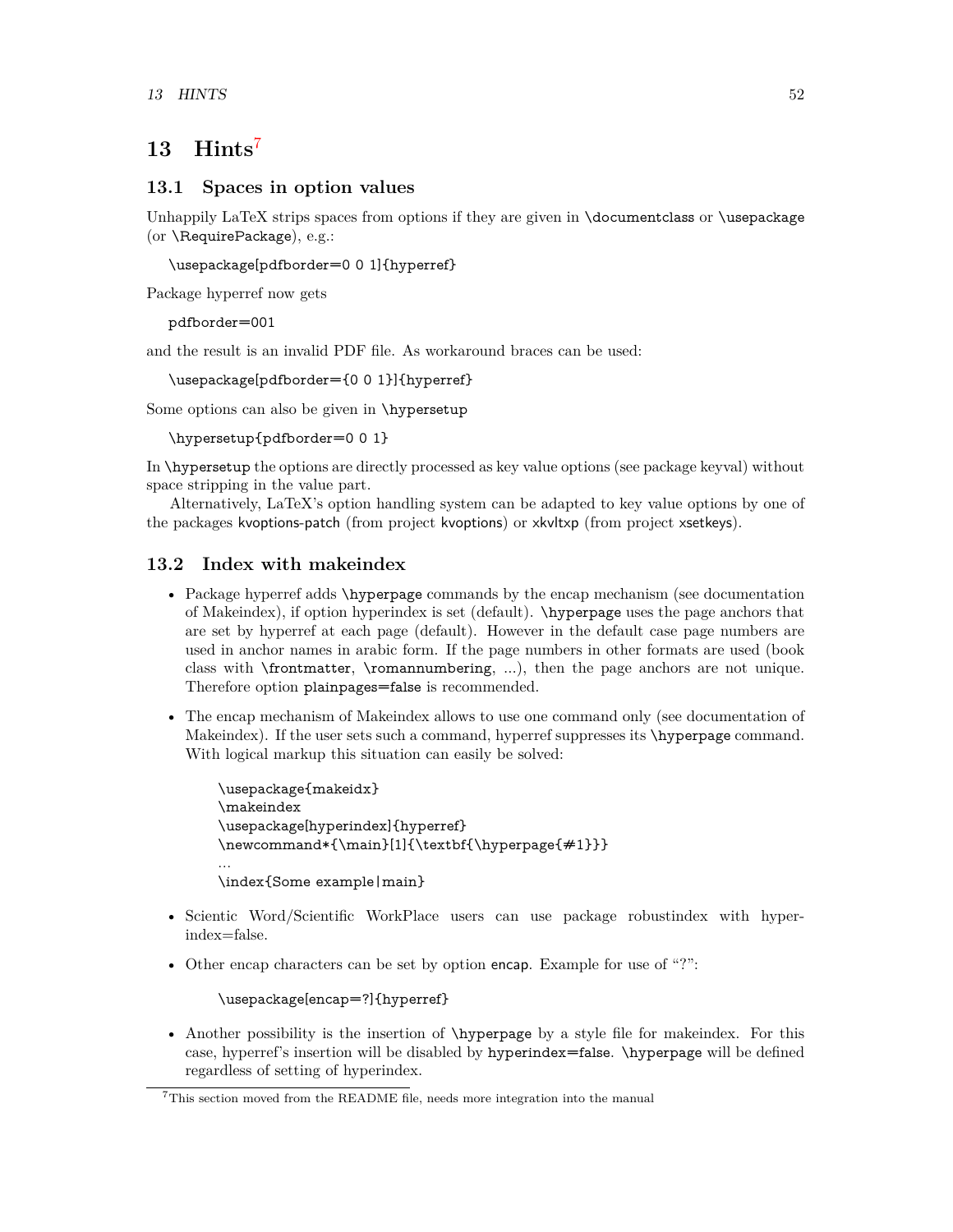# 13 Hints[7]

## 13.1 Spaces in option values

Unhappily LaTeX strips spaces from options if they are given in `\documentclass` or `\usepackage` (or `\RequirePackage`), e.g.:

```
\usepackage[pdfborder=0 0 1]{hyperref}
```

Package hyperref now gets

```
pdfborder=001
```

and the result is an invalid PDF file. As workaround braces can be used:

```
\usepackage[pdfborder={0 0 1}]{hyperref}
```

Some options can also be given in `\hypersetup`

```
\hypersetup{pdfborder=0 0 1}
```

In `\hypersetup` the options are directly processed as key value options (see package keyval) without space stripping in the value part.

Alternatively, LaTeX's option handling system can be adapted to key value options by one of the packages kvoptions-patch (from project kvoptions) or xkvltxp (from project xsetkeys).

## 13.2 Index with makeindex

- Package hyperref adds `\hyperpage` commands by the encap mechanism (see documentation of Makeindex), if option hyperindex is set (default). `\hyperpage` uses the page anchors that are set by hyperref at each page (default). However in the default case page numbers are used in anchor names in arabic form. If the page numbers in other formats are used (book class with `\frontmatter`, `\romannumbering`, ...), then the page anchors are not unique. Therefore option `plainpages=false` is recommended.
- The encap mechanism of Makeindex allows to use one command only (see documentation of Makeindex). If the user sets such a command, hyperref suppresses its `\hyperpage` command. With logical markup this situation can easily be solved:

  ```
  \usepackage{makeidx}
  \makeindex
  \usepackage[hyperindex]{hyperref}
  \newcommand*{\main}[1]{\textbf{\hyperpage{#1}}}
  ...
  \index{Some example|main}
  ```

- Scientic Word/Scientific WorkPlace users can use package robustindex with hyperindex=false.
- Other encap characters can be set by option `encap`. Example for use of "?":

  ```
  \usepackage[encap=?]{hyperref}
  ```

- Another possibility is the insertion of `\hyperpage` by a style file for makeindex. For this case, hyperref's insertion will be disabled by `hyperindex=false`. `\hyperpage` will be defined regardless of setting of hyperindex.

[7] This section moved from the README file, needs more integration into the manual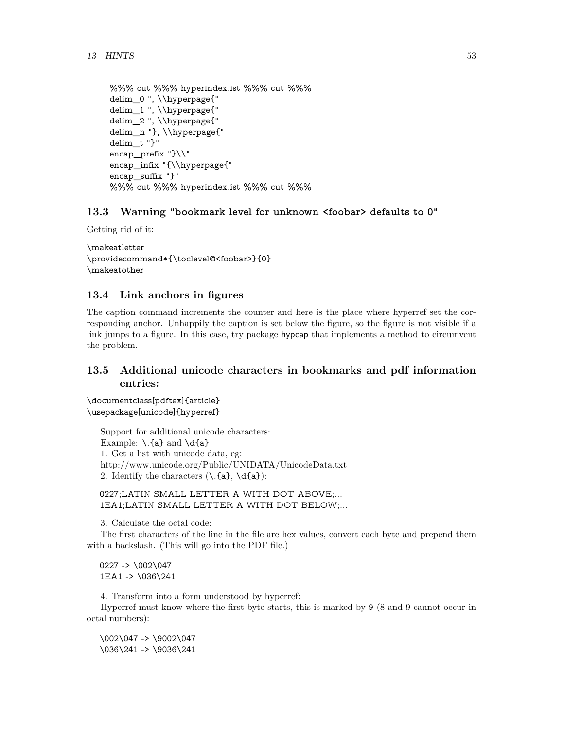```
%%% cut %%% hyperindex.ist %%% cut %%%
delim_0 ", \\hyperpage{"
delim_1 ", \\hyperpage{"
delim_2 ", \\hyperpage{"
delim_n "}, \\hyperpage{"
delim_t "}"
encap_prefix "}\\"
encap_infix "{\\hyperpage{"
encap_suffix "}"
%%% cut %%% hyperindex.ist %%% cut %%%
```

### 13.3 Warning "bookmark level for unknown <foobar> defaults to 0"

Getting rid of it:

```
\makeatletter
\providecommand*{\toclevel@<foobar>}{0}
\makeatother
```

### 13.4 Link anchors in figures

The caption command increments the counter and here is the place where hyperref set the corresponding anchor. Unhappily the caption is set below the figure, so the figure is not visible if a link jumps to a figure. In this case, try package hypcap that implements a method to circumvent the problem.

### 13.5 Additional unicode characters in bookmarks and pdf information entries:

```
\documentclass[pdftex]{article}
\usepackage[unicode]{hyperref}
```

Support for additional unicode characters:
Example: `\.{a}` and `\d{a}`
1. Get a list with unicode data, eg:
http://www.unicode.org/Public/UNIDATA/UnicodeData.txt
2. Identify the characters (`\.{a}`, `\d{a}`):

```
0227;LATIN SMALL LETTER A WITH DOT ABOVE;...
1EA1;LATIN SMALL LETTER A WITH DOT BELOW;...
```

3. Calculate the octal code:

The first characters of the line in the file are hex values, convert each byte and prepend them with a backslash. (This will go into the PDF file.)

```
0227 -> \002\047
1EA1 -> \036\241
```

4. Transform into a form understood by hyperref:

Hyperref must know where the first byte starts, this is marked by 9 (8 and 9 cannot occur in octal numbers):

```
\002\047 -> \9002\047
\036\241 -> \9036\241
```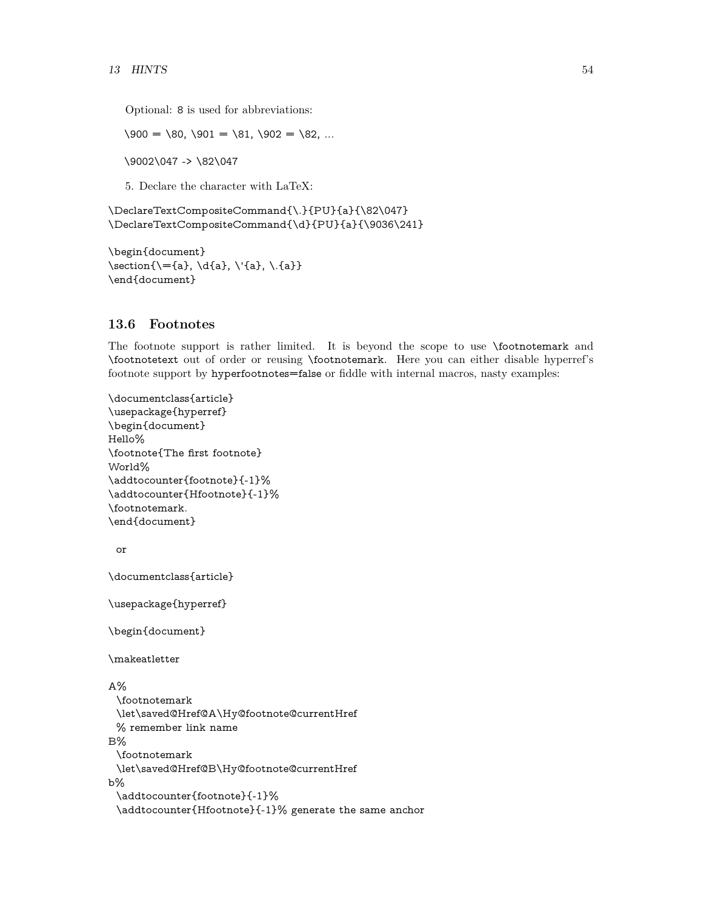Optional: `8` is used for abbreviations:

`\900 = \80, \901 = \81, \902 = \82, ...`

`\9002\047 -> \82\047`

5. Declare the character with LaTeX:

```
\DeclareTextCompositeCommand{\.}{PU}{a}{\82\047}
\DeclareTextCompositeCommand{\d}{PU}{a}{\9036\241}

\begin{document}
\section{\={a}, \d{a}, \'{a}, \.{a}}
\end{document}
```

### 13.6 Footnotes

The footnote support is rather limited. It is beyond the scope to use `\footnotemark` and `\footnotetext` out of order or reusing `\footnotemark`. Here you can either disable hyperref's footnote support by `hyperfootnotes=false` or fiddle with internal macros, nasty examples:

```
\documentclass{article}
\usepackage{hyperref}
\begin{document}
Hello%
\footnote{The first footnote}
World%
\addtocounter{footnote}{-1}%
\addtocounter{Hfootnote}{-1}%
\footnotemark.
\end{document}
```

or

```
\documentclass{article}

\usepackage{hyperref}

\begin{document}

\makeatletter

A%
  \footnotemark
  \let\saved@Href@A\Hy@footnote@currentHref
  % remember link name
B%
  \footnotemark
  \let\saved@Href@B\Hy@footnote@currentHref
b%
  \addtocounter{footnote}{-1}%
  \addtocounter{Hfootnote}{-1}% generate the same anchor
```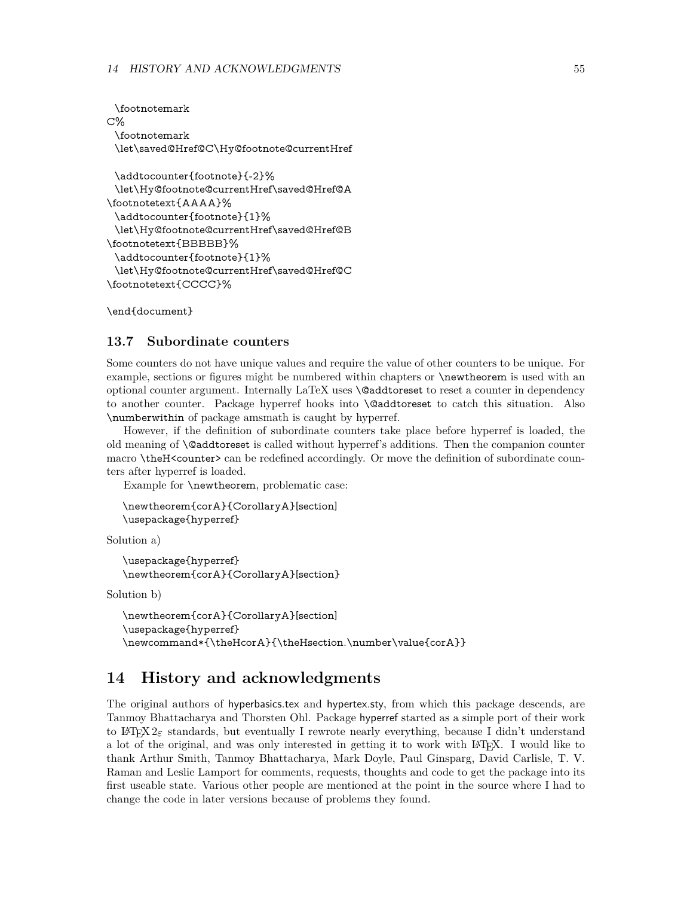```
  \footnotemark
C%
  \footnotemark
  \let\saved@Href@C\Hy@footnote@currentHref

  \addtocounter{footnote}{-2}%
  \let\Hy@footnote@currentHref\saved@Href@A
\footnotetext{AAAA}%
  \addtocounter{footnote}{1}%
  \let\Hy@footnote@currentHref\saved@Href@B
\footnotetext{BBBBB}%
  \addtocounter{footnote}{1}%
  \let\Hy@footnote@currentHref\saved@Href@C
\footnotetext{CCCC}%

\end{document}
```

### 13.7 Subordinate counters

Some counters do not have unique values and require the value of other counters to be unique. For example, sections or figures might be numbered within chapters or `\newtheorem` is used with an optional counter argument. Internally LaTeX uses `\@addtoreset` to reset a counter in dependency to another counter. Package hyperref hooks into `\@addtoreset` to catch this situation. Also `\numberwithin` of package amsmath is caught by hyperref.

However, if the definition of subordinate counters take place before hyperref is loaded, the old meaning of `\@addtoreset` is called without hyperref's additions. Then the companion counter macro `\theH<counter>` can be redefined accordingly. Or move the definition of subordinate counters after hyperref is loaded.

Example for `\newtheorem`, problematic case:

```
\newtheorem{corA}{CorollaryA}[section]
\usepackage{hyperref}
```

Solution a)

```
\usepackage{hyperref}
\newtheorem{corA}{CorollaryA}[section]
```

Solution b)

```
\newtheorem{corA}{CorollaryA}[section]
\usepackage{hyperref}
\newcommand*{\theHcorA}{\theHsection.\number\value{corA}}
```

## 14 History and acknowledgments

The original authors of hyperbasics.tex and hypertex.sty, from which this package descends, are Tanmoy Bhattacharya and Thorsten Ohl. Package hyperref started as a simple port of their work to LaTeX 2ε standards, but eventually I rewrote nearly everything, because I didn't understand a lot of the original, and was only interested in getting it to work with LaTeX. I would like to thank Arthur Smith, Tanmoy Bhattacharya, Mark Doyle, Paul Ginsparg, David Carlisle, T. V. Raman and Leslie Lamport for comments, requests, thoughts and code to get the package into its first useable state. Various other people are mentioned at the point in the source where I had to change the code in later versions because of problems they found.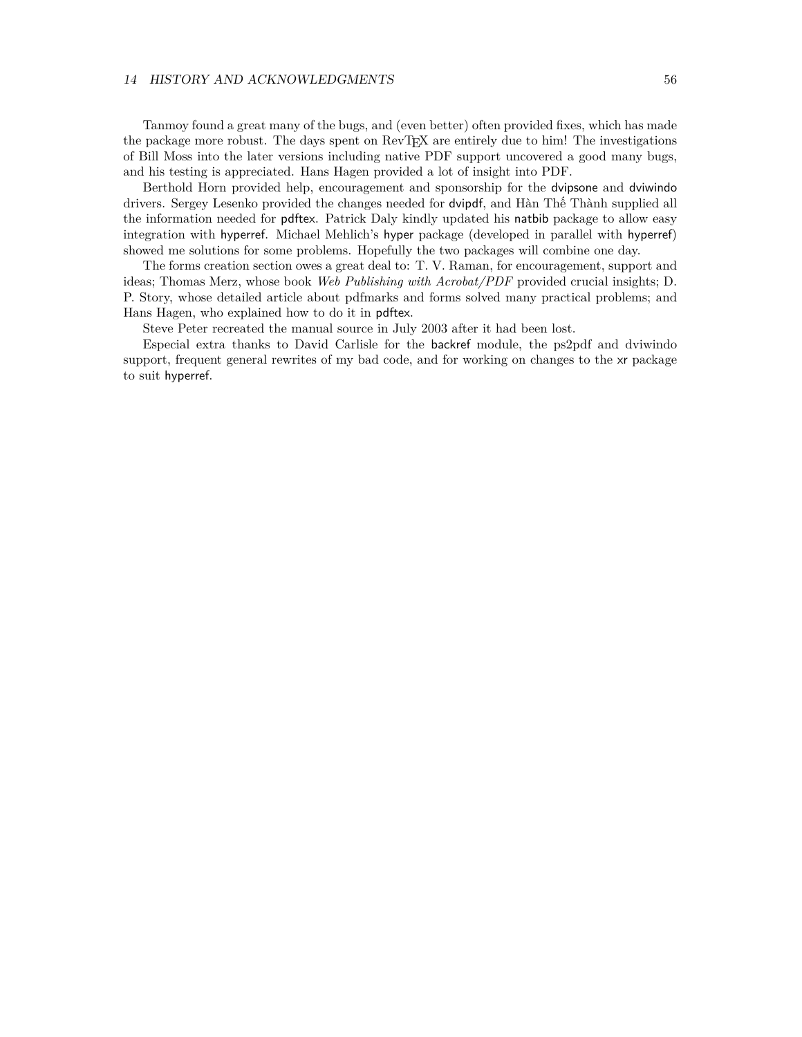Tanmoy found a great many of the bugs, and (even better) often provided fixes, which has made the package more robust. The days spent on RevTEX are entirely due to him! The investigations of Bill Moss into the later versions including native PDF support uncovered a good many bugs, and his testing is appreciated. Hans Hagen provided a lot of insight into PDF.

Berthold Horn provided help, encouragement and sponsorship for the dvipsone and dviwindo drivers. Sergey Lesenko provided the changes needed for dvipdf, and Hàn Thế Thành supplied all the information needed for pdftex. Patrick Daly kindly updated his natbib package to allow easy integration with hyperref. Michael Mehlich's hyper package (developed in parallel with hyperref) showed me solutions for some problems. Hopefully the two packages will combine one day.

The forms creation section owes a great deal to: T. V. Raman, for encouragement, support and ideas; Thomas Merz, whose book *Web Publishing with Acrobat/PDF* provided crucial insights; D. P. Story, whose detailed article about pdfmarks and forms solved many practical problems; and Hans Hagen, who explained how to do it in pdftex.

Steve Peter recreated the manual source in July 2003 after it had been lost.

Especial extra thanks to David Carlisle for the backref module, the ps2pdf and dviwindo support, frequent general rewrites of my bad code, and for working on changes to the xr package to suit hyperref.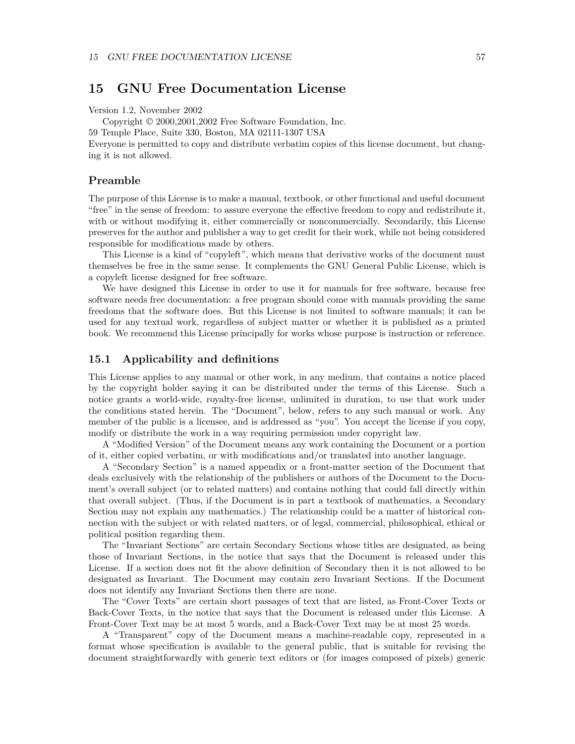## 15 GNU Free Documentation License

Version 1.2, November 2002

Copyright © 2000,2001,2002 Free Software Foundation, Inc.
59 Temple Place, Suite 330, Boston, MA 02111-1307 USA
Everyone is permitted to copy and distribute verbatim copies of this license document, but changing it is not allowed.

### Preamble

The purpose of this License is to make a manual, textbook, or other functional and useful document "free" in the sense of freedom: to assure everyone the effective freedom to copy and redistribute it, with or without modifying it, either commercially or noncommercially. Secondarily, this License preserves for the author and publisher a way to get credit for their work, while not being considered responsible for modifications made by others.

This License is a kind of "copyleft", which means that derivative works of the document must themselves be free in the same sense. It complements the GNU General Public License, which is a copyleft license designed for free software.

We have designed this License in order to use it for manuals for free software, because free software needs free documentation: a free program should come with manuals providing the same freedoms that the software does. But this License is not limited to software manuals; it can be used for any textual work, regardless of subject matter or whether it is published as a printed book. We recommend this License principally for works whose purpose is instruction or reference.

### 15.1 Applicability and definitions

This License applies to any manual or other work, in any medium, that contains a notice placed by the copyright holder saying it can be distributed under the terms of this License. Such a notice grants a world-wide, royalty-free license, unlimited in duration, to use that work under the conditions stated herein. The "Document", below, refers to any such manual or work. Any member of the public is a licensee, and is addressed as "you". You accept the license if you copy, modify or distribute the work in a way requiring permission under copyright law.

A "Modified Version" of the Document means any work containing the Document or a portion of it, either copied verbatim, or with modifications and/or translated into another language.

A "Secondary Section" is a named appendix or a front-matter section of the Document that deals exclusively with the relationship of the publishers or authors of the Document to the Document's overall subject (or to related matters) and contains nothing that could fall directly within that overall subject. (Thus, if the Document is in part a textbook of mathematics, a Secondary Section may not explain any mathematics.) The relationship could be a matter of historical connection with the subject or with related matters, or of legal, commercial, philosophical, ethical or political position regarding them.

The "Invariant Sections" are certain Secondary Sections whose titles are designated, as being those of Invariant Sections, in the notice that says that the Document is released under this License. If a section does not fit the above definition of Secondary then it is not allowed to be designated as Invariant. The Document may contain zero Invariant Sections. If the Document does not identify any Invariant Sections then there are none.

The "Cover Texts" are certain short passages of text that are listed, as Front-Cover Texts or Back-Cover Texts, in the notice that says that the Document is released under this License. A Front-Cover Text may be at most 5 words, and a Back-Cover Text may be at most 25 words.

A "Transparent" copy of the Document means a machine-readable copy, represented in a format whose specification is available to the general public, that is suitable for revising the document straightforwardly with generic text editors or (for images composed of pixels) generic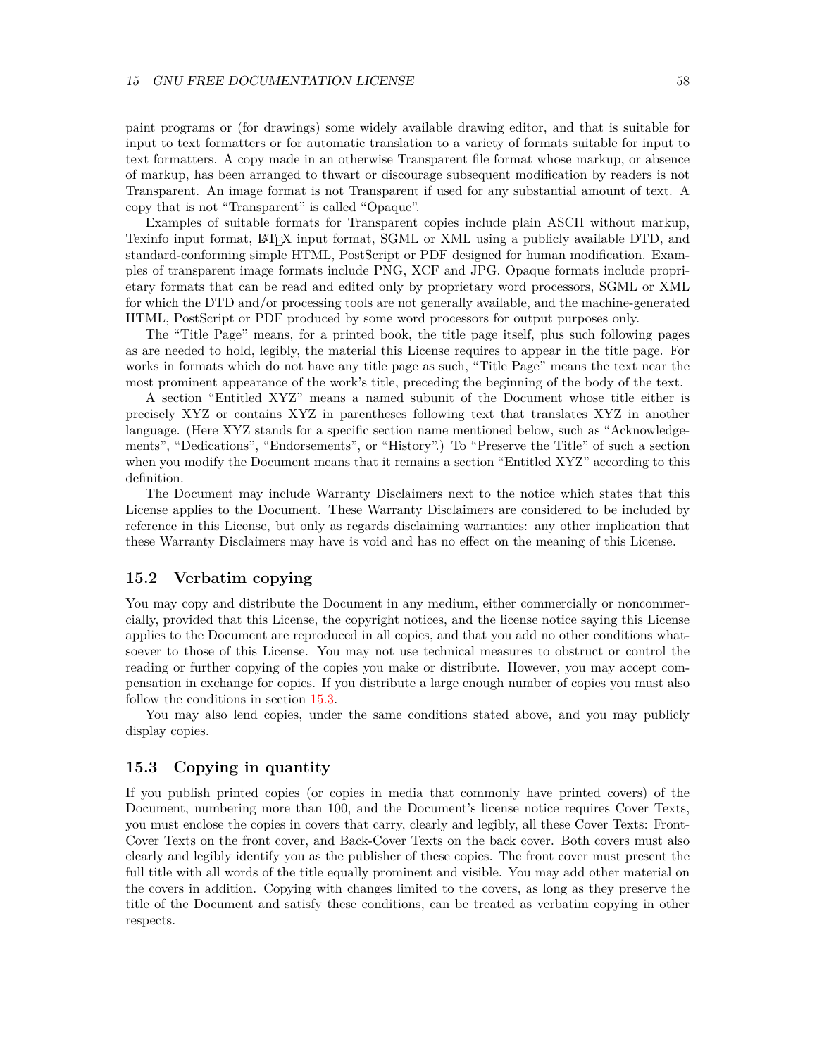paint programs or (for drawings) some widely available drawing editor, and that is suitable for input to text formatters or for automatic translation to a variety of formats suitable for input to text formatters. A copy made in an otherwise Transparent file format whose markup, or absence of markup, has been arranged to thwart or discourage subsequent modification by readers is not Transparent. An image format is not Transparent if used for any substantial amount of text. A copy that is not "Transparent" is called "Opaque".

Examples of suitable formats for Transparent copies include plain ASCII without markup, Texinfo input format, LaTeX input format, SGML or XML using a publicly available DTD, and standard-conforming simple HTML, PostScript or PDF designed for human modification. Examples of transparent image formats include PNG, XCF and JPG. Opaque formats include proprietary formats that can be read and edited only by proprietary word processors, SGML or XML for which the DTD and/or processing tools are not generally available, and the machine-generated HTML, PostScript or PDF produced by some word processors for output purposes only.

The "Title Page" means, for a printed book, the title page itself, plus such following pages as are needed to hold, legibly, the material this License requires to appear in the title page. For works in formats which do not have any title page as such, "Title Page" means the text near the most prominent appearance of the work's title, preceding the beginning of the body of the text.

A section "Entitled XYZ" means a named subunit of the Document whose title either is precisely XYZ or contains XYZ in parentheses following text that translates XYZ in another language. (Here XYZ stands for a specific section name mentioned below, such as "Acknowledgements", "Dedications", "Endorsements", or "History".) To "Preserve the Title" of such a section when you modify the Document means that it remains a section "Entitled XYZ" according to this definition.

The Document may include Warranty Disclaimers next to the notice which states that this License applies to the Document. These Warranty Disclaimers are considered to be included by reference in this License, but only as regards disclaiming warranties: any other implication that these Warranty Disclaimers may have is void and has no effect on the meaning of this License.

## 15.2 Verbatim copying

You may copy and distribute the Document in any medium, either commercially or noncommercially, provided that this License, the copyright notices, and the license notice saying this License applies to the Document are reproduced in all copies, and that you add no other conditions whatsoever to those of this License. You may not use technical measures to obstruct or control the reading or further copying of the copies you make or distribute. However, you may accept compensation in exchange for copies. If you distribute a large enough number of copies you must also follow the conditions in section 15.3.

You may also lend copies, under the same conditions stated above, and you may publicly display copies.

## 15.3 Copying in quantity

If you publish printed copies (or copies in media that commonly have printed covers) of the Document, numbering more than 100, and the Document's license notice requires Cover Texts, you must enclose the copies in covers that carry, clearly and legibly, all these Cover Texts: Front-Cover Texts on the front cover, and Back-Cover Texts on the back cover. Both covers must also clearly and legibly identify you as the publisher of these copies. The front cover must present the full title with all words of the title equally prominent and visible. You may add other material on the covers in addition. Copying with changes limited to the covers, as long as they preserve the title of the Document and satisfy these conditions, can be treated as verbatim copying in other respects.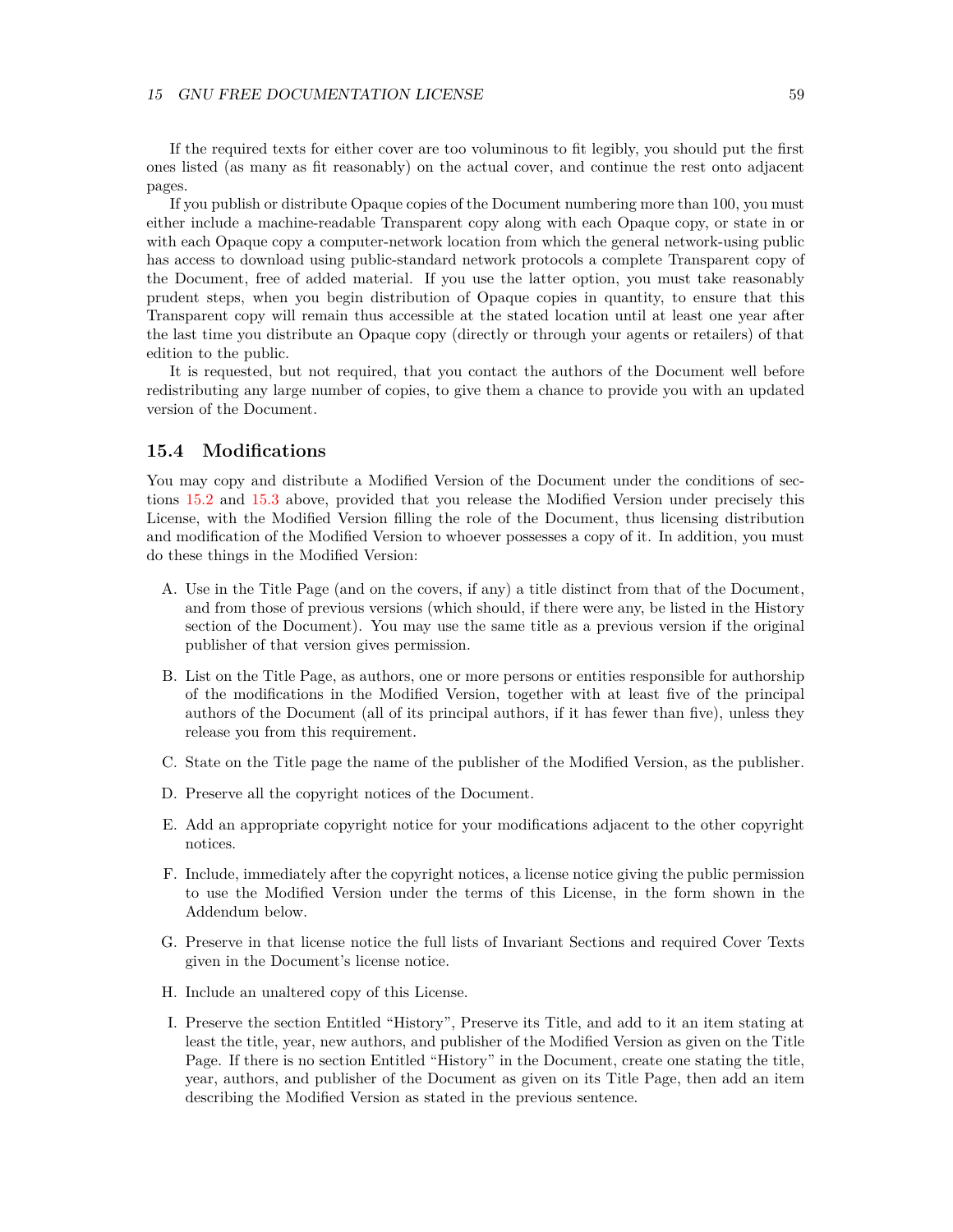If the required texts for either cover are too voluminous to fit legibly, you should put the first ones listed (as many as fit reasonably) on the actual cover, and continue the rest onto adjacent pages.

If you publish or distribute Opaque copies of the Document numbering more than 100, you must either include a machine-readable Transparent copy along with each Opaque copy, or state in or with each Opaque copy a computer-network location from which the general network-using public has access to download using public-standard network protocols a complete Transparent copy of the Document, free of added material. If you use the latter option, you must take reasonably prudent steps, when you begin distribution of Opaque copies in quantity, to ensure that this Transparent copy will remain thus accessible at the stated location until at least one year after the last time you distribute an Opaque copy (directly or through your agents or retailers) of that edition to the public.

It is requested, but not required, that you contact the authors of the Document well before redistributing any large number of copies, to give them a chance to provide you with an updated version of the Document.

## 15.4 Modifications

You may copy and distribute a Modified Version of the Document under the conditions of sections 15.2 and 15.3 above, provided that you release the Modified Version under precisely this License, with the Modified Version filling the role of the Document, thus licensing distribution and modification of the Modified Version to whoever possesses a copy of it. In addition, you must do these things in the Modified Version:

A. Use in the Title Page (and on the covers, if any) a title distinct from that of the Document, and from those of previous versions (which should, if there were any, be listed in the History section of the Document). You may use the same title as a previous version if the original publisher of that version gives permission.

B. List on the Title Page, as authors, one or more persons or entities responsible for authorship of the modifications in the Modified Version, together with at least five of the principal authors of the Document (all of its principal authors, if it has fewer than five), unless they release you from this requirement.

C. State on the Title page the name of the publisher of the Modified Version, as the publisher.

D. Preserve all the copyright notices of the Document.

E. Add an appropriate copyright notice for your modifications adjacent to the other copyright notices.

F. Include, immediately after the copyright notices, a license notice giving the public permission to use the Modified Version under the terms of this License, in the form shown in the Addendum below.

G. Preserve in that license notice the full lists of Invariant Sections and required Cover Texts given in the Document's license notice.

H. Include an unaltered copy of this License.

I. Preserve the section Entitled "History", Preserve its Title, and add to it an item stating at least the title, year, new authors, and publisher of the Modified Version as given on the Title Page. If there is no section Entitled "History" in the Document, create one stating the title, year, authors, and publisher of the Document as given on its Title Page, then add an item describing the Modified Version as stated in the previous sentence.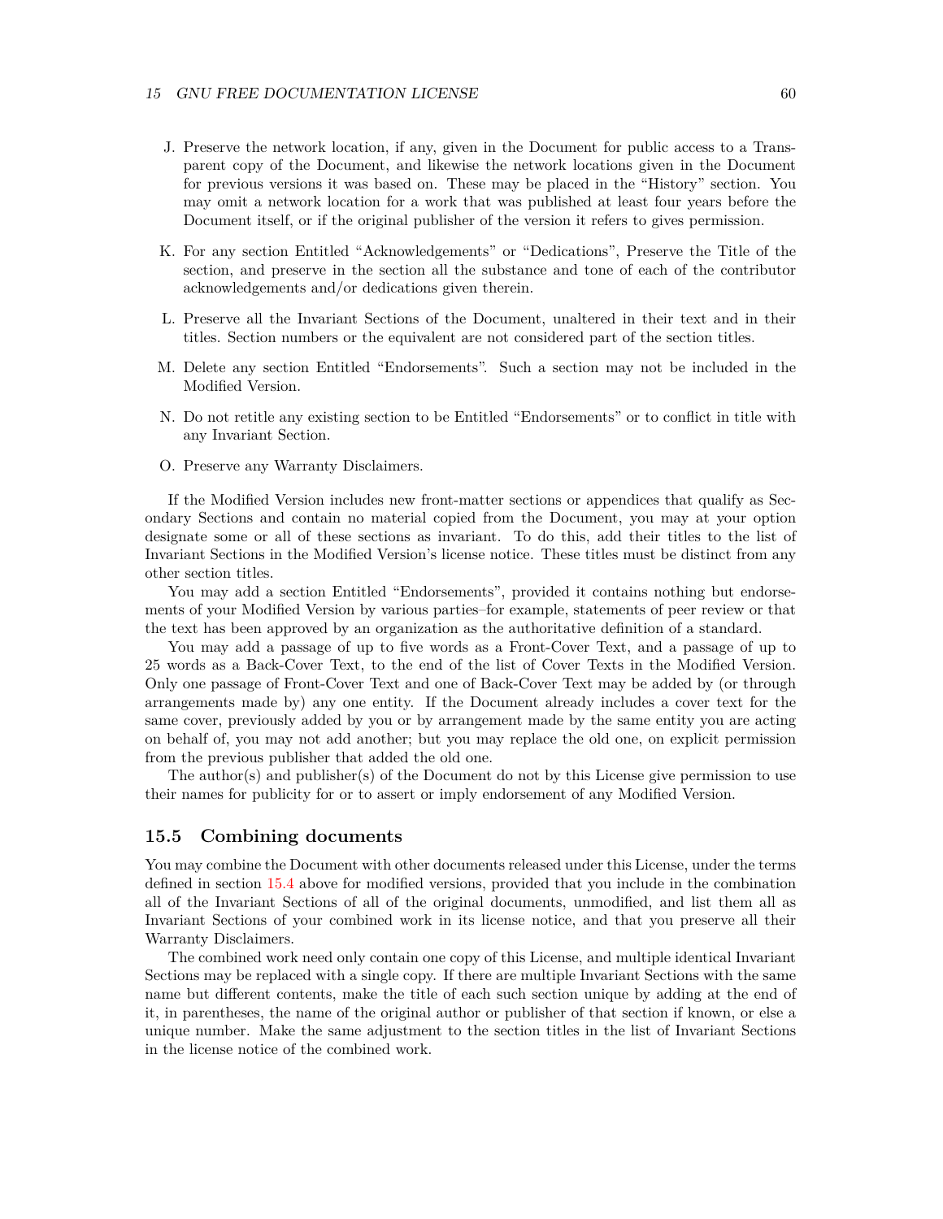J. Preserve the network location, if any, given in the Document for public access to a Transparent copy of the Document, and likewise the network locations given in the Document for previous versions it was based on. These may be placed in the "History" section. You may omit a network location for a work that was published at least four years before the Document itself, or if the original publisher of the version it refers to gives permission.

K. For any section Entitled "Acknowledgements" or "Dedications", Preserve the Title of the section, and preserve in the section all the substance and tone of each of the contributor acknowledgements and/or dedications given therein.

L. Preserve all the Invariant Sections of the Document, unaltered in their text and in their titles. Section numbers or the equivalent are not considered part of the section titles.

M. Delete any section Entitled "Endorsements". Such a section may not be included in the Modified Version.

N. Do not retitle any existing section to be Entitled "Endorsements" or to conflict in title with any Invariant Section.

O. Preserve any Warranty Disclaimers.

If the Modified Version includes new front-matter sections or appendices that qualify as Secondary Sections and contain no material copied from the Document, you may at your option designate some or all of these sections as invariant. To do this, add their titles to the list of Invariant Sections in the Modified Version's license notice. These titles must be distinct from any other section titles.

You may add a section Entitled "Endorsements", provided it contains nothing but endorsements of your Modified Version by various parties–for example, statements of peer review or that the text has been approved by an organization as the authoritative definition of a standard.

You may add a passage of up to five words as a Front-Cover Text, and a passage of up to 25 words as a Back-Cover Text, to the end of the list of Cover Texts in the Modified Version. Only one passage of Front-Cover Text and one of Back-Cover Text may be added by (or through arrangements made by) any one entity. If the Document already includes a cover text for the same cover, previously added by you or by arrangement made by the same entity you are acting on behalf of, you may not add another; but you may replace the old one, on explicit permission from the previous publisher that added the old one.

The author(s) and publisher(s) of the Document do not by this License give permission to use their names for publicity for or to assert or imply endorsement of any Modified Version.

## 15.5 Combining documents

You may combine the Document with other documents released under this License, under the terms defined in section 15.4 above for modified versions, provided that you include in the combination all of the Invariant Sections of all of the original documents, unmodified, and list them all as Invariant Sections of your combined work in its license notice, and that you preserve all their Warranty Disclaimers.

The combined work need only contain one copy of this License, and multiple identical Invariant Sections may be replaced with a single copy. If there are multiple Invariant Sections with the same name but different contents, make the title of each such section unique by adding at the end of it, in parentheses, the name of the original author or publisher of that section if known, or else a unique number. Make the same adjustment to the section titles in the list of Invariant Sections in the license notice of the combined work.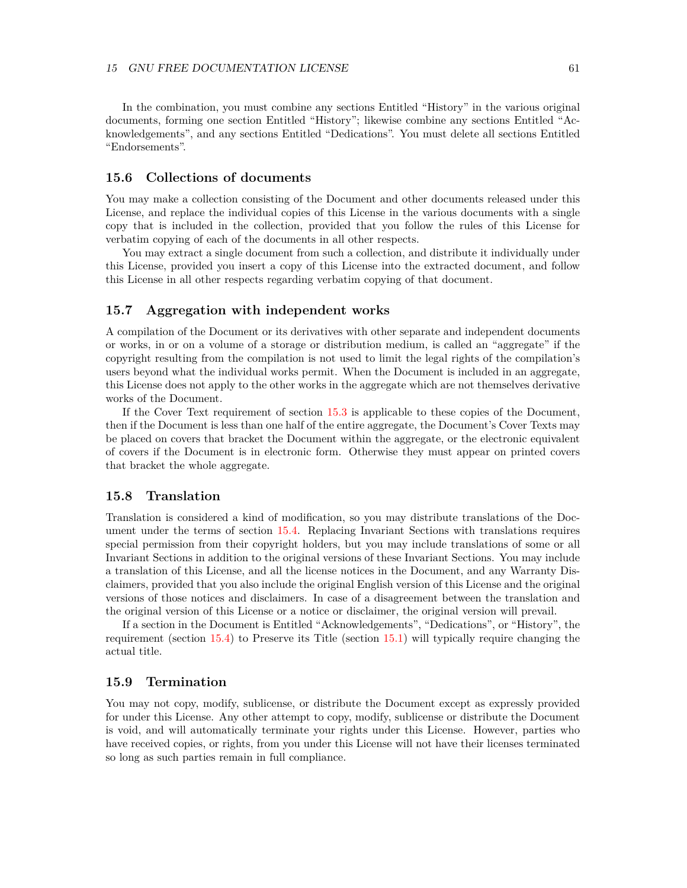In the combination, you must combine any sections Entitled "History" in the various original documents, forming one section Entitled "History"; likewise combine any sections Entitled "Acknowledgements", and any sections Entitled "Dedications". You must delete all sections Entitled "Endorsements".

## 15.6 Collections of documents

You may make a collection consisting of the Document and other documents released under this License, and replace the individual copies of this License in the various documents with a single copy that is included in the collection, provided that you follow the rules of this License for verbatim copying of each of the documents in all other respects.

You may extract a single document from such a collection, and distribute it individually under this License, provided you insert a copy of this License into the extracted document, and follow this License in all other respects regarding verbatim copying of that document.

## 15.7 Aggregation with independent works

A compilation of the Document or its derivatives with other separate and independent documents or works, in or on a volume of a storage or distribution medium, is called an "aggregate" if the copyright resulting from the compilation is not used to limit the legal rights of the compilation's users beyond what the individual works permit. When the Document is included in an aggregate, this License does not apply to the other works in the aggregate which are not themselves derivative works of the Document.

If the Cover Text requirement of section 15.3 is applicable to these copies of the Document, then if the Document is less than one half of the entire aggregate, the Document's Cover Texts may be placed on covers that bracket the Document within the aggregate, or the electronic equivalent of covers if the Document is in electronic form. Otherwise they must appear on printed covers that bracket the whole aggregate.

## 15.8 Translation

Translation is considered a kind of modification, so you may distribute translations of the Document under the terms of section 15.4. Replacing Invariant Sections with translations requires special permission from their copyright holders, but you may include translations of some or all Invariant Sections in addition to the original versions of these Invariant Sections. You may include a translation of this License, and all the license notices in the Document, and any Warranty Disclaimers, provided that you also include the original English version of this License and the original versions of those notices and disclaimers. In case of a disagreement between the translation and the original version of this License or a notice or disclaimer, the original version will prevail.

If a section in the Document is Entitled "Acknowledgements", "Dedications", or "History", the requirement (section 15.4) to Preserve its Title (section 15.1) will typically require changing the actual title.

## 15.9 Termination

You may not copy, modify, sublicense, or distribute the Document except as expressly provided for under this License. Any other attempt to copy, modify, sublicense or distribute the Document is void, and will automatically terminate your rights under this License. However, parties who have received copies, or rights, from you under this License will not have their licenses terminated so long as such parties remain in full compliance.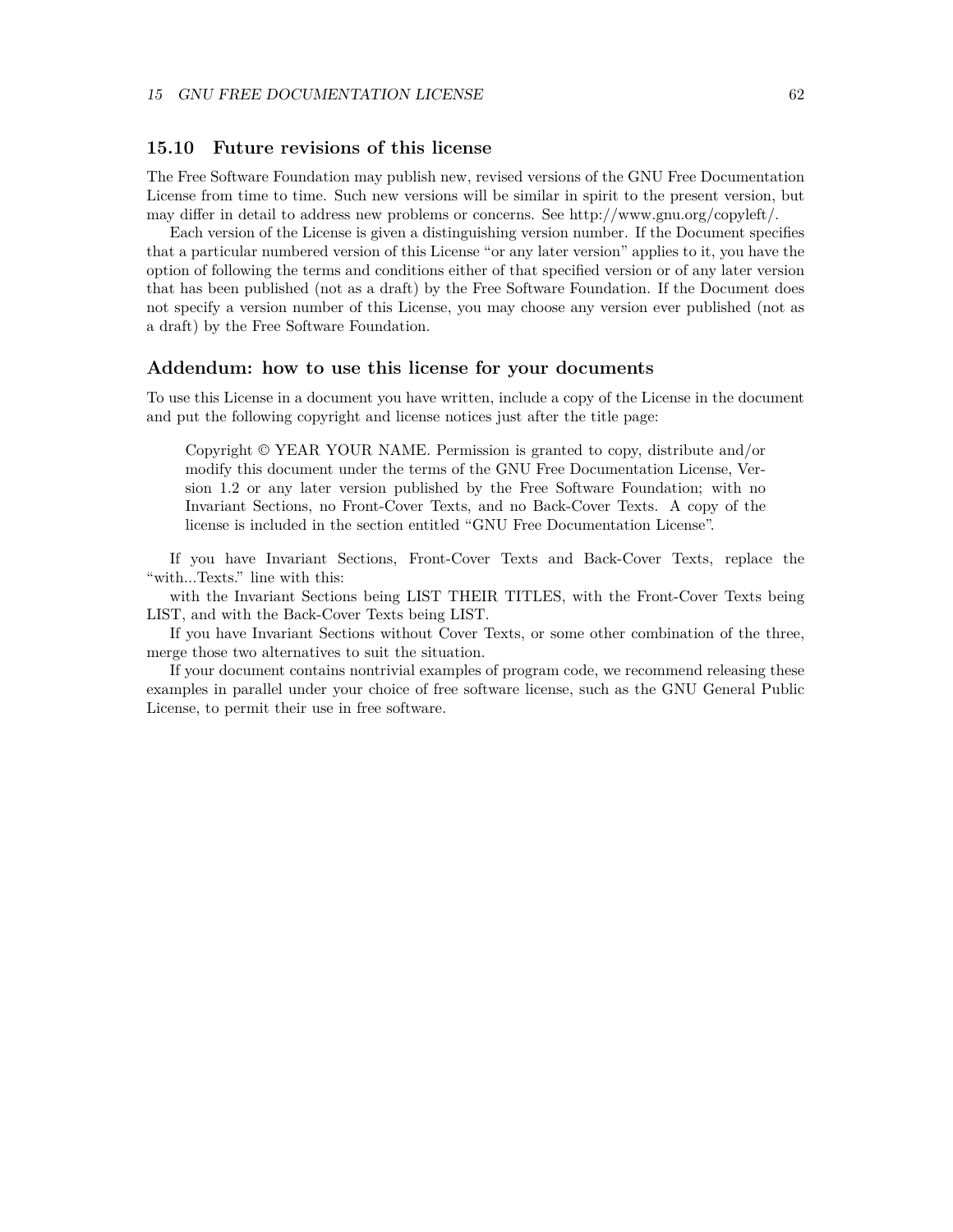## 15.10 Future revisions of this license

The Free Software Foundation may publish new, revised versions of the GNU Free Documentation License from time to time. Such new versions will be similar in spirit to the present version, but may differ in detail to address new problems or concerns. See http://www.gnu.org/copyleft/.

Each version of the License is given a distinguishing version number. If the Document specifies that a particular numbered version of this License "or any later version" applies to it, you have the option of following the terms and conditions either of that specified version or of any later version that has been published (not as a draft) by the Free Software Foundation. If the Document does not specify a version number of this License, you may choose any version ever published (not as a draft) by the Free Software Foundation.

## Addendum: how to use this license for your documents

To use this License in a document you have written, include a copy of the License in the document and put the following copyright and license notices just after the title page:

> Copyright © YEAR YOUR NAME. Permission is granted to copy, distribute and/or modify this document under the terms of the GNU Free Documentation License, Version 1.2 or any later version published by the Free Software Foundation; with no Invariant Sections, no Front-Cover Texts, and no Back-Cover Texts. A copy of the license is included in the section entitled "GNU Free Documentation License".

If you have Invariant Sections, Front-Cover Texts and Back-Cover Texts, replace the "with...Texts." line with this:

with the Invariant Sections being LIST THEIR TITLES, with the Front-Cover Texts being LIST, and with the Back-Cover Texts being LIST.

If you have Invariant Sections without Cover Texts, or some other combination of the three, merge those two alternatives to suit the situation.

If your document contains nontrivial examples of program code, we recommend releasing these examples in parallel under your choice of free software license, such as the GNU General Public License, to permit their use in free software.